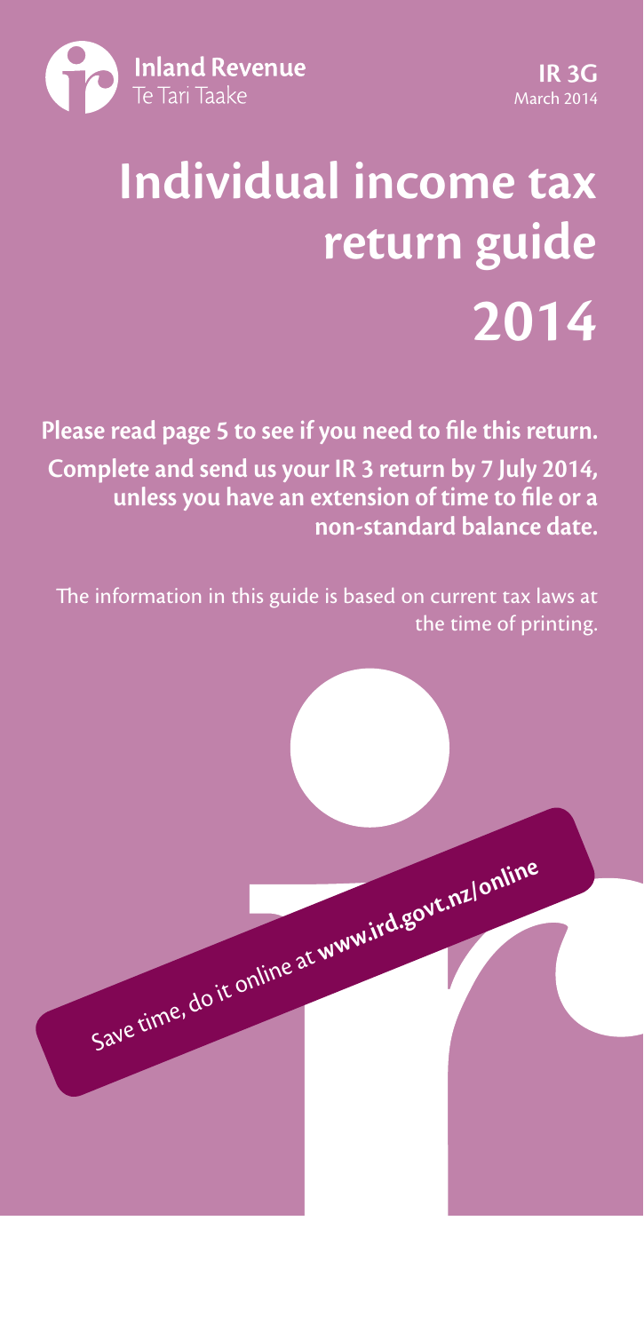Inland Revenue
Te Tari Taake

IR 3G
March 2014

# Individual income tax return guide 2014

**Please read page 5 to see if you need to file this return.**

**Complete and send us your IR 3 return by 7 July 2014, unless you have an extension of time to file or a non-standard balance date.**

The information in this guide is based on current tax laws at the time of printing.

Save time, do it online at **www.ird.govt.nz/online**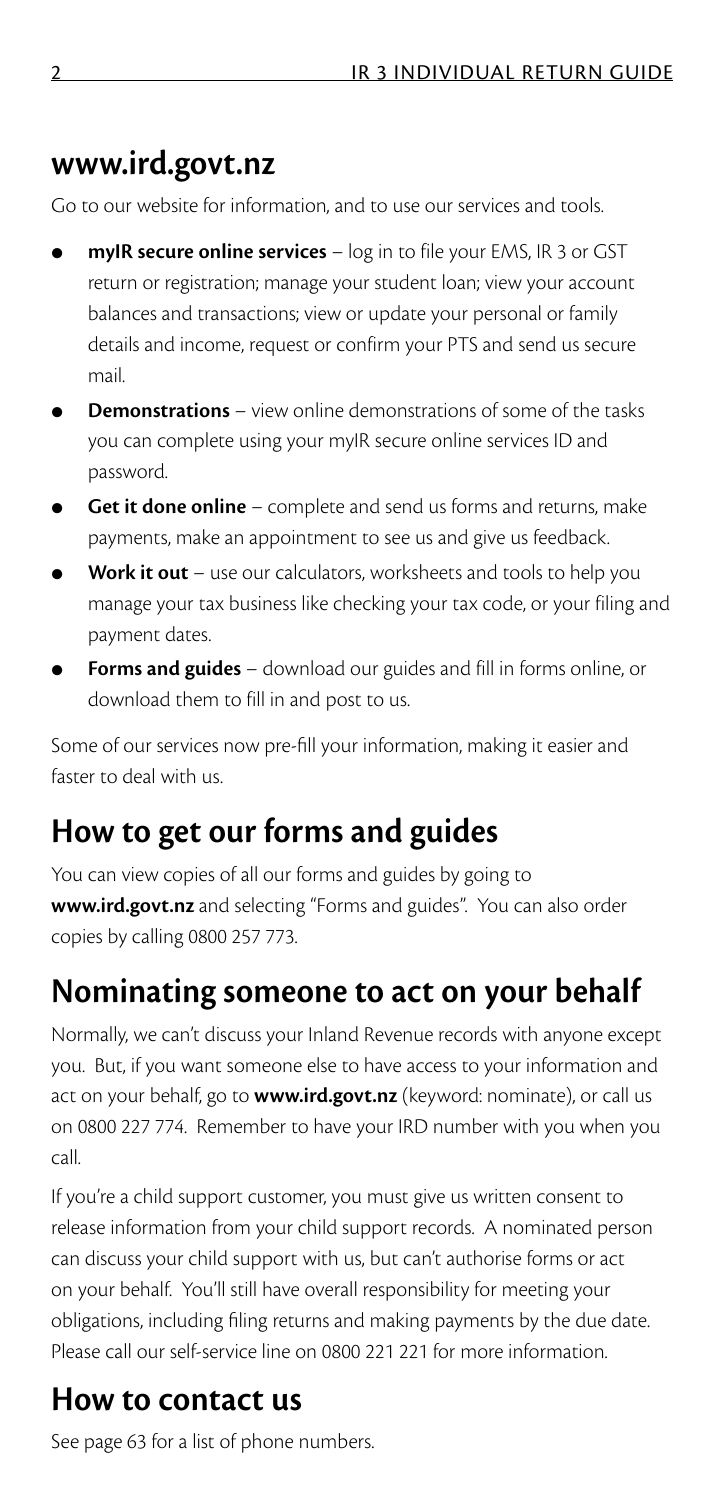## www.ird.govt.nz

Go to our website for information, and to use our services and tools.

- **myIR secure online services** – log in to file your EMS, IR 3 or GST return or registration; manage your student loan; view your account balances and transactions; view or update your personal or family details and income, request or confirm your PTS and send us secure mail.
- **Demonstrations** – view online demonstrations of some of the tasks you can complete using your myIR secure online services ID and password.
- **Get it done online** – complete and send us forms and returns, make payments, make an appointment to see us and give us feedback.
- **Work it out** – use our calculators, worksheets and tools to help you manage your tax business like checking your tax code, or your filing and payment dates.
- **Forms and guides** – download our guides and fill in forms online, or download them to fill in and post to us.

Some of our services now pre-fill your information, making it easier and faster to deal with us.

## How to get our forms and guides

You can view copies of all our forms and guides by going to **www.ird.govt.nz** and selecting "Forms and guides". You can also order copies by calling 0800 257 773.

## Nominating someone to act on your behalf

Normally, we can't discuss your Inland Revenue records with anyone except you. But, if you want someone else to have access to your information and act on your behalf, go to **www.ird.govt.nz** (keyword: nominate), or call us on 0800 227 774. Remember to have your IRD number with you when you call.

If you're a child support customer, you must give us written consent to release information from your child support records. A nominated person can discuss your child support with us, but can't authorise forms or act on your behalf. You'll still have overall responsibility for meeting your obligations, including filing returns and making payments by the due date. Please call our self-service line on 0800 221 221 for more information.

## How to contact us

See page 63 for a list of phone numbers.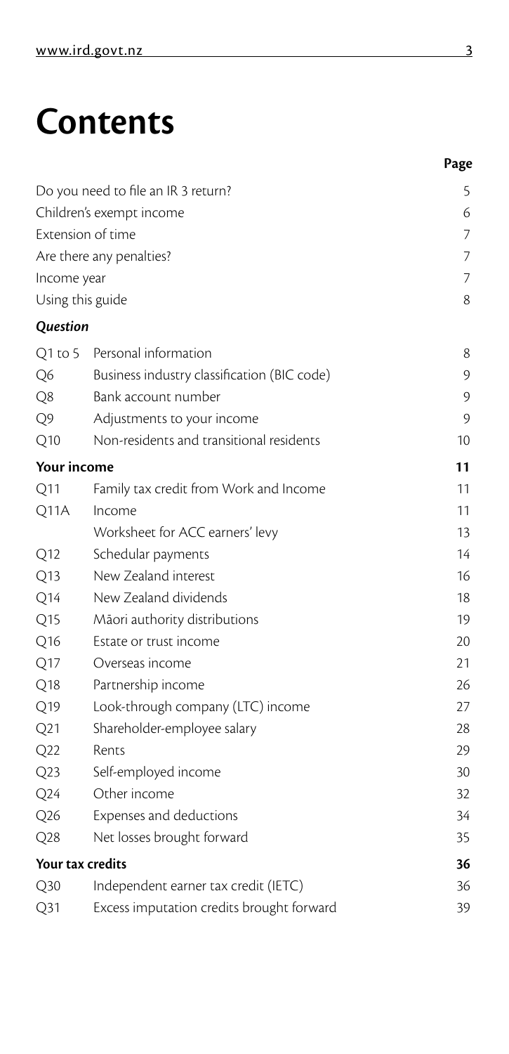# Contents

| | | Page |
|---|---|---|
| Do you need to file an IR 3 return? | | 5 |
| Children's exempt income | | 6 |
| Extension of time | | 7 |
| Are there any penalties? | | 7 |
| Income year | | 7 |
| Using this guide | | 8 |
| ***Question*** | | |
| Q1 to 5 | Personal information | 8 |
| Q6 | Business industry classification (BIC code) | 9 |
| Q8 | Bank account number | 9 |
| Q9 | Adjustments to your income | 9 |
| Q10 | Non-residents and transitional residents | 10 |
| **Your income** | | **11** |
| Q11 | Family tax credit from Work and Income | 11 |
| Q11A | Income | 11 |
| | Worksheet for ACC earners' levy | 13 |
| Q12 | Schedular payments | 14 |
| Q13 | New Zealand interest | 16 |
| Q14 | New Zealand dividends | 18 |
| Q15 | Māori authority distributions | 19 |
| Q16 | Estate or trust income | 20 |
| Q17 | Overseas income | 21 |
| Q18 | Partnership income | 26 |
| Q19 | Look-through company (LTC) income | 27 |
| Q21 | Shareholder-employee salary | 28 |
| Q22 | Rents | 29 |
| Q23 | Self-employed income | 30 |
| Q24 | Other income | 32 |
| Q26 | Expenses and deductions | 34 |
| Q28 | Net losses brought forward | 35 |
| **Your tax credits** | | **36** |
| Q30 | Independent earner tax credit (IETC) | 36 |
| Q31 | Excess imputation credits brought forward | 39 |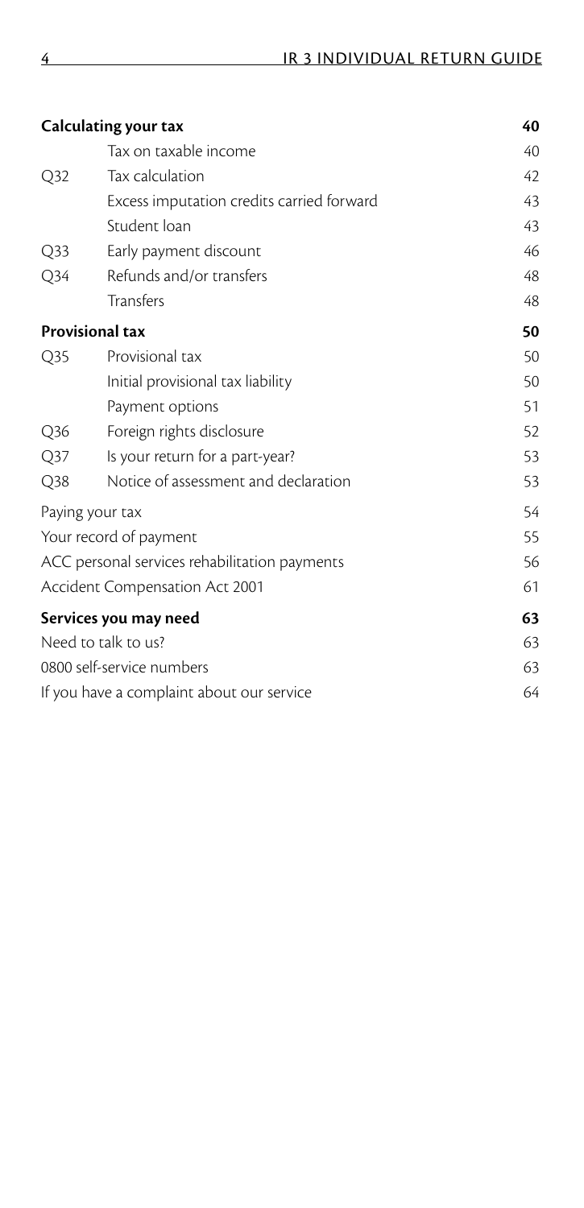| | | |
|---|---|---|
| **Calculating your tax** | | **40** |
| | Tax on taxable income | 40 |
| Q32 | Tax calculation | 42 |
| | Excess imputation credits carried forward | 43 |
| | Student loan | 43 |
| Q33 | Early payment discount | 46 |
| Q34 | Refunds and/or transfers | 48 |
| | Transfers | 48 |
| **Provisional tax** | | **50** |
| Q35 | Provisional tax | 50 |
| | Initial provisional tax liability | 50 |
| | Payment options | 51 |
| Q36 | Foreign rights disclosure | 52 |
| Q37 | Is your return for a part-year? | 53 |
| Q38 | Notice of assessment and declaration | 53 |
| Paying your tax | | 54 |
| Your record of payment | | 55 |
| ACC personal services rehabilitation payments | | 56 |
| Accident Compensation Act 2001 | | 61 |
| **Services you may need** | | **63** |
| Need to talk to us? | | 63 |
| 0800 self-service numbers | | 63 |
| If you have a complaint about our service | | 64 |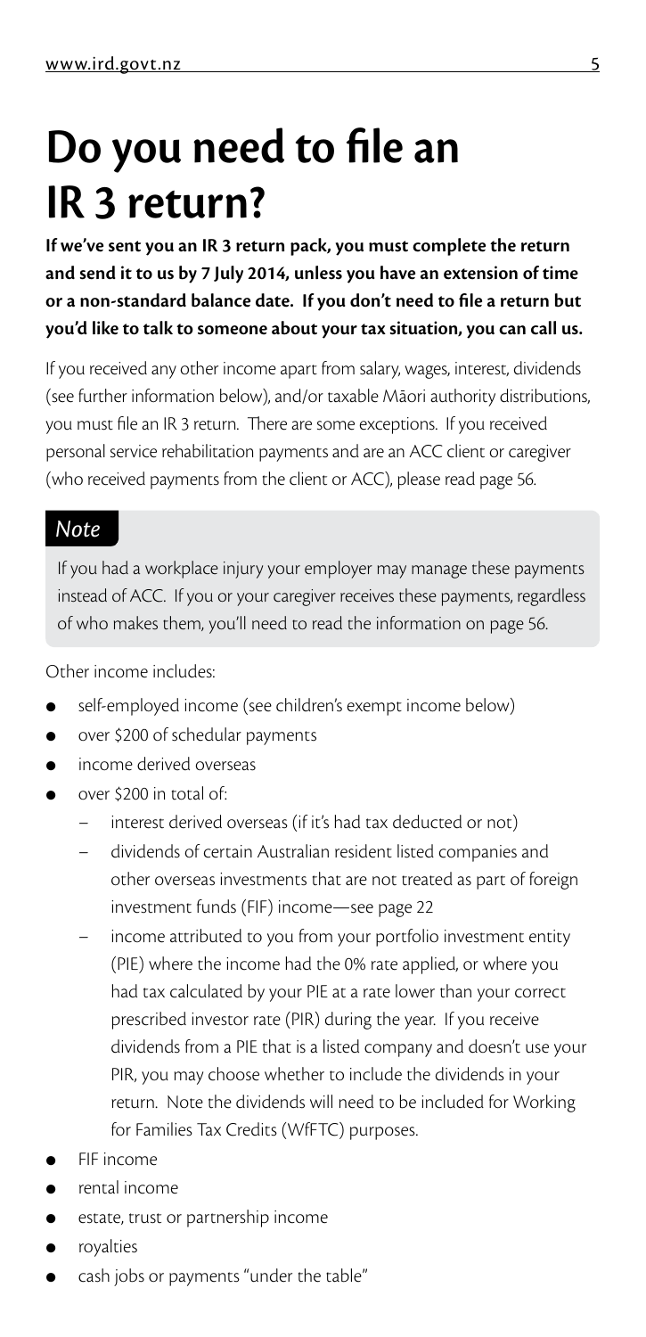# Do you need to file an IR 3 return?

**If we've sent you an IR 3 return pack, you must complete the return and send it to us by 7 July 2014, unless you have an extension of time or a non-standard balance date. If you don't need to file a return but you'd like to talk to someone about your tax situation, you can call us.**

If you received any other income apart from salary, wages, interest, dividends (see further information below), and/or taxable Māori authority distributions, you must file an IR 3 return. There are some exceptions. If you received personal service rehabilitation payments and are an ACC client or caregiver (who received payments from the client or ACC), please read page 56.

*Note*

If you had a workplace injury your employer may manage these payments instead of ACC. If you or your caregiver receives these payments, regardless of who makes them, you'll need to read the information on page 56.

Other income includes:

- self-employed income (see children's exempt income below)
- over $200 of schedular payments
- income derived overseas
- over $200 in total of:
  - interest derived overseas (if it's had tax deducted or not)
  - dividends of certain Australian resident listed companies and other overseas investments that are not treated as part of foreign investment funds (FIF) income—see page 22
  - income attributed to you from your portfolio investment entity (PIE) where the income had the 0% rate applied, or where you had tax calculated by your PIE at a rate lower than your correct prescribed investor rate (PIR) during the year. If you receive dividends from a PIE that is a listed company and doesn't use your PIR, you may choose whether to include the dividends in your return. Note the dividends will need to be included for Working for Families Tax Credits (WfFTC) purposes.
- FIF income
- rental income
- estate, trust or partnership income
- royalties
- cash jobs or payments "under the table"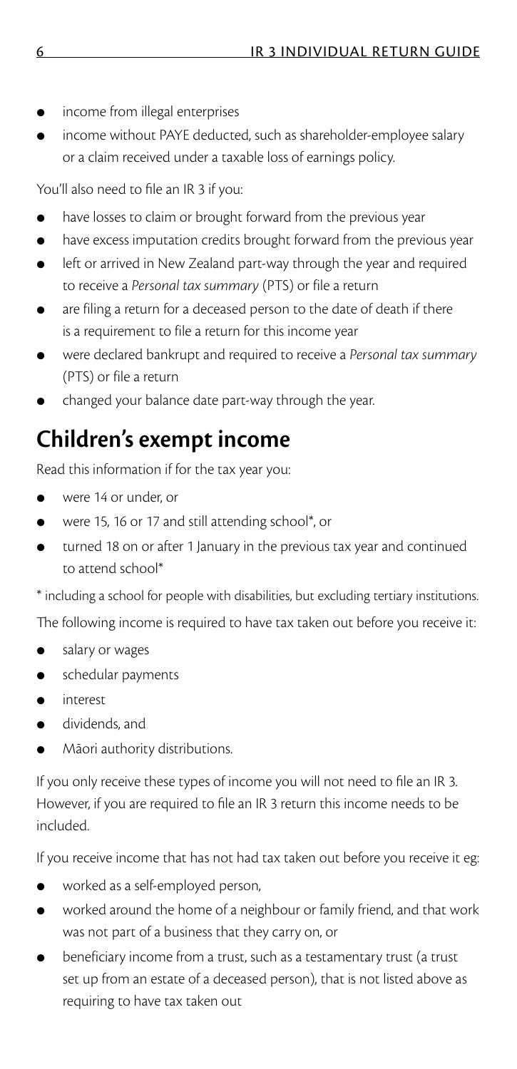- income from illegal enterprises
- income without PAYE deducted, such as shareholder-employee salary or a claim received under a taxable loss of earnings policy.

You'll also need to file an IR 3 if you:

- have losses to claim or brought forward from the previous year
- have excess imputation credits brought forward from the previous year
- left or arrived in New Zealand part-way through the year and required to receive a *Personal tax summary* (PTS) or file a return
- are filing a return for a deceased person to the date of death if there is a requirement to file a return for this income year
- were declared bankrupt and required to receive a *Personal tax summary* (PTS) or file a return
- changed your balance date part-way through the year.

## Children's exempt income

Read this information if for the tax year you:

- were 14 or under, or
- were 15, 16 or 17 and still attending school*, or
- turned 18 on or after 1 January in the previous tax year and continued to attend school*

* including a school for people with disabilities, but excluding tertiary institutions.

The following income is required to have tax taken out before you receive it:

- salary or wages
- schedular payments
- interest
- dividends, and
- Māori authority distributions.

If you only receive these types of income you will not need to file an IR 3. However, if you are required to file an IR 3 return this income needs to be included.

If you receive income that has not had tax taken out before you receive it eg:

- worked as a self-employed person,
- worked around the home of a neighbour or family friend, and that work was not part of a business that they carry on, or
- beneficiary income from a trust, such as a testamentary trust (a trust set up from an estate of a deceased person), that is not listed above as requiring to have tax taken out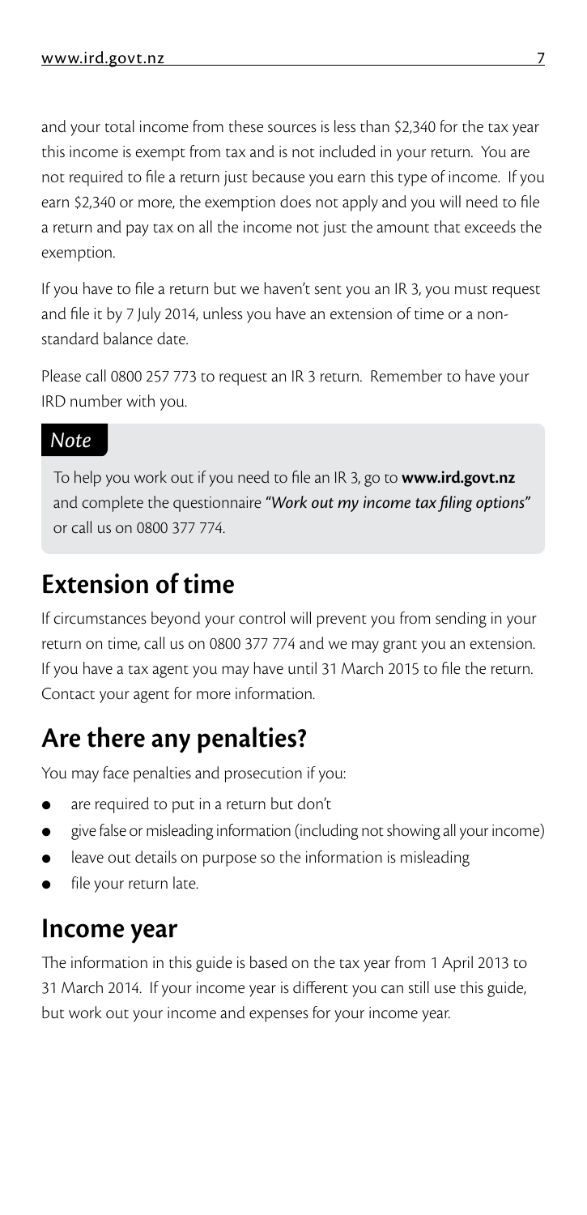and your total income from these sources is less than $2,340 for the tax year this income is exempt from tax and is not included in your return. You are not required to file a return just because you earn this type of income. If you earn $2,340 or more, the exemption does not apply and you will need to file a return and pay tax on all the income not just the amount that exceeds the exemption.

If you have to file a return but we haven't sent you an IR 3, you must request and file it by 7 July 2014, unless you have an extension of time or a non-standard balance date.

Please call 0800 257 773 to request an IR 3 return. Remember to have your IRD number with you.

*Note*

To help you work out if you need to file an IR 3, go to **www.ird.govt.nz** and complete the questionnaire *"Work out my income tax filing options"* or call us on 0800 377 774.

## Extension of time

If circumstances beyond your control will prevent you from sending in your return on time, call us on 0800 377 774 and we may grant you an extension. If you have a tax agent you may have until 31 March 2015 to file the return. Contact your agent for more information.

## Are there any penalties?

You may face penalties and prosecution if you:

- are required to put in a return but don't
- give false or misleading information (including not showing all your income)
- leave out details on purpose so the information is misleading
- file your return late.

## Income year

The information in this guide is based on the tax year from 1 April 2013 to 31 March 2014. If your income year is different you can still use this guide, but work out your income and expenses for your income year.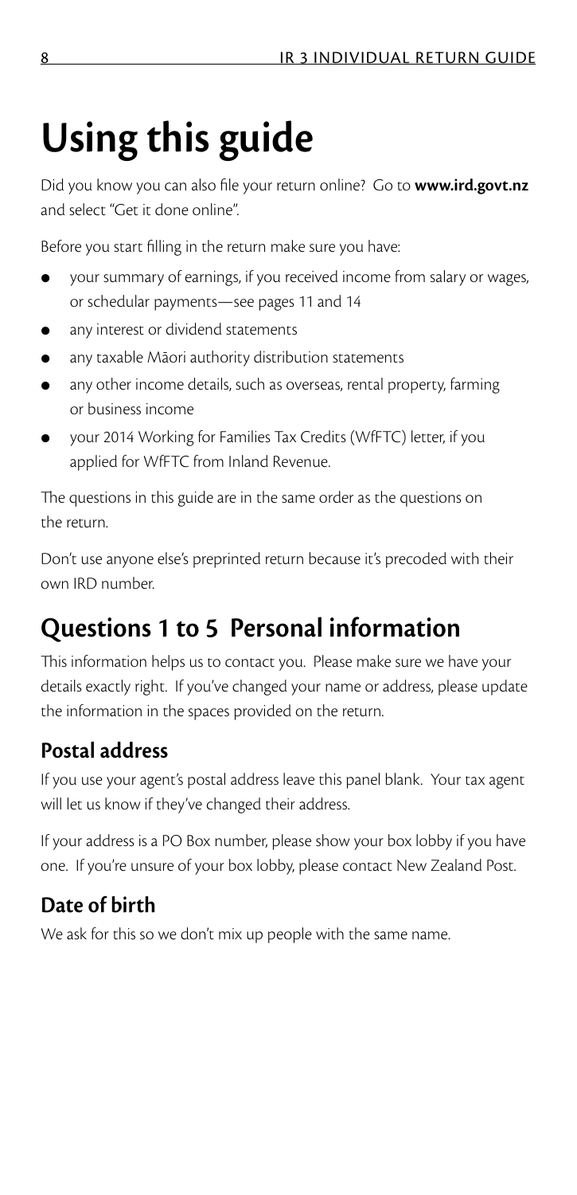# Using this guide

Did you know you can also file your return online? Go to **www.ird.govt.nz** and select "Get it done online".

Before you start filling in the return make sure you have:

- your summary of earnings, if you received income from salary or wages, or schedular payments—see pages 11 and 14
- any interest or dividend statements
- any taxable Māori authority distribution statements
- any other income details, such as overseas, rental property, farming or business income
- your 2014 Working for Families Tax Credits (WfFTC) letter, if you applied for WfFTC from Inland Revenue.

The questions in this guide are in the same order as the questions on the return.

Don't use anyone else's preprinted return because it's precoded with their own IRD number.

## Questions 1 to 5 Personal information

This information helps us to contact you. Please make sure we have your details exactly right. If you've changed your name or address, please update the information in the spaces provided on the return.

### Postal address

If you use your agent's postal address leave this panel blank. Your tax agent will let us know if they've changed their address.

If your address is a PO Box number, please show your box lobby if you have one. If you're unsure of your box lobby, please contact New Zealand Post.

### Date of birth

We ask for this so we don't mix up people with the same name.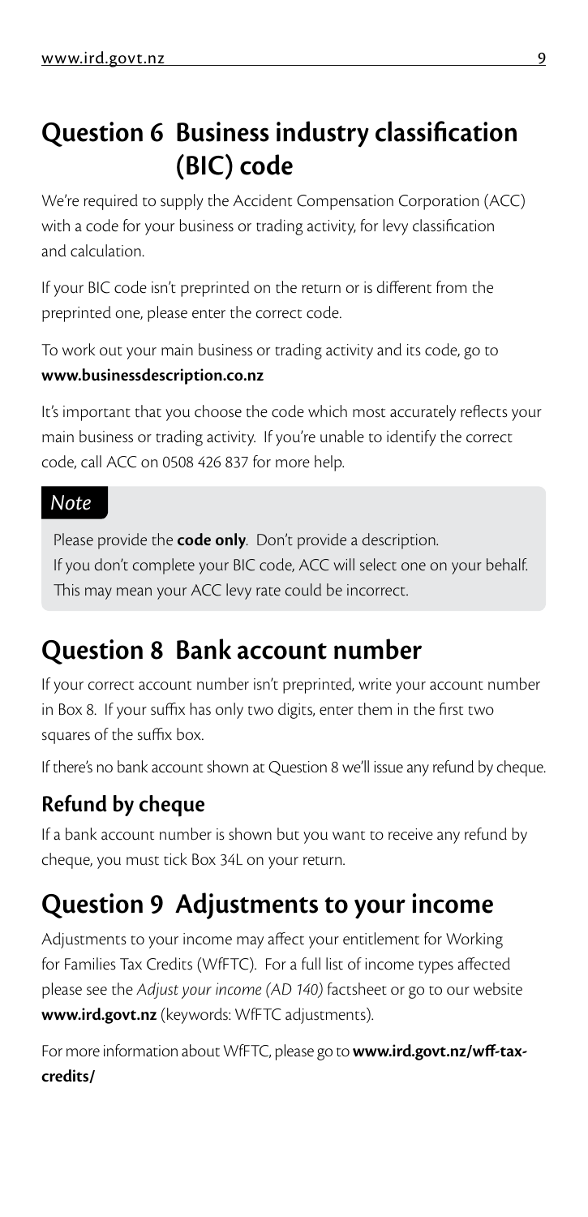## Question 6 Business industry classification (BIC) code

We're required to supply the Accident Compensation Corporation (ACC) with a code for your business or trading activity, for levy classification and calculation.

If your BIC code isn't preprinted on the return or is different from the preprinted one, please enter the correct code.

To work out your main business or trading activity and its code, go to **www.businessdescription.co.nz**

It's important that you choose the code which most accurately reflects your main business or trading activity. If you're unable to identify the correct code, call ACC on 0508 426 837 for more help.

*Note*

Please provide the **code only**. Don't provide a description.
If you don't complete your BIC code, ACC will select one on your behalf. This may mean your ACC levy rate could be incorrect.

## Question 8 Bank account number

If your correct account number isn't preprinted, write your account number in Box 8. If your suffix has only two digits, enter them in the first two squares of the suffix box.

If there's no bank account shown at Question 8 we'll issue any refund by cheque.

### Refund by cheque

If a bank account number is shown but you want to receive any refund by cheque, you must tick Box 34L on your return.

## Question 9 Adjustments to your income

Adjustments to your income may affect your entitlement for Working for Families Tax Credits (WfFTC). For a full list of income types affected please see the *Adjust your income (AD 140)* factsheet or go to our website **www.ird.govt.nz** (keywords: WfFTC adjustments).

For more information about WfFTC, please go to **www.ird.govt.nz/wff-tax-credits/**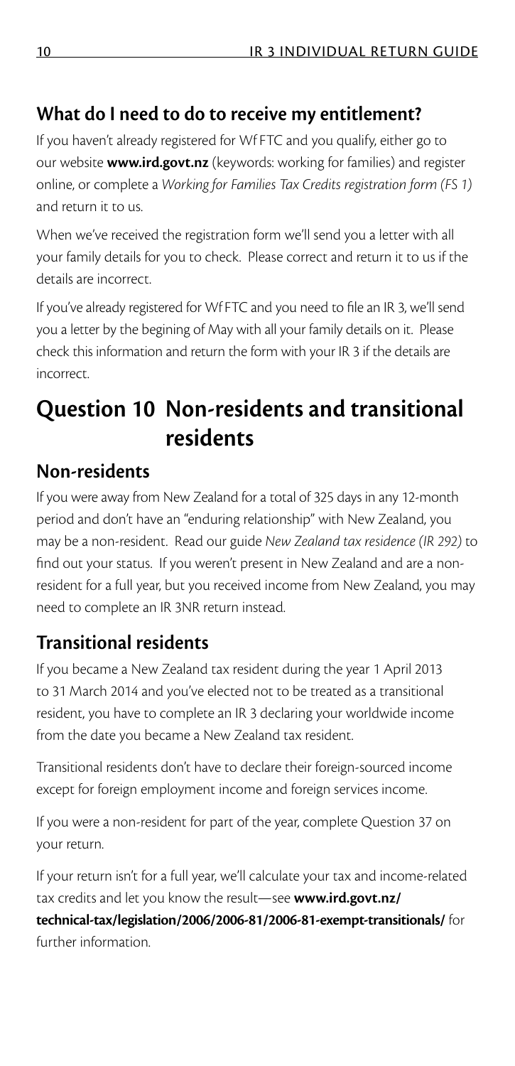## What do I need to do to receive my entitlement?

If you haven't already registered for Wf FTC and you qualify, either go to our website **www.ird.govt.nz** (keywords: working for families) and register online, or complete a *Working for Families Tax Credits registration form (FS 1)* and return it to us.

When we've received the registration form we'll send you a letter with all your family details for you to check. Please correct and return it to us if the details are incorrect.

If you've already registered for Wf FTC and you need to file an IR 3, we'll send you a letter by the begining of May with all your family details on it. Please check this information and return the form with your IR 3 if the details are incorrect.

# Question 10 Non-residents and transitional residents

## Non-residents

If you were away from New Zealand for a total of 325 days in any 12-month period and don't have an "enduring relationship" with New Zealand, you may be a non-resident. Read our guide *New Zealand tax residence (IR 292)* to find out your status. If you weren't present in New Zealand and are a non-resident for a full year, but you received income from New Zealand, you may need to complete an IR 3NR return instead.

## Transitional residents

If you became a New Zealand tax resident during the year 1 April 2013 to 31 March 2014 and you've elected not to be treated as a transitional resident, you have to complete an IR 3 declaring your worldwide income from the date you became a New Zealand tax resident.

Transitional residents don't have to declare their foreign-sourced income except for foreign employment income and foreign services income.

If you were a non-resident for part of the year, complete Question 37 on your return.

If your return isn't for a full year, we'll calculate your tax and income-related tax credits and let you know the result—see **www.ird.govt.nz/technical-tax/legislation/2006/2006-81/2006-81-exempt-transitionals/** for further information.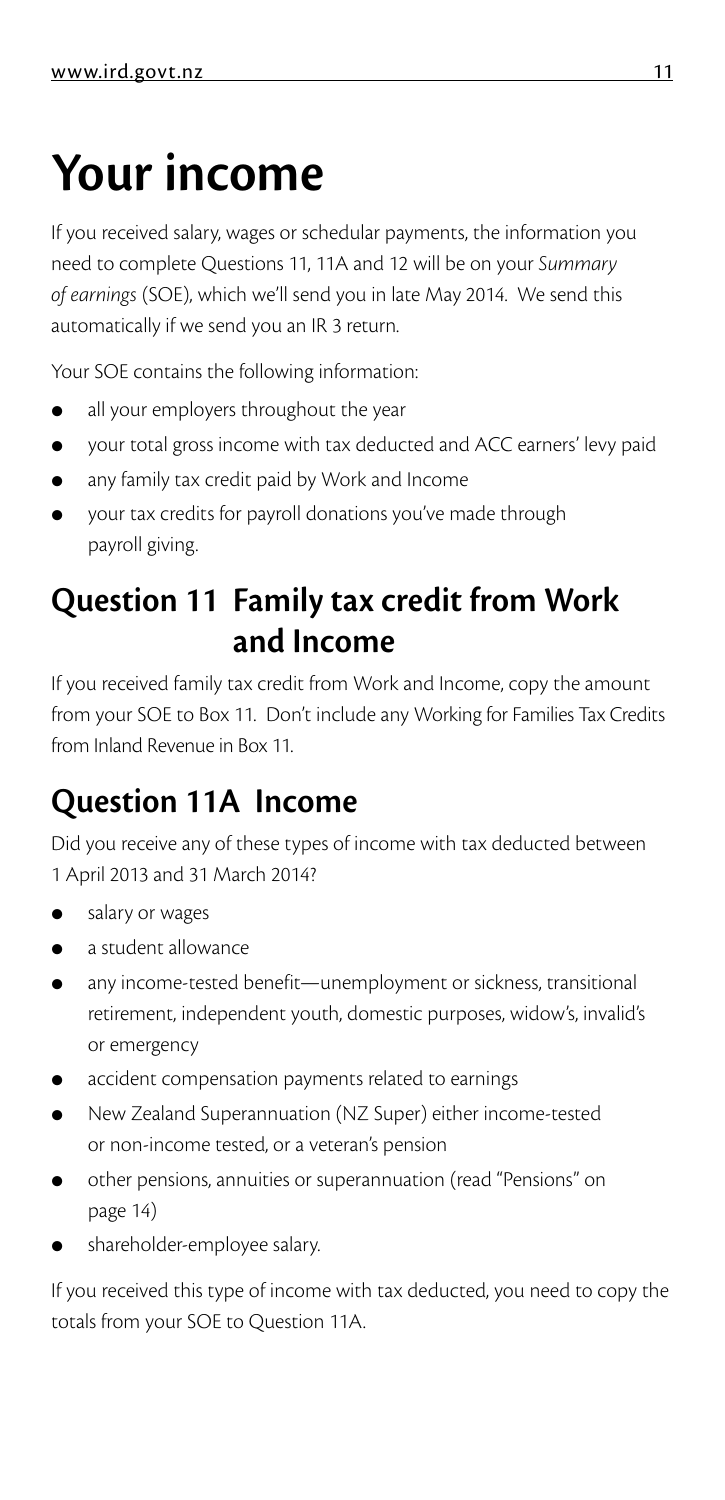# Your income

If you received salary, wages or schedular payments, the information you need to complete Questions 11, 11A and 12 will be on your *Summary of earnings* (SOE), which we'll send you in late May 2014. We send this automatically if we send you an IR 3 return.

Your SOE contains the following information:

- all your employers throughout the year
- your total gross income with tax deducted and ACC earners' levy paid
- any family tax credit paid by Work and Income
- your tax credits for payroll donations you've made through payroll giving.

## Question 11 Family tax credit from Work and Income

If you received family tax credit from Work and Income, copy the amount from your SOE to Box 11. Don't include any Working for Families Tax Credits from Inland Revenue in Box 11.

## Question 11A Income

Did you receive any of these types of income with tax deducted between 1 April 2013 and 31 March 2014?

- salary or wages
- a student allowance
- any income-tested benefit—unemployment or sickness, transitional retirement, independent youth, domestic purposes, widow's, invalid's or emergency
- accident compensation payments related to earnings
- New Zealand Superannuation (NZ Super) either income-tested or non-income tested, or a veteran's pension
- other pensions, annuities or superannuation (read "Pensions" on page 14)
- shareholder-employee salary.

If you received this type of income with tax deducted, you need to copy the totals from your SOE to Question 11A.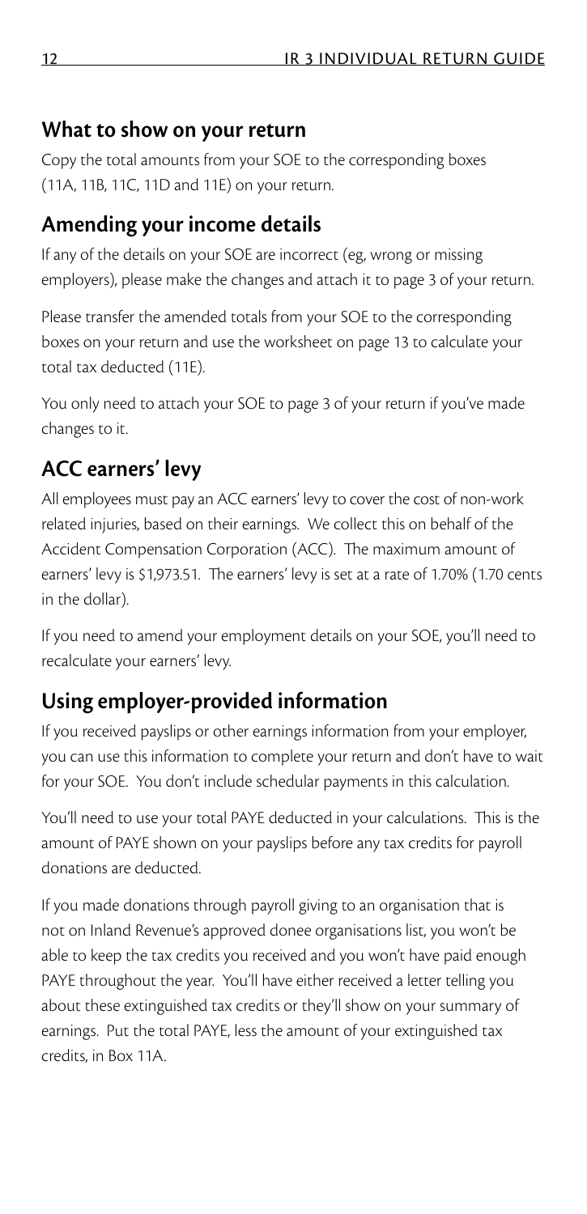## What to show on your return

Copy the total amounts from your SOE to the corresponding boxes (11A, 11B, 11C, 11D and 11E) on your return.

## Amending your income details

If any of the details on your SOE are incorrect (eg, wrong or missing employers), please make the changes and attach it to page 3 of your return.

Please transfer the amended totals from your SOE to the corresponding boxes on your return and use the worksheet on page 13 to calculate your total tax deducted (11E).

You only need to attach your SOE to page 3 of your return if you've made changes to it.

## ACC earners' levy

All employees must pay an ACC earners' levy to cover the cost of non-work related injuries, based on their earnings. We collect this on behalf of the Accident Compensation Corporation (ACC). The maximum amount of earners' levy is $1,973.51. The earners' levy is set at a rate of 1.70% (1.70 cents in the dollar).

If you need to amend your employment details on your SOE, you'll need to recalculate your earners' levy.

## Using employer-provided information

If you received payslips or other earnings information from your employer, you can use this information to complete your return and don't have to wait for your SOE. You don't include schedular payments in this calculation.

You'll need to use your total PAYE deducted in your calculations. This is the amount of PAYE shown on your payslips before any tax credits for payroll donations are deducted.

If you made donations through payroll giving to an organisation that is not on Inland Revenue's approved donee organisations list, you won't be able to keep the tax credits you received and you won't have paid enough PAYE throughout the year. You'll have either received a letter telling you about these extinguished tax credits or they'll show on your summary of earnings. Put the total PAYE, less the amount of your extinguished tax credits, in Box 11A.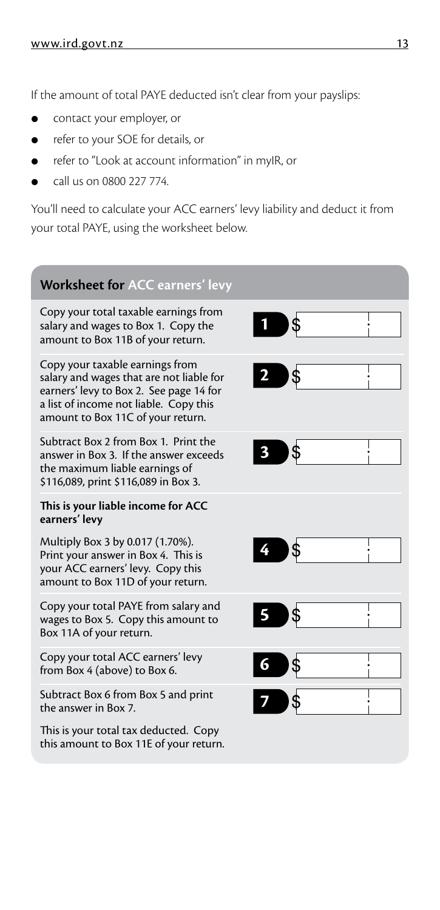If the amount of total PAYE deducted isn't clear from your payslips:

- contact your employer, or
- refer to your SOE for details, or
- refer to "Look at account information" in myIR, or
- call us on 0800 227 774.

You'll need to calculate your ACC earners' levy liability and deduct it from your total PAYE, using the worksheet below.

## Worksheet for ACC earners' levy

| | |
|---|---|
| Copy your total taxable earnings from salary and wages to Box 1. Copy the amount to Box 11B of your return. | **1** $ |
| Copy your taxable earnings from salary and wages that are not liable for earners' levy to Box 2. See page 14 for a list of income not liable. Copy this amount to Box 11C of your return. | **2** $ |
| Subtract Box 2 from Box 1. Print the answer in Box 3. If the answer exceeds the maximum liable earnings of $116,089, print $116,089 in Box 3. | **3** $ |
| **This is your liable income for ACC earners' levy** | |
| Multiply Box 3 by 0.017 (1.70%). Print your answer in Box 4. This is your ACC earners' levy. Copy this amount to Box 11D of your return. | **4** $ |
| Copy your total PAYE from salary and wages to Box 5. Copy this amount to Box 11A of your return. | **5** $ |
| Copy your total ACC earners' levy from Box 4 (above) to Box 6. | **6** $ |
| Subtract Box 6 from Box 5 and print the answer in Box 7. | **7** $ |

This is your total tax deducted. Copy this amount to Box 11E of your return.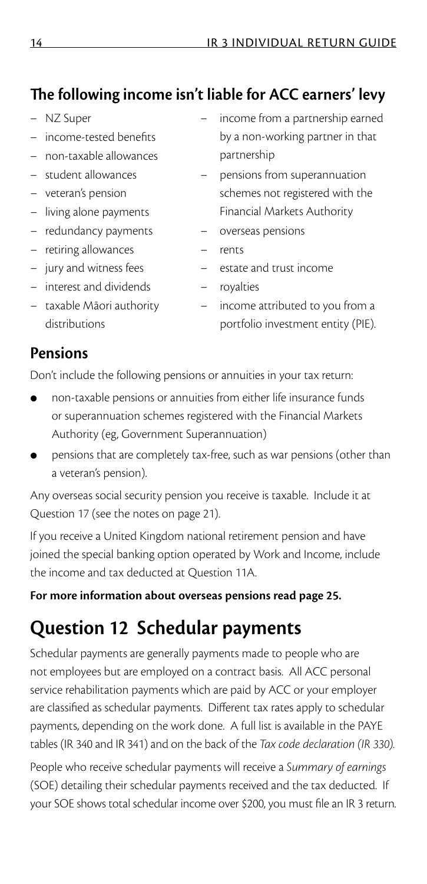## The following income isn't liable for ACC earners' levy

- NZ Super
- income-tested benefits
- non-taxable allowances
- student allowances
- veteran's pension
- living alone payments
- redundancy payments
- retiring allowances
- jury and witness fees
- interest and dividends
- taxable Māori authority distributions
- income from a partnership earned by a non-working partner in that partnership
- pensions from superannuation schemes not registered with the Financial Markets Authority
- overseas pensions
- rents
- estate and trust income
- royalties
- income attributed to you from a portfolio investment entity (PIE).

## Pensions

Don't include the following pensions or annuities in your tax return:

- non-taxable pensions or annuities from either life insurance funds or superannuation schemes registered with the Financial Markets Authority (eg, Government Superannuation)
- pensions that are completely tax-free, such as war pensions (other than a veteran's pension).

Any overseas social security pension you receive is taxable. Include it at Question 17 (see the notes on page 21).

If you receive a United Kingdom national retirement pension and have joined the special banking option operated by Work and Income, include the income and tax deducted at Question 11A.

**For more information about overseas pensions read page 25.**

# Question 12 Schedular payments

Schedular payments are generally payments made to people who are not employees but are employed on a contract basis. All ACC personal service rehabilitation payments which are paid by ACC or your employer are classified as schedular payments. Different tax rates apply to schedular payments, depending on the work done. A full list is available in the PAYE tables (IR 340 and IR 341) and on the back of the *Tax code declaration (IR 330).*

People who receive schedular payments will receive a *Summary of earnings* (SOE) detailing their schedular payments received and the tax deducted. If your SOE shows total schedular income over $200, you must file an IR 3 return.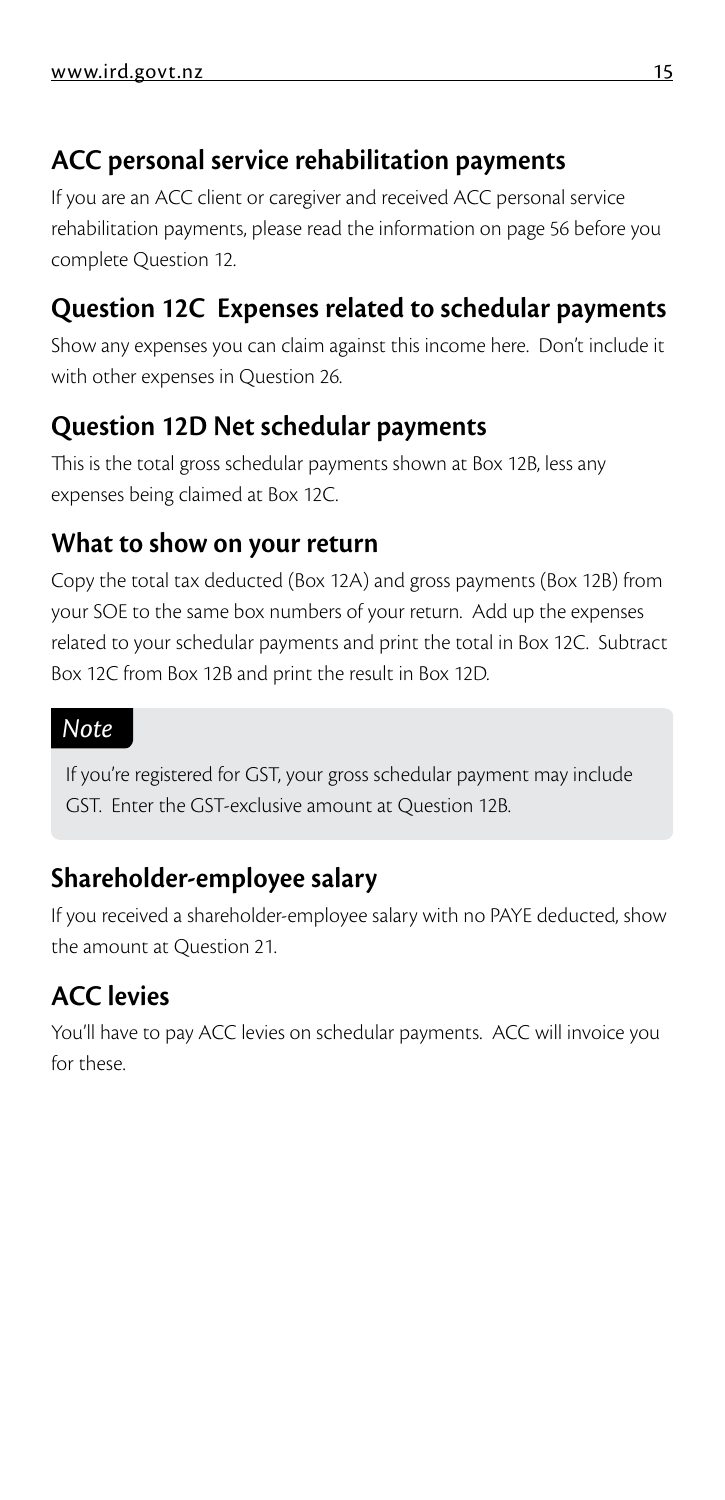## ACC personal service rehabilitation payments

If you are an ACC client or caregiver and received ACC personal service rehabilitation payments, please read the information on page 56 before you complete Question 12.

## Question 12C Expenses related to schedular payments

Show any expenses you can claim against this income here. Don't include it with other expenses in Question 26.

## Question 12D Net schedular payments

This is the total gross schedular payments shown at Box 12B, less any expenses being claimed at Box 12C.

### What to show on your return

Copy the total tax deducted (Box 12A) and gross payments (Box 12B) from your SOE to the same box numbers of your return. Add up the expenses related to your schedular payments and print the total in Box 12C. Subtract Box 12C from Box 12B and print the result in Box 12D.

*Note*

If you're registered for GST, your gross schedular payment may include GST. Enter the GST-exclusive amount at Question 12B.

### Shareholder-employee salary

If you received a shareholder-employee salary with no PAYE deducted, show the amount at Question 21.

## ACC levies

You'll have to pay ACC levies on schedular payments. ACC will invoice you for these.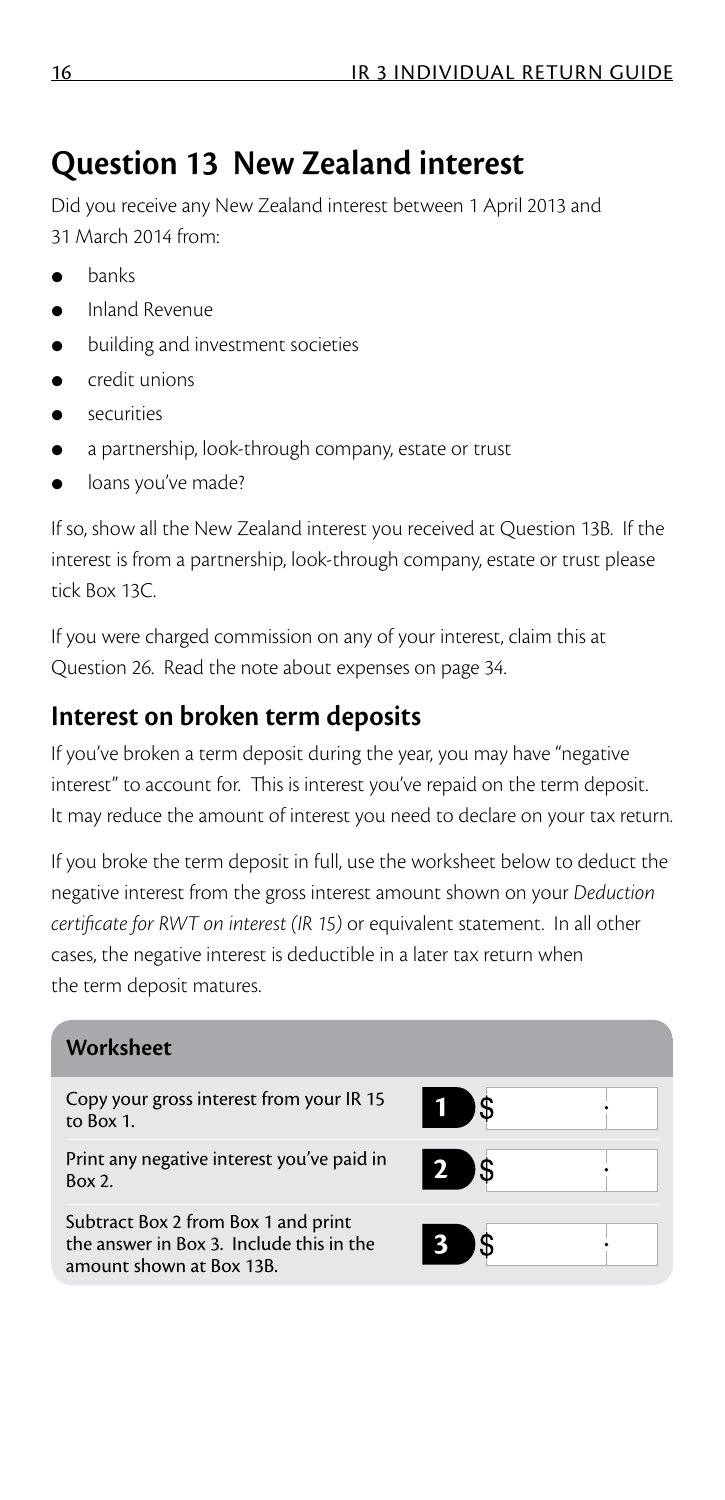# Question 13 New Zealand interest

Did you receive any New Zealand interest between 1 April 2013 and 31 March 2014 from:

- banks
- Inland Revenue
- building and investment societies
- credit unions
- securities
- a partnership, look-through company, estate or trust
- loans you've made?

If so, show all the New Zealand interest you received at Question 13B. If the interest is from a partnership, look-through company, estate or trust please tick Box 13C.

If you were charged commission on any of your interest, claim this at Question 26. Read the note about expenses on page 34.

## Interest on broken term deposits

If you've broken a term deposit during the year, you may have "negative interest" to account for. This is interest you've repaid on the term deposit. It may reduce the amount of interest you need to declare on your tax return.

If you broke the term deposit in full, use the worksheet below to deduct the negative interest from the gross interest amount shown on your *Deduction certificate for RWT on interest (IR 15)* or equivalent statement. In all other cases, the negative interest is deductible in a later tax return when the term deposit matures.

### Worksheet

| | | |
|---|---|---|
| Copy your gross interest from your IR 15 to Box 1. | **1** | $ |
| Print any negative interest you've paid in Box 2. | **2** | $ |
| Subtract Box 2 from Box 1 and print the answer in Box 3. Include this in the amount shown at Box 13B. | **3** | $ |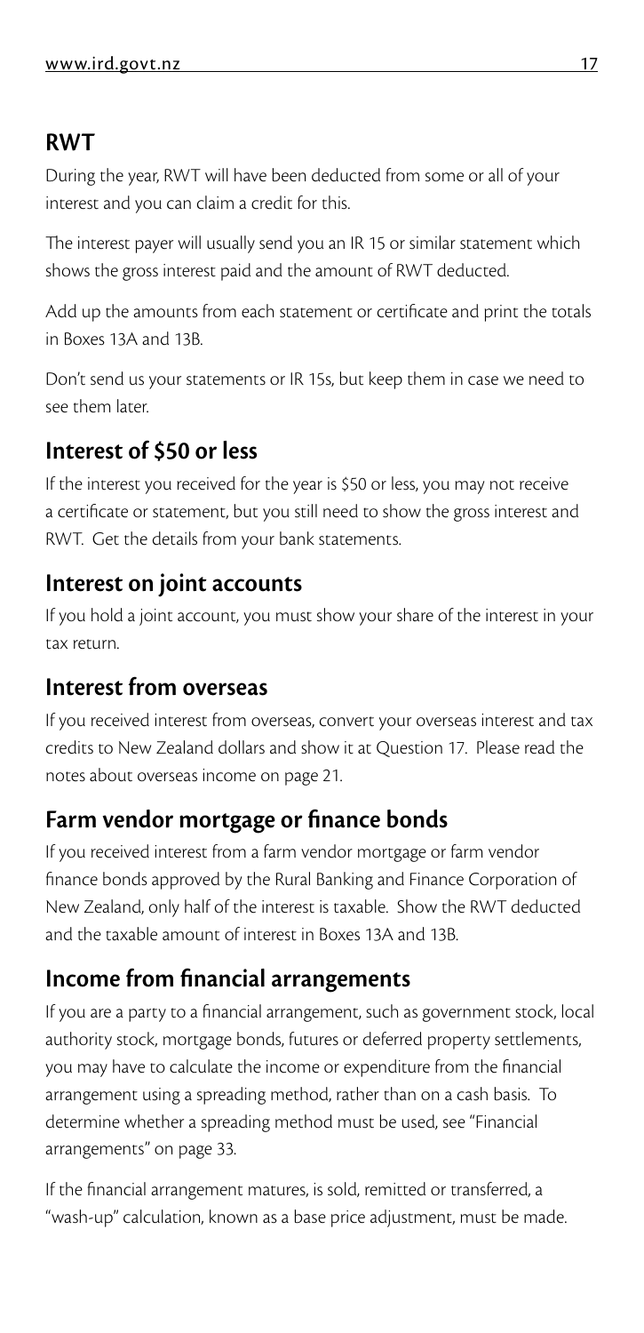## RWT

During the year, RWT will have been deducted from some or all of your interest and you can claim a credit for this.

The interest payer will usually send you an IR 15 or similar statement which shows the gross interest paid and the amount of RWT deducted.

Add up the amounts from each statement or certificate and print the totals in Boxes 13A and 13B.

Don't send us your statements or IR 15s, but keep them in case we need to see them later.

## Interest of $50 or less

If the interest you received for the year is $50 or less, you may not receive a certificate or statement, but you still need to show the gross interest and RWT. Get the details from your bank statements.

## Interest on joint accounts

If you hold a joint account, you must show your share of the interest in your tax return.

## Interest from overseas

If you received interest from overseas, convert your overseas interest and tax credits to New Zealand dollars and show it at Question 17. Please read the notes about overseas income on page 21.

## Farm vendor mortgage or finance bonds

If you received interest from a farm vendor mortgage or farm vendor finance bonds approved by the Rural Banking and Finance Corporation of New Zealand, only half of the interest is taxable. Show the RWT deducted and the taxable amount of interest in Boxes 13A and 13B.

## Income from financial arrangements

If you are a party to a financial arrangement, such as government stock, local authority stock, mortgage bonds, futures or deferred property settlements, you may have to calculate the income or expenditure from the financial arrangement using a spreading method, rather than on a cash basis. To determine whether a spreading method must be used, see "Financial arrangements" on page 33.

If the financial arrangement matures, is sold, remitted or transferred, a "wash-up" calculation, known as a base price adjustment, must be made.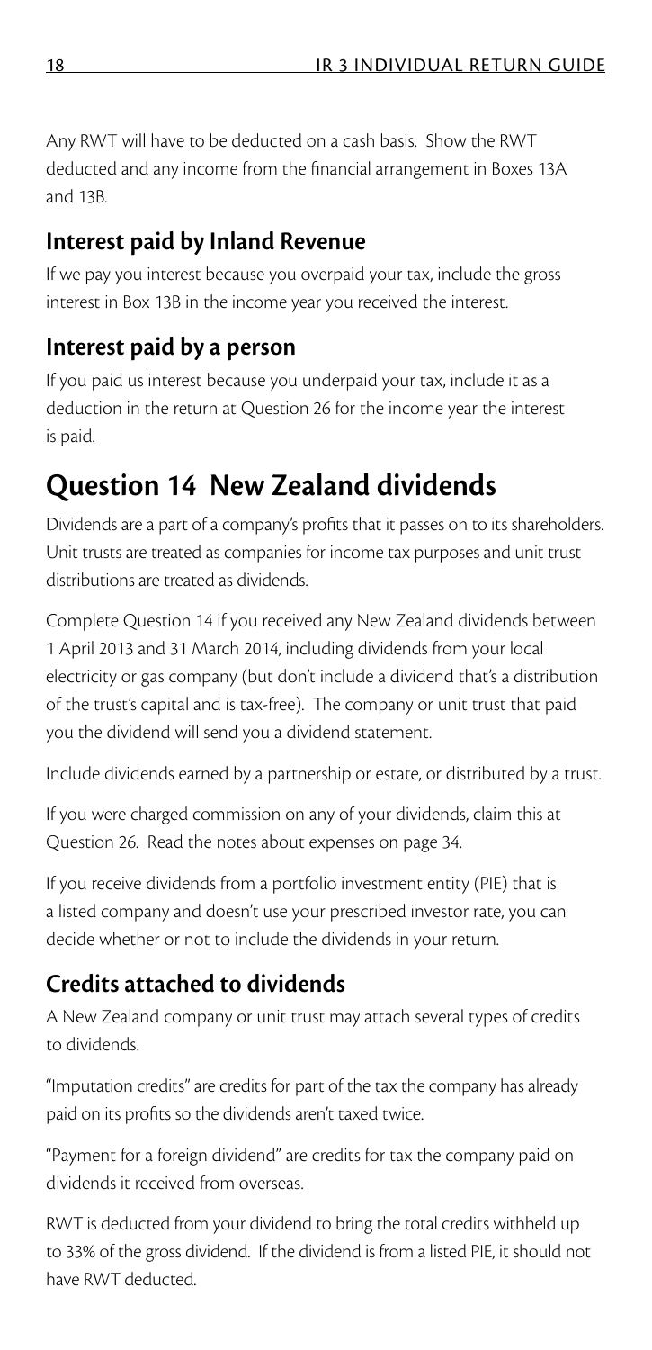Any RWT will have to be deducted on a cash basis. Show the RWT deducted and any income from the financial arrangement in Boxes 13A and 13B.

## Interest paid by Inland Revenue

If we pay you interest because you overpaid your tax, include the gross interest in Box 13B in the income year you received the interest.

## Interest paid by a person

If you paid us interest because you underpaid your tax, include it as a deduction in the return at Question 26 for the income year the interest is paid.

# Question 14 New Zealand dividends

Dividends are a part of a company's profits that it passes on to its shareholders. Unit trusts are treated as companies for income tax purposes and unit trust distributions are treated as dividends.

Complete Question 14 if you received any New Zealand dividends between 1 April 2013 and 31 March 2014, including dividends from your local electricity or gas company (but don't include a dividend that's a distribution of the trust's capital and is tax-free). The company or unit trust that paid you the dividend will send you a dividend statement.

Include dividends earned by a partnership or estate, or distributed by a trust.

If you were charged commission on any of your dividends, claim this at Question 26. Read the notes about expenses on page 34.

If you receive dividends from a portfolio investment entity (PIE) that is a listed company and doesn't use your prescribed investor rate, you can decide whether or not to include the dividends in your return.

## Credits attached to dividends

A New Zealand company or unit trust may attach several types of credits to dividends.

"Imputation credits" are credits for part of the tax the company has already paid on its profits so the dividends aren't taxed twice.

"Payment for a foreign dividend" are credits for tax the company paid on dividends it received from overseas.

RWT is deducted from your dividend to bring the total credits withheld up to 33% of the gross dividend. If the dividend is from a listed PIE, it should not have RWT deducted.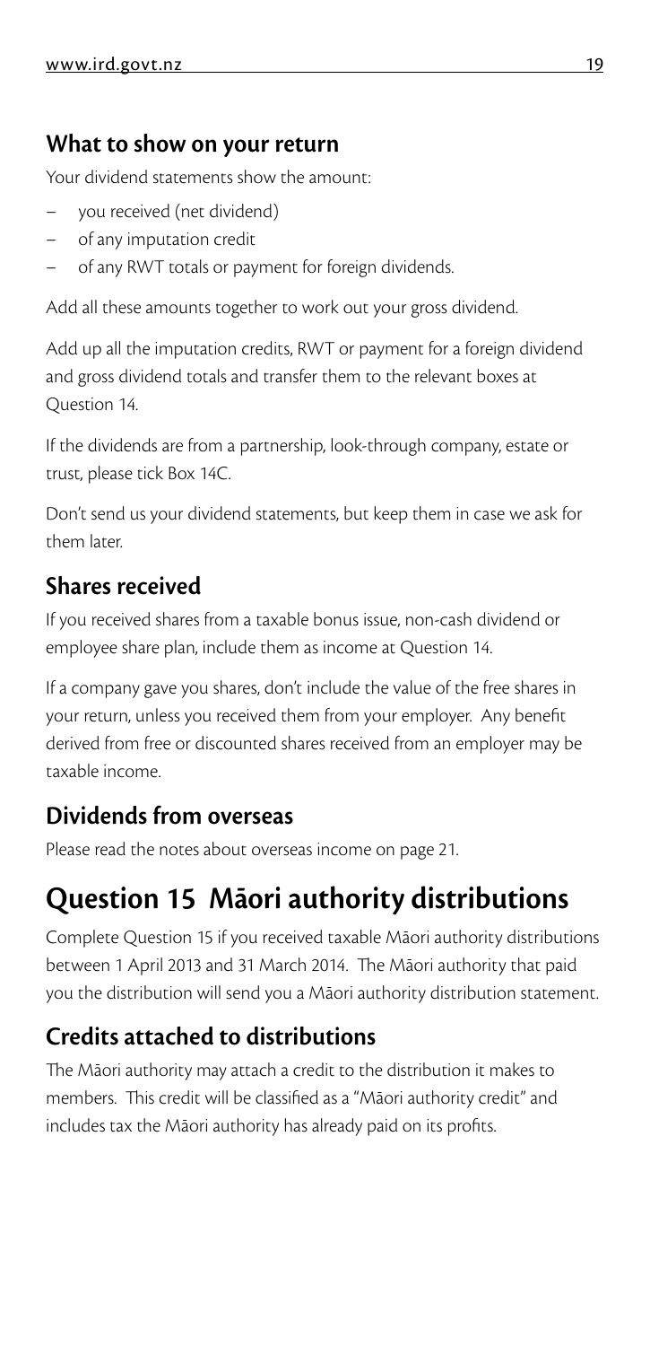## What to show on your return

Your dividend statements show the amount:

- you received (net dividend)
- of any imputation credit
- of any RWT totals or payment for foreign dividends.

Add all these amounts together to work out your gross dividend.

Add up all the imputation credits, RWT or payment for a foreign dividend and gross dividend totals and transfer them to the relevant boxes at Question 14.

If the dividends are from a partnership, look-through company, estate or trust, please tick Box 14C.

Don't send us your dividend statements, but keep them in case we ask for them later.

## Shares received

If you received shares from a taxable bonus issue, non-cash dividend or employee share plan, include them as income at Question 14.

If a company gave you shares, don't include the value of the free shares in your return, unless you received them from your employer. Any benefit derived from free or discounted shares received from an employer may be taxable income.

## Dividends from overseas

Please read the notes about overseas income on page 21.

# Question 15 Māori authority distributions

Complete Question 15 if you received taxable Māori authority distributions between 1 April 2013 and 31 March 2014. The Māori authority that paid you the distribution will send you a Māori authority distribution statement.

## Credits attached to distributions

The Māori authority may attach a credit to the distribution it makes to members. This credit will be classified as a "Māori authority credit" and includes tax the Māori authority has already paid on its profits.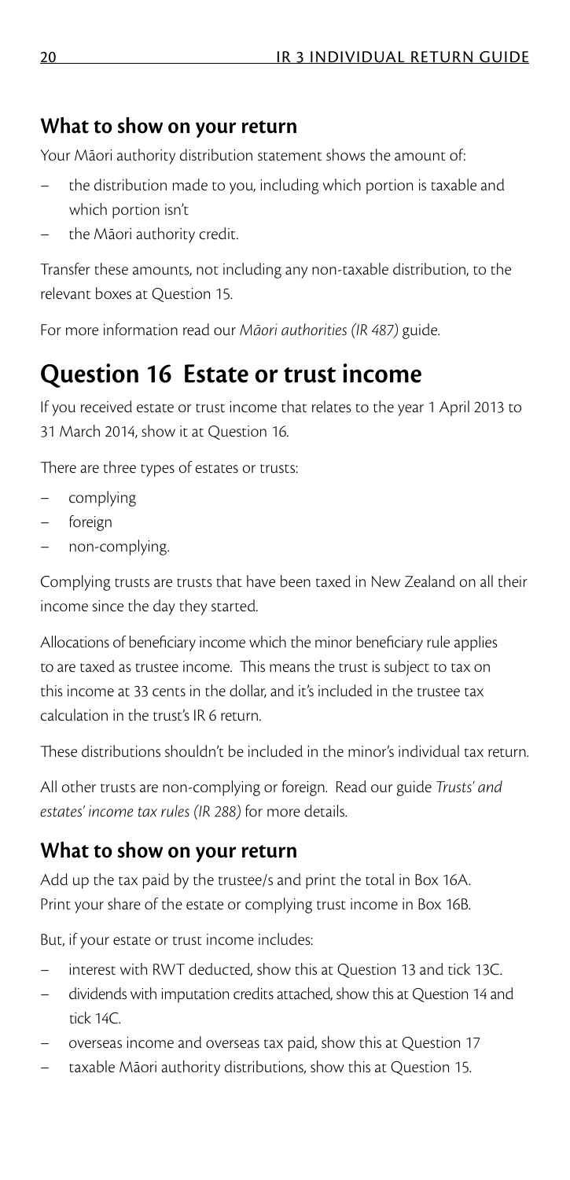## What to show on your return

Your Māori authority distribution statement shows the amount of:

- the distribution made to you, including which portion is taxable and which portion isn't
- the Māori authority credit.

Transfer these amounts, not including any non-taxable distribution, to the relevant boxes at Question 15.

For more information read our *Māori authorities (IR 487)* guide.

# Question 16 Estate or trust income

If you received estate or trust income that relates to the year 1 April 2013 to 31 March 2014, show it at Question 16.

There are three types of estates or trusts:

- complying
- foreign
- non-complying.

Complying trusts are trusts that have been taxed in New Zealand on all their income since the day they started.

Allocations of beneficiary income which the minor beneficiary rule applies to are taxed as trustee income. This means the trust is subject to tax on this income at 33 cents in the dollar, and it's included in the trustee tax calculation in the trust's IR 6 return.

These distributions shouldn't be included in the minor's individual tax return.

All other trusts are non-complying or foreign. Read our guide *Trusts' and estates' income tax rules (IR 288)* for more details.

## What to show on your return

Add up the tax paid by the trustee/s and print the total in Box 16A. Print your share of the estate or complying trust income in Box 16B.

But, if your estate or trust income includes:

- interest with RWT deducted, show this at Question 13 and tick 13C.
- dividends with imputation credits attached, show this at Question 14 and tick 14C.
- overseas income and overseas tax paid, show this at Question 17
- taxable Māori authority distributions, show this at Question 15.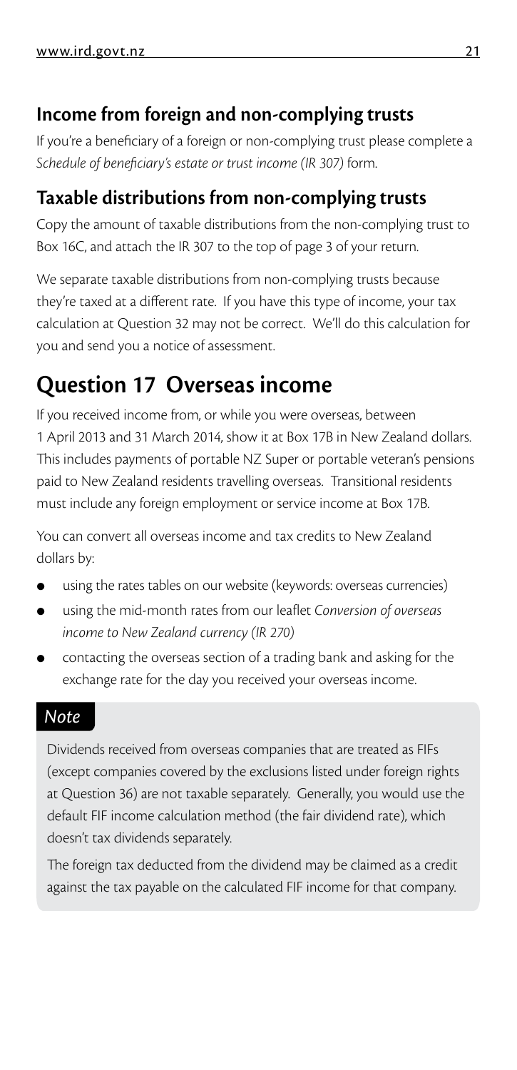## Income from foreign and non-complying trusts

If you're a beneficiary of a foreign or non-complying trust please complete a *Schedule of beneficiary's estate or trust income (IR 307)* form.

## Taxable distributions from non-complying trusts

Copy the amount of taxable distributions from the non-complying trust to Box 16C, and attach the IR 307 to the top of page 3 of your return.

We separate taxable distributions from non-complying trusts because they're taxed at a different rate. If you have this type of income, your tax calculation at Question 32 may not be correct. We'll do this calculation for you and send you a notice of assessment.

# Question 17 Overseas income

If you received income from, or while you were overseas, between 1 April 2013 and 31 March 2014, show it at Box 17B in New Zealand dollars. This includes payments of portable NZ Super or portable veteran's pensions paid to New Zealand residents travelling overseas. Transitional residents must include any foreign employment or service income at Box 17B.

You can convert all overseas income and tax credits to New Zealand dollars by:

- using the rates tables on our website (keywords: overseas currencies)
- using the mid-month rates from our leaflet *Conversion of overseas income to New Zealand currency (IR 270)*
- contacting the overseas section of a trading bank and asking for the exchange rate for the day you received your overseas income.

*Note*

Dividends received from overseas companies that are treated as FIFs (except companies covered by the exclusions listed under foreign rights at Question 36) are not taxable separately. Generally, you would use the default FIF income calculation method (the fair dividend rate), which doesn't tax dividends separately.

The foreign tax deducted from the dividend may be claimed as a credit against the tax payable on the calculated FIF income for that company.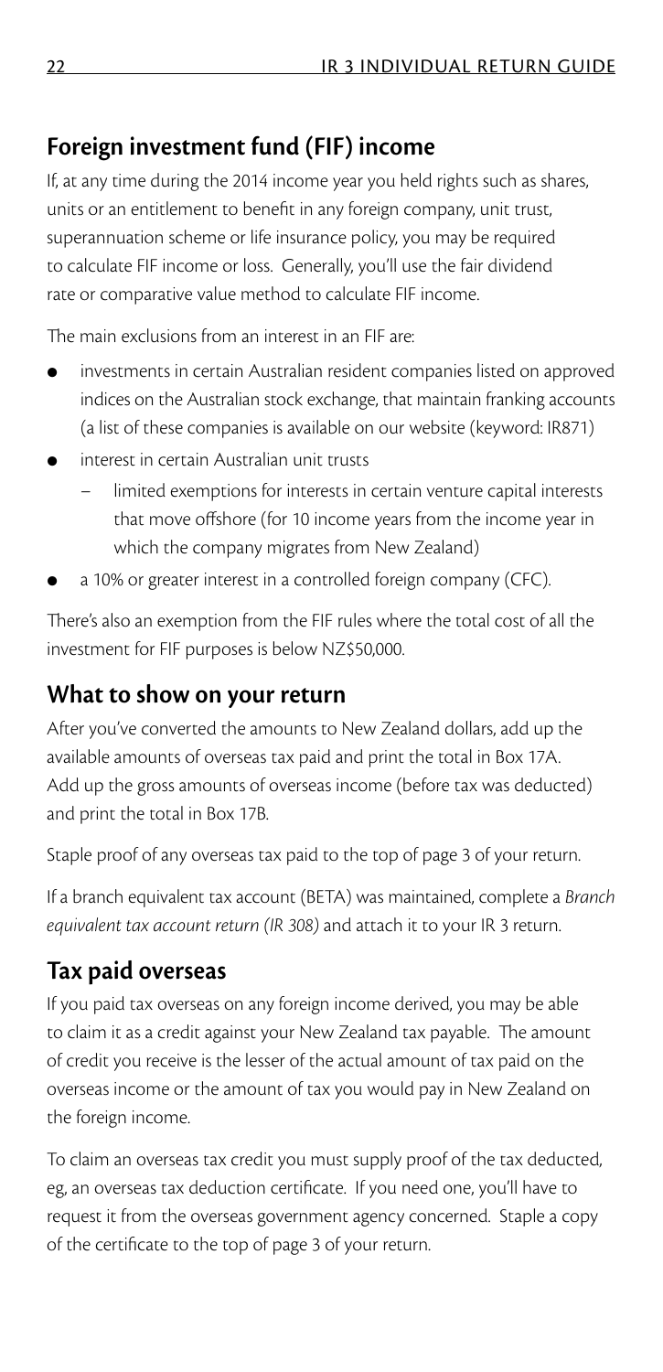## Foreign investment fund (FIF) income

If, at any time during the 2014 income year you held rights such as shares, units or an entitlement to benefit in any foreign company, unit trust, superannuation scheme or life insurance policy, you may be required to calculate FIF income or loss. Generally, you'll use the fair dividend rate or comparative value method to calculate FIF income.

The main exclusions from an interest in an FIF are:

- investments in certain Australian resident companies listed on approved indices on the Australian stock exchange, that maintain franking accounts (a list of these companies is available on our website (keyword: IR871)
- interest in certain Australian unit trusts
  - limited exemptions for interests in certain venture capital interests that move offshore (for 10 income years from the income year in which the company migrates from New Zealand)
- a 10% or greater interest in a controlled foreign company (CFC).

There's also an exemption from the FIF rules where the total cost of all the investment for FIF purposes is below NZ$50,000.

## What to show on your return

After you've converted the amounts to New Zealand dollars, add up the available amounts of overseas tax paid and print the total in Box 17A. Add up the gross amounts of overseas income (before tax was deducted) and print the total in Box 17B.

Staple proof of any overseas tax paid to the top of page 3 of your return.

If a branch equivalent tax account (BETA) was maintained, complete a *Branch equivalent tax account return (IR 308)* and attach it to your IR 3 return.

## Tax paid overseas

If you paid tax overseas on any foreign income derived, you may be able to claim it as a credit against your New Zealand tax payable. The amount of credit you receive is the lesser of the actual amount of tax paid on the overseas income or the amount of tax you would pay in New Zealand on the foreign income.

To claim an overseas tax credit you must supply proof of the tax deducted, eg, an overseas tax deduction certificate. If you need one, you'll have to request it from the overseas government agency concerned. Staple a copy of the certificate to the top of page 3 of your return.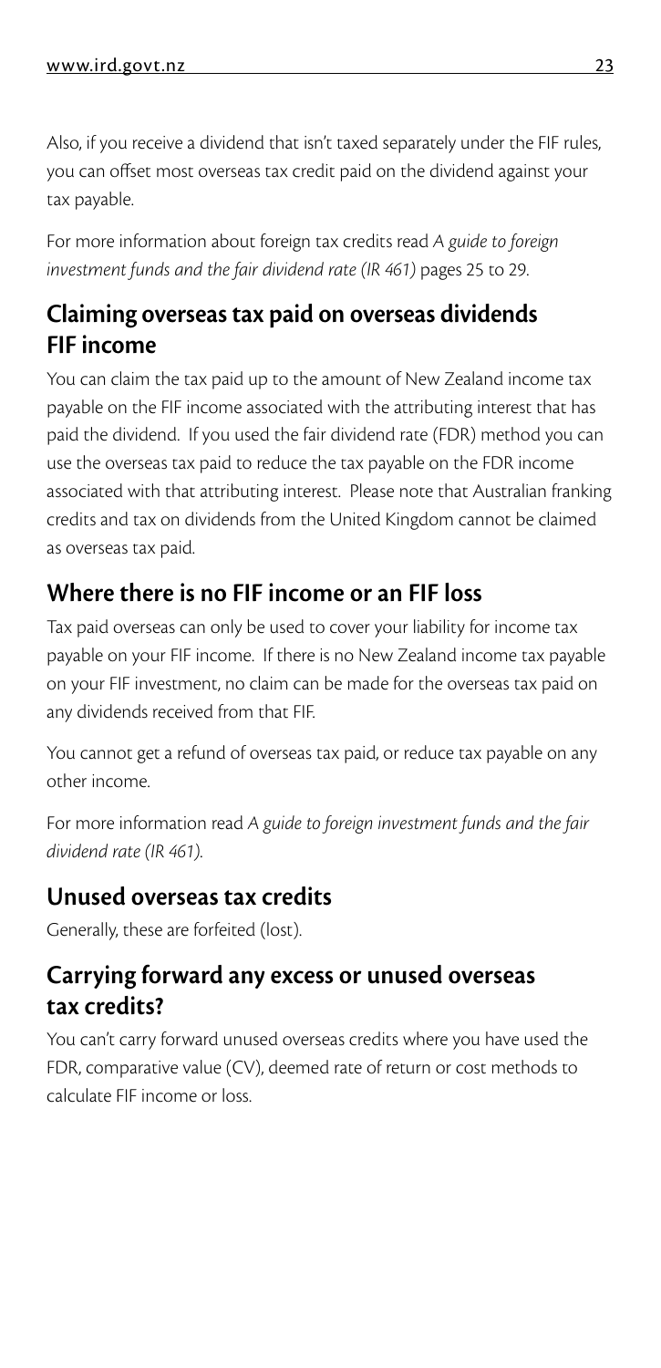Also, if you receive a dividend that isn't taxed separately under the FIF rules, you can offset most overseas tax credit paid on the dividend against your tax payable.

For more information about foreign tax credits read *A guide to foreign investment funds and the fair dividend rate (IR 461)* pages 25 to 29.

## Claiming overseas tax paid on overseas dividends FIF income

You can claim the tax paid up to the amount of New Zealand income tax payable on the FIF income associated with the attributing interest that has paid the dividend. If you used the fair dividend rate (FDR) method you can use the overseas tax paid to reduce the tax payable on the FDR income associated with that attributing interest. Please note that Australian franking credits and tax on dividends from the United Kingdom cannot be claimed as overseas tax paid.

## Where there is no FIF income or an FIF loss

Tax paid overseas can only be used to cover your liability for income tax payable on your FIF income. If there is no New Zealand income tax payable on your FIF investment, no claim can be made for the overseas tax paid on any dividends received from that FIF.

You cannot get a refund of overseas tax paid, or reduce tax payable on any other income.

For more information read *A guide to foreign investment funds and the fair dividend rate (IR 461)*.

## Unused overseas tax credits

Generally, these are forfeited (lost).

## Carrying forward any excess or unused overseas tax credits?

You can't carry forward unused overseas credits where you have used the FDR, comparative value (CV), deemed rate of return or cost methods to calculate FIF income or loss.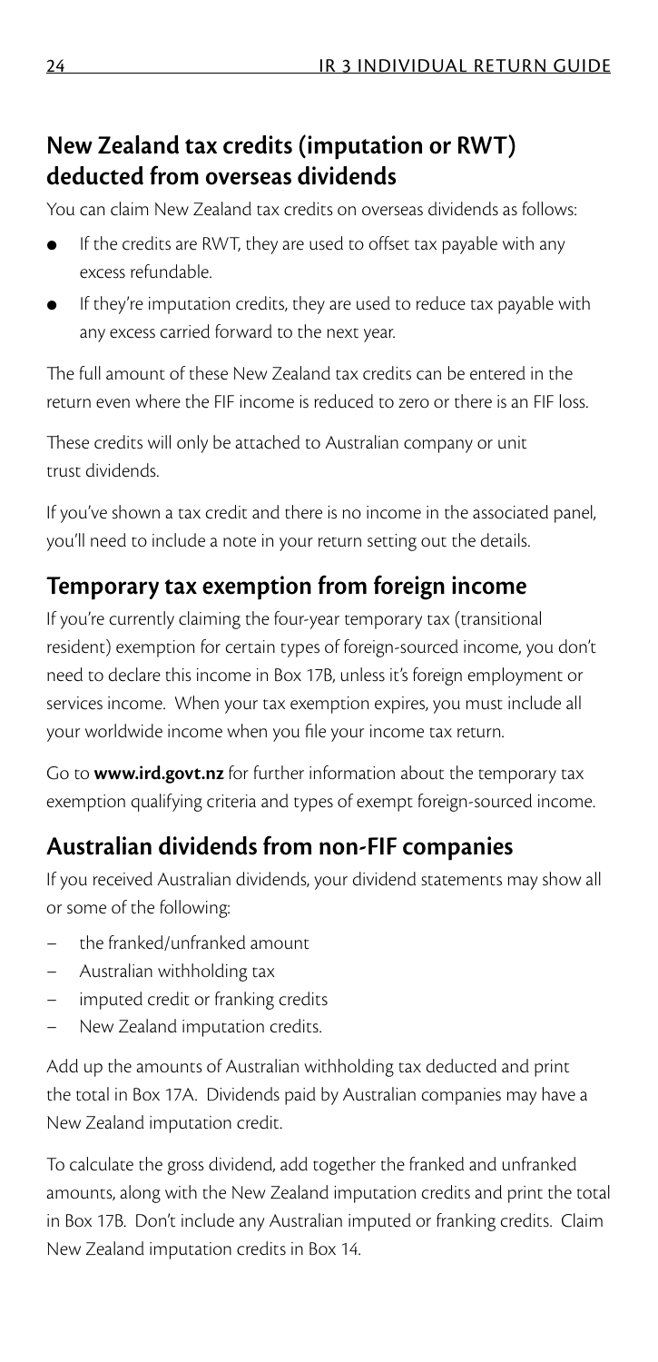## New Zealand tax credits (imputation or RWT) deducted from overseas dividends

You can claim New Zealand tax credits on overseas dividends as follows:

- If the credits are RWT, they are used to offset tax payable with any excess refundable.
- If they're imputation credits, they are used to reduce tax payable with any excess carried forward to the next year.

The full amount of these New Zealand tax credits can be entered in the return even where the FIF income is reduced to zero or there is an FIF loss.

These credits will only be attached to Australian company or unit trust dividends.

If you've shown a tax credit and there is no income in the associated panel, you'll need to include a note in your return setting out the details.

## Temporary tax exemption from foreign income

If you're currently claiming the four-year temporary tax (transitional resident) exemption for certain types of foreign-sourced income, you don't need to declare this income in Box 17B, unless it's foreign employment or services income. When your tax exemption expires, you must include all your worldwide income when you file your income tax return.

Go to **www.ird.govt.nz** for further information about the temporary tax exemption qualifying criteria and types of exempt foreign-sourced income.

## Australian dividends from non-FIF companies

If you received Australian dividends, your dividend statements may show all or some of the following:

- the franked/unfranked amount
- Australian withholding tax
- imputed credit or franking credits
- New Zealand imputation credits.

Add up the amounts of Australian withholding tax deducted and print the total in Box 17A. Dividends paid by Australian companies may have a New Zealand imputation credit.

To calculate the gross dividend, add together the franked and unfranked amounts, along with the New Zealand imputation credits and print the total in Box 17B. Don't include any Australian imputed or franking credits. Claim New Zealand imputation credits in Box 14.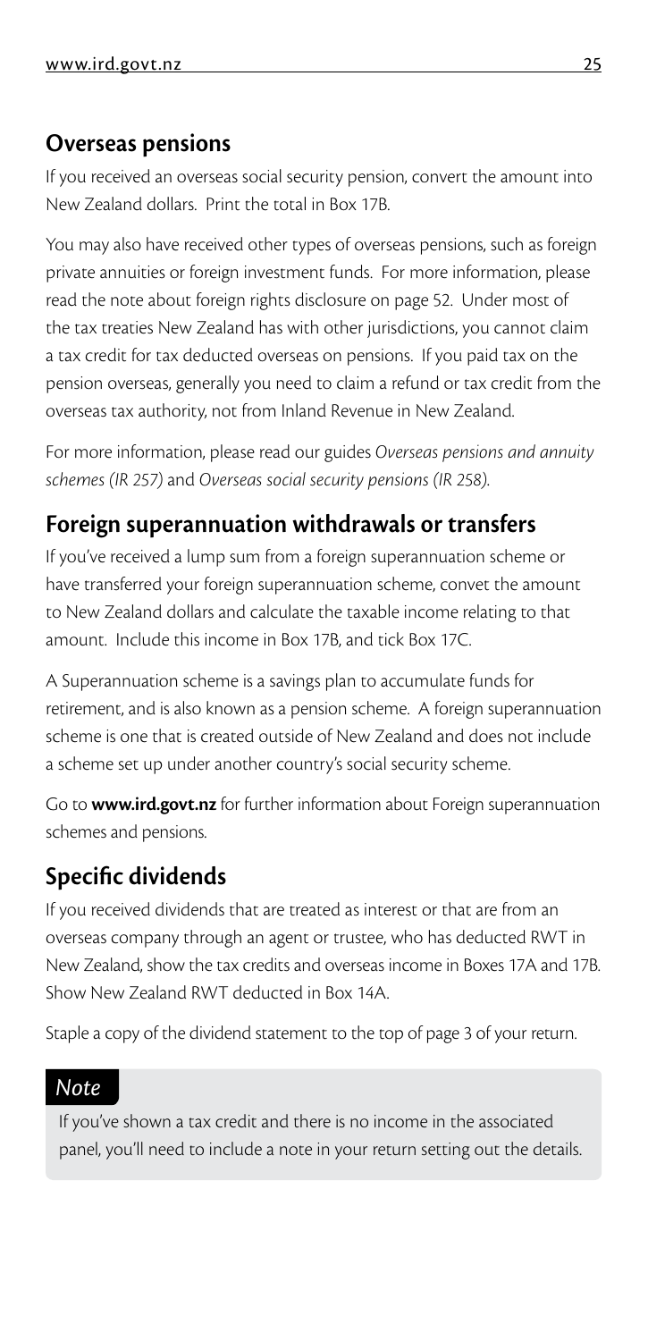## Overseas pensions

If you received an overseas social security pension, convert the amount into New Zealand dollars. Print the total in Box 17B.

You may also have received other types of overseas pensions, such as foreign private annuities or foreign investment funds. For more information, please read the note about foreign rights disclosure on page 52. Under most of the tax treaties New Zealand has with other jurisdictions, you cannot claim a tax credit for tax deducted overseas on pensions. If you paid tax on the pension overseas, generally you need to claim a refund or tax credit from the overseas tax authority, not from Inland Revenue in New Zealand.

For more information, please read our guides *Overseas pensions and annuity schemes (IR 257)* and *Overseas social security pensions (IR 258).*

## Foreign superannuation withdrawals or transfers

If you've received a lump sum from a foreign superannuation scheme or have transferred your foreign superannuation scheme, convet the amount to New Zealand dollars and calculate the taxable income relating to that amount. Include this income in Box 17B, and tick Box 17C.

A Superannuation scheme is a savings plan to accumulate funds for retirement, and is also known as a pension scheme. A foreign superannuation scheme is one that is created outside of New Zealand and does not include a scheme set up under another country's social security scheme.

Go to **www.ird.govt.nz** for further information about Foreign superannuation schemes and pensions.

## Specific dividends

If you received dividends that are treated as interest or that are from an overseas company through an agent or trustee, who has deducted RWT in New Zealand, show the tax credits and overseas income in Boxes 17A and 17B. Show New Zealand RWT deducted in Box 14A.

Staple a copy of the dividend statement to the top of page 3 of your return.

*Note*

If you've shown a tax credit and there is no income in the associated panel, you'll need to include a note in your return setting out the details.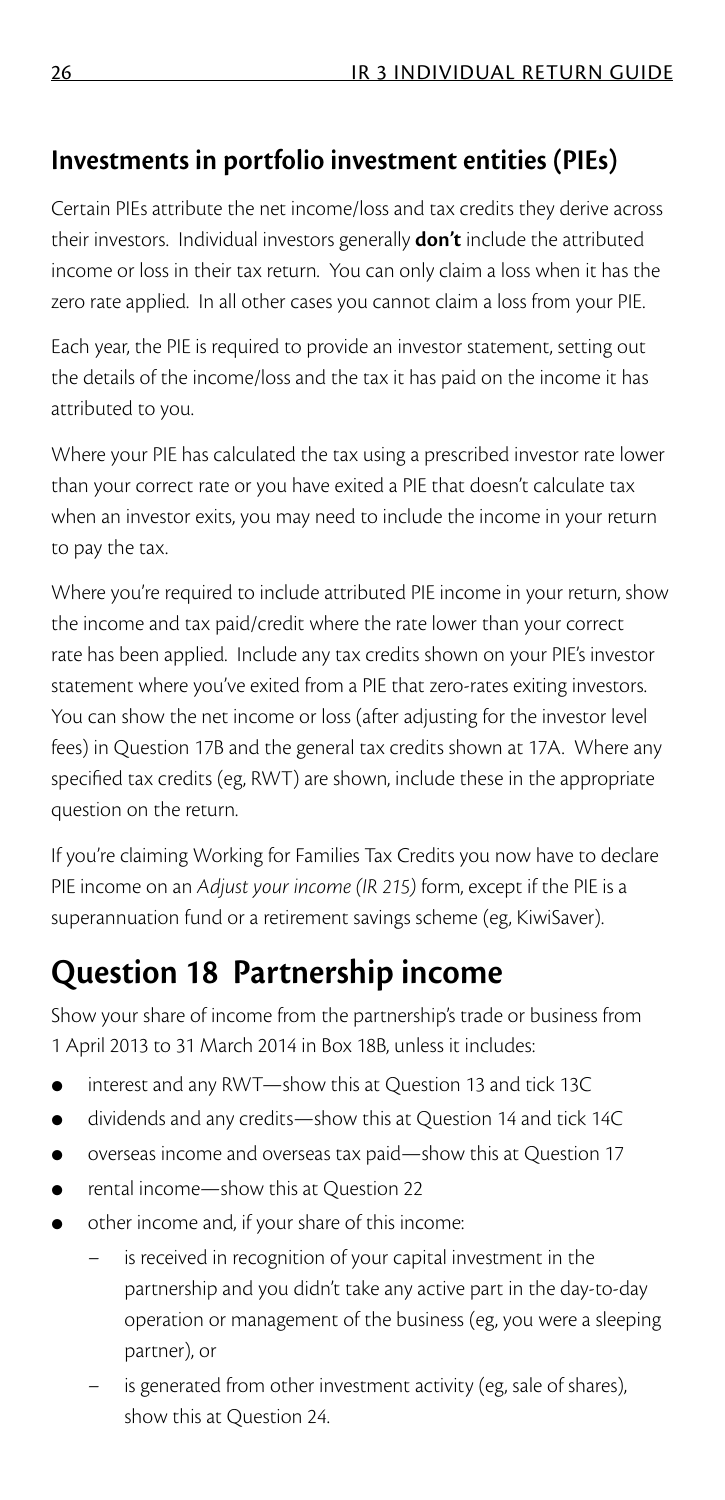## Investments in portfolio investment entities (PIEs)

Certain PIEs attribute the net income/loss and tax credits they derive across their investors. Individual investors generally **don't** include the attributed income or loss in their tax return. You can only claim a loss when it has the zero rate applied. In all other cases you cannot claim a loss from your PIE.

Each year, the PIE is required to provide an investor statement, setting out the details of the income/loss and the tax it has paid on the income it has attributed to you.

Where your PIE has calculated the tax using a prescribed investor rate lower than your correct rate or you have exited a PIE that doesn't calculate tax when an investor exits, you may need to include the income in your return to pay the tax.

Where you're required to include attributed PIE income in your return, show the income and tax paid/credit where the rate lower than your correct rate has been applied. Include any tax credits shown on your PIE's investor statement where you've exited from a PIE that zero-rates exiting investors. You can show the net income or loss (after adjusting for the investor level fees) in Question 17B and the general tax credits shown at 17A. Where any specified tax credits (eg, RWT) are shown, include these in the appropriate question on the return.

If you're claiming Working for Families Tax Credits you now have to declare PIE income on an *Adjust your income (IR 215)* form, except if the PIE is a superannuation fund or a retirement savings scheme (eg, KiwiSaver).

# Question 18 Partnership income

Show your share of income from the partnership's trade or business from 1 April 2013 to 31 March 2014 in Box 18B, unless it includes:

- interest and any RWT—show this at Question 13 and tick 13C
- dividends and any credits—show this at Question 14 and tick 14C
- overseas income and overseas tax paid—show this at Question 17
- rental income—show this at Question 22
- other income and, if your share of this income:
  - is received in recognition of your capital investment in the partnership and you didn't take any active part in the day-to-day operation or management of the business (eg, you were a sleeping partner), or
  - is generated from other investment activity (eg, sale of shares), show this at Question 24.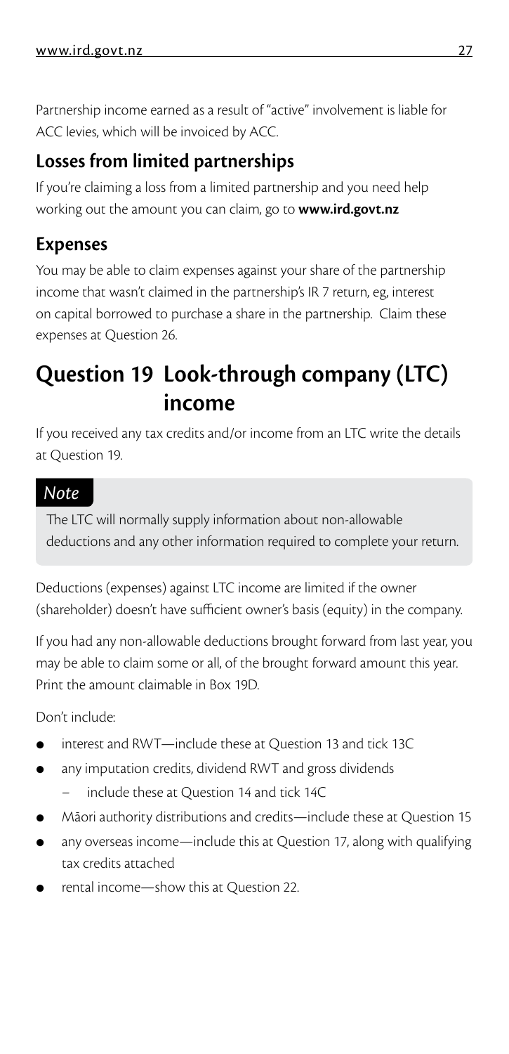Partnership income earned as a result of "active" involvement is liable for ACC levies, which will be invoiced by ACC.

## Losses from limited partnerships

If you're claiming a loss from a limited partnership and you need help working out the amount you can claim, go to **www.ird.govt.nz**

## Expenses

You may be able to claim expenses against your share of the partnership income that wasn't claimed in the partnership's IR 7 return, eg, interest on capital borrowed to purchase a share in the partnership. Claim these expenses at Question 26.

# Question 19 Look-through company (LTC) income

If you received any tax credits and/or income from an LTC write the details at Question 19.

> *Note*
>
> The LTC will normally supply information about non-allowable deductions and any other information required to complete your return.

Deductions (expenses) against LTC income are limited if the owner (shareholder) doesn't have sufficient owner's basis (equity) in the company.

If you had any non-allowable deductions brought forward from last year, you may be able to claim some or all, of the brought forward amount this year. Print the amount claimable in Box 19D.

Don't include:

- interest and RWT—include these at Question 13 and tick 13C
- any imputation credits, dividend RWT and gross dividends
  - include these at Question 14 and tick 14C
- Māori authority distributions and credits—include these at Question 15
- any overseas income—include this at Question 17, along with qualifying tax credits attached
- rental income—show this at Question 22.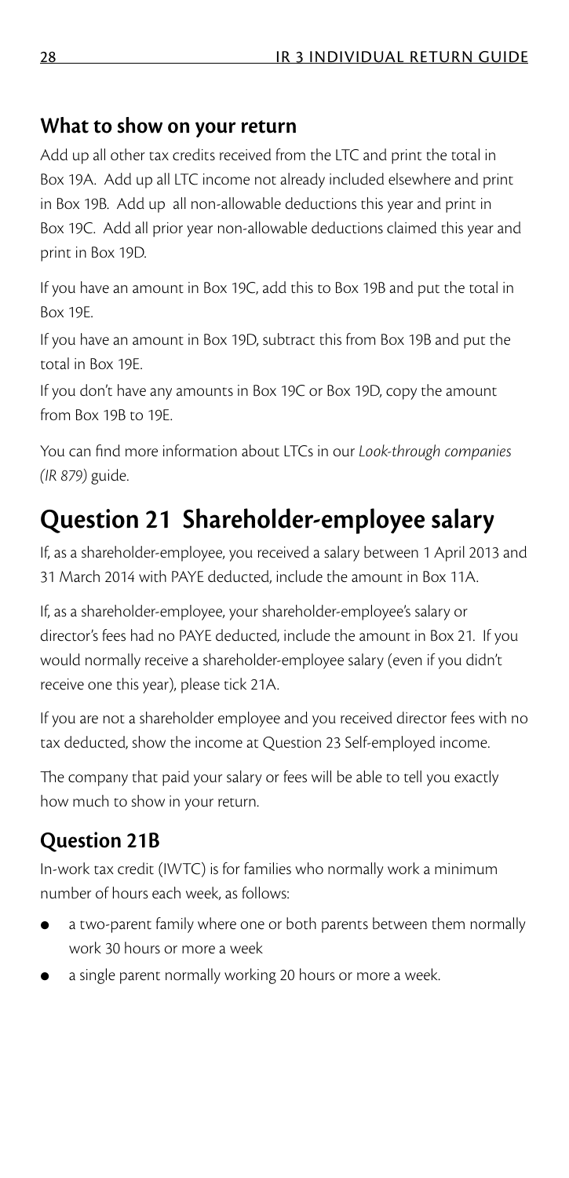### What to show on your return

Add up all other tax credits received from the LTC and print the total in Box 19A. Add up all LTC income not already included elsewhere and print in Box 19B. Add up all non-allowable deductions this year and print in Box 19C. Add all prior year non-allowable deductions claimed this year and print in Box 19D.

If you have an amount in Box 19C, add this to Box 19B and put the total in Box 19E.

If you have an amount in Box 19D, subtract this from Box 19B and put the total in Box 19E.

If you don't have any amounts in Box 19C or Box 19D, copy the amount from Box 19B to 19E.

You can find more information about LTCs in our *Look-through companies (IR 879)* guide.

## Question 21 Shareholder-employee salary

If, as a shareholder-employee, you received a salary between 1 April 2013 and 31 March 2014 with PAYE deducted, include the amount in Box 11A.

If, as a shareholder-employee, your shareholder-employee's salary or director's fees had no PAYE deducted, include the amount in Box 21. If you would normally receive a shareholder-employee salary (even if you didn't receive one this year), please tick 21A.

If you are not a shareholder employee and you received director fees with no tax deducted, show the income at Question 23 Self-employed income.

The company that paid your salary or fees will be able to tell you exactly how much to show in your return.

### Question 21B

In-work tax credit (IWTC) is for families who normally work a minimum number of hours each week, as follows:

- a two-parent family where one or both parents between them normally work 30 hours or more a week
- a single parent normally working 20 hours or more a week.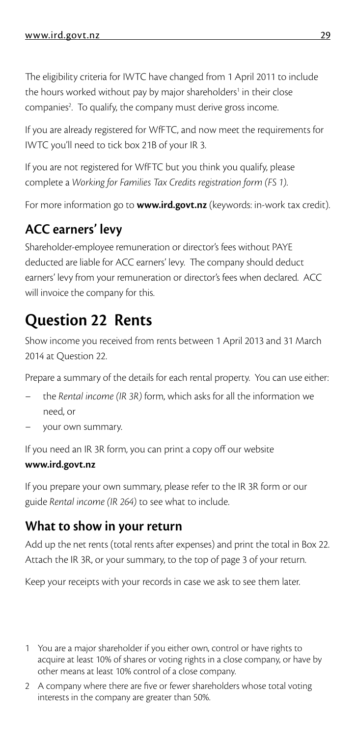The eligibility criteria for IWTC have changed from 1 April 2011 to include the hours worked without pay by major shareholders[1] in their close companies[2]. To qualify, the company must derive gross income.

If you are already registered for WfFTC, and now meet the requirements for IWTC you'll need to tick box 21B of your IR 3.

If you are not registered for WfFTC but you think you qualify, please complete a *Working for Families Tax Credits registration form (FS 1)*.

For more information go to **www.ird.govt.nz** (keywords: in-work tax credit).

## ACC earners' levy

Shareholder-employee remuneration or director's fees without PAYE deducted are liable for ACC earners' levy. The company should deduct earners' levy from your remuneration or director's fees when declared. ACC will invoice the company for this.

# Question 22 Rents

Show income you received from rents between 1 April 2013 and 31 March 2014 at Question 22.

Prepare a summary of the details for each rental property. You can use either:

- the *Rental income (IR 3R)* form, which asks for all the information we need, or
- your own summary.

If you need an IR 3R form, you can print a copy off our website **www.ird.govt.nz**

If you prepare your own summary, please refer to the IR 3R form or our guide *Rental income (IR 264)* to see what to include.

## What to show in your return

Add up the net rents (total rents after expenses) and print the total in Box 22. Attach the IR 3R, or your summary, to the top of page 3 of your return.

Keep your receipts with your records in case we ask to see them later.

1 You are a major shareholder if you either own, control or have rights to acquire at least 10% of shares or voting rights in a close company, or have by other means at least 10% control of a close company.

2 A company where there are five or fewer shareholders whose total voting interests in the company are greater than 50%.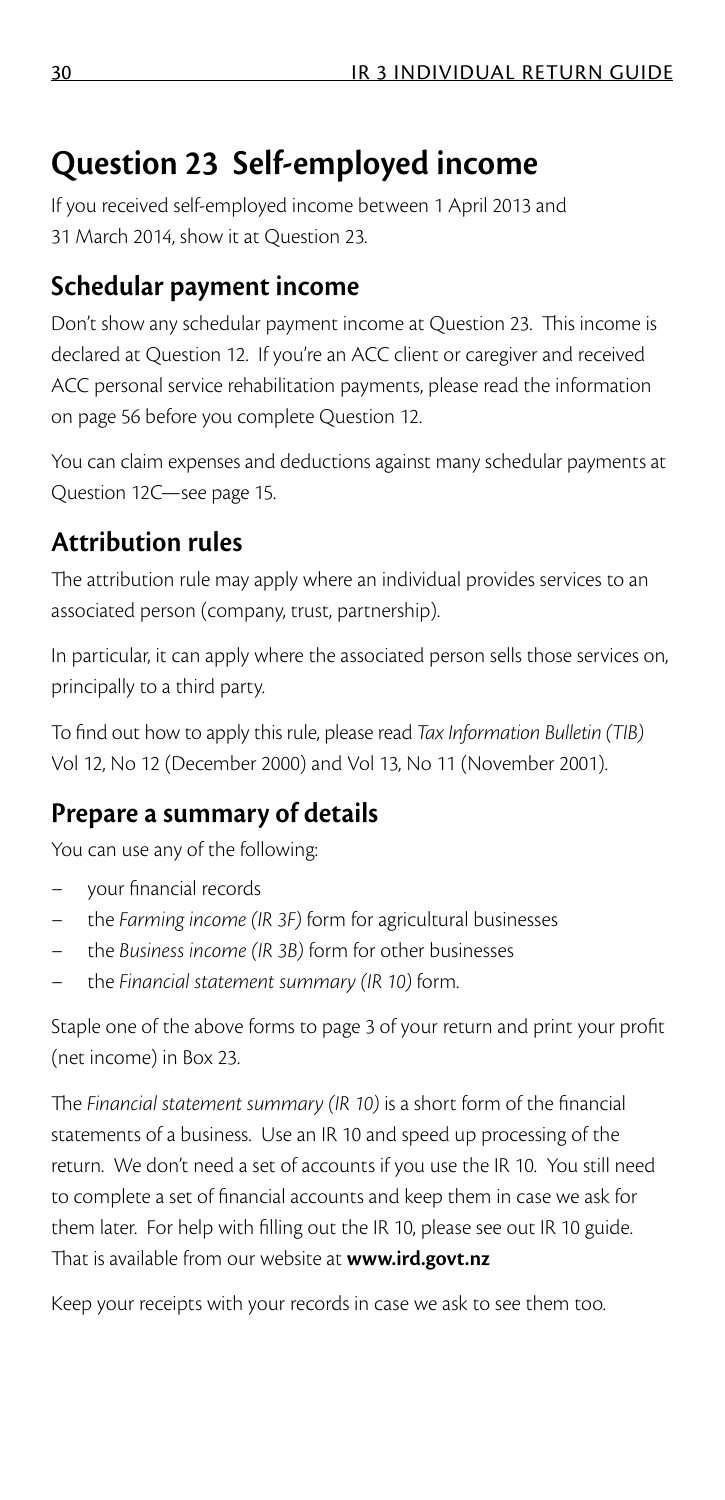# Question 23 Self-employed income

If you received self-employed income between 1 April 2013 and 31 March 2014, show it at Question 23.

## Schedular payment income

Don't show any schedular payment income at Question 23. This income is declared at Question 12. If you're an ACC client or caregiver and received ACC personal service rehabilitation payments, please read the information on page 56 before you complete Question 12.

You can claim expenses and deductions against many schedular payments at Question 12C—see page 15.

## Attribution rules

The attribution rule may apply where an individual provides services to an associated person (company, trust, partnership).

In particular, it can apply where the associated person sells those services on, principally to a third party.

To find out how to apply this rule, please read *Tax Information Bulletin (TIB)* Vol 12, No 12 (December 2000) and Vol 13, No 11 (November 2001).

## Prepare a summary of details

You can use any of the following:

- your financial records
- the *Farming income (IR 3F)* form for agricultural businesses
- the *Business income (IR 3B)* form for other businesses
- the *Financial statement summary (IR 10)* form.

Staple one of the above forms to page 3 of your return and print your profit (net income) in Box 23.

The *Financial statement summary (IR 10)* is a short form of the financial statements of a business. Use an IR 10 and speed up processing of the return. We don't need a set of accounts if you use the IR 10. You still need to complete a set of financial accounts and keep them in case we ask for them later. For help with filling out the IR 10, please see out IR 10 guide. That is available from our website at **www.ird.govt.nz**

Keep your receipts with your records in case we ask to see them too.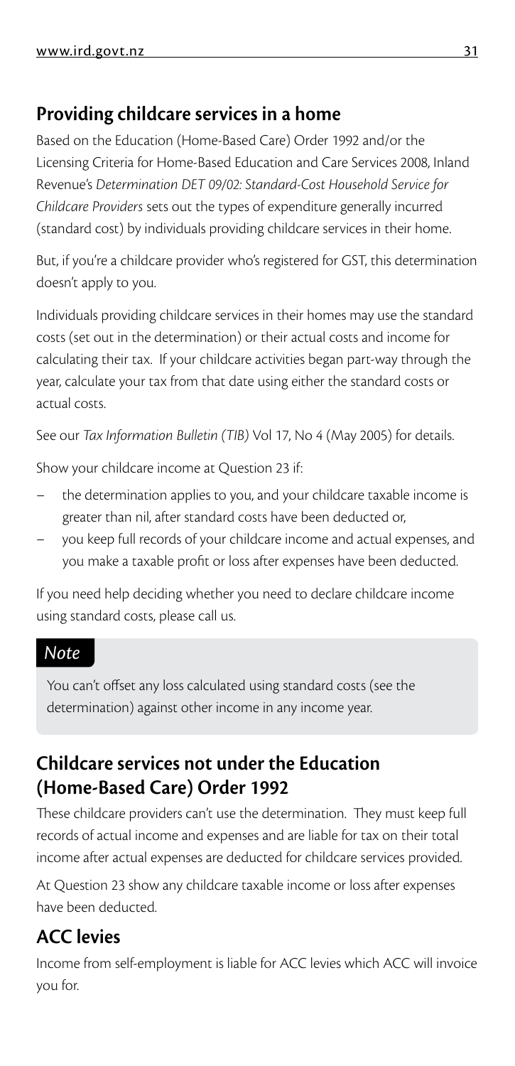## Providing childcare services in a home

Based on the Education (Home-Based Care) Order 1992 and/or the Licensing Criteria for Home-Based Education and Care Services 2008, Inland Revenue's *Determination DET 09/02: Standard-Cost Household Service for Childcare Providers* sets out the types of expenditure generally incurred (standard cost) by individuals providing childcare services in their home.

But, if you're a childcare provider who's registered for GST, this determination doesn't apply to you.

Individuals providing childcare services in their homes may use the standard costs (set out in the determination) or their actual costs and income for calculating their tax. If your childcare activities began part-way through the year, calculate your tax from that date using either the standard costs or actual costs.

See our *Tax Information Bulletin (TIB)* Vol 17, No 4 (May 2005) for details.

Show your childcare income at Question 23 if:

- the determination applies to you, and your childcare taxable income is greater than nil, after standard costs have been deducted or,
- you keep full records of your childcare income and actual expenses, and you make a taxable profit or loss after expenses have been deducted.

If you need help deciding whether you need to declare childcare income using standard costs, please call us.

> *Note*
>
> You can't offset any loss calculated using standard costs (see the determination) against other income in any income year.

## Childcare services not under the Education (Home-Based Care) Order 1992

These childcare providers can't use the determination. They must keep full records of actual income and expenses and are liable for tax on their total income after actual expenses are deducted for childcare services provided.

At Question 23 show any childcare taxable income or loss after expenses have been deducted.

## ACC levies

Income from self-employment is liable for ACC levies which ACC will invoice you for.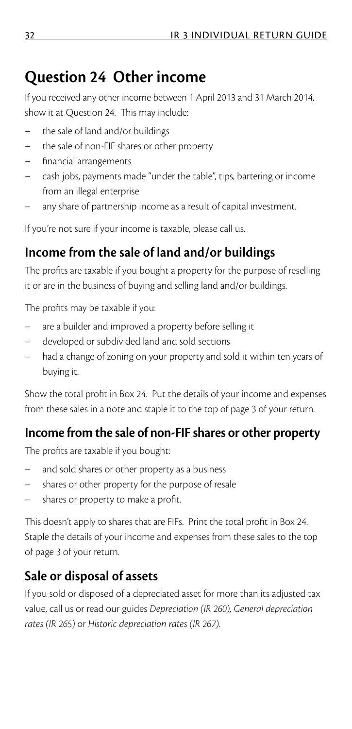# Question 24 Other income

If you received any other income between 1 April 2013 and 31 March 2014, show it at Question 24. This may include:

- the sale of land and/or buildings
- the sale of non-FIF shares or other property
- financial arrangements
- cash jobs, payments made "under the table", tips, bartering or income from an illegal enterprise
- any share of partnership income as a result of capital investment.

If you're not sure if your income is taxable, please call us.

## Income from the sale of land and/or buildings

The profits are taxable if you bought a property for the purpose of reselling it or are in the business of buying and selling land and/or buildings.

The profits may be taxable if you:

- are a builder and improved a property before selling it
- developed or subdivided land and sold sections
- had a change of zoning on your property and sold it within ten years of buying it.

Show the total profit in Box 24. Put the details of your income and expenses from these sales in a note and staple it to the top of page 3 of your return.

## Income from the sale of non-FIF shares or other property

The profits are taxable if you bought:

- and sold shares or other property as a business
- shares or other property for the purpose of resale
- shares or property to make a profit.

This doesn't apply to shares that are FIFs. Print the total profit in Box 24. Staple the details of your income and expenses from these sales to the top of page 3 of your return.

## Sale or disposal of assets

If you sold or disposed of a depreciated asset for more than its adjusted tax value, call us or read our guides *Depreciation (IR 260)*, *General depreciation rates (IR 265)* or *Historic depreciation rates (IR 267)*.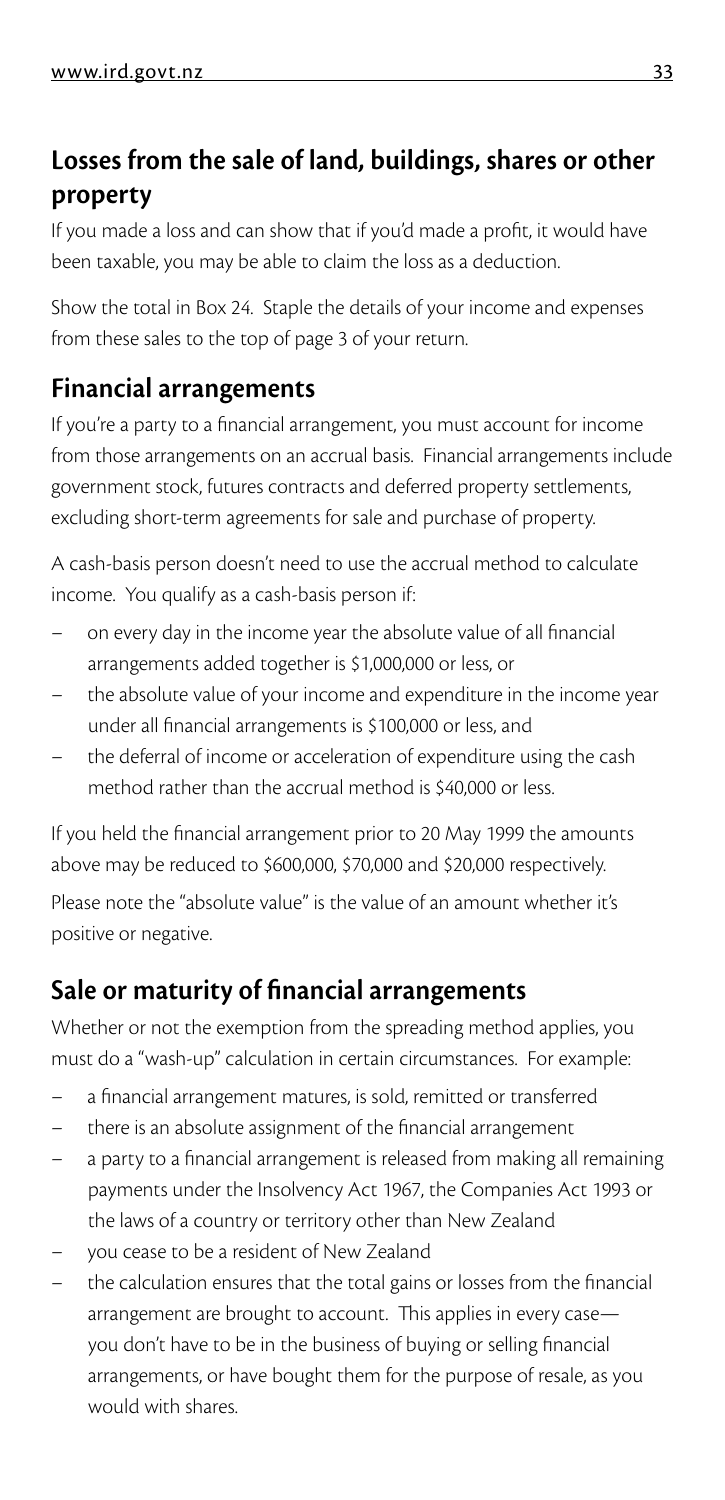## Losses from the sale of land, buildings, shares or other property

If you made a loss and can show that if you'd made a profit, it would have been taxable, you may be able to claim the loss as a deduction.

Show the total in Box 24. Staple the details of your income and expenses from these sales to the top of page 3 of your return.

## Financial arrangements

If you're a party to a financial arrangement, you must account for income from those arrangements on an accrual basis. Financial arrangements include government stock, futures contracts and deferred property settlements, excluding short-term agreements for sale and purchase of property.

A cash-basis person doesn't need to use the accrual method to calculate income. You qualify as a cash-basis person if:

- on every day in the income year the absolute value of all financial arrangements added together is $1,000,000 or less, or
- the absolute value of your income and expenditure in the income year under all financial arrangements is $100,000 or less, and
- the deferral of income or acceleration of expenditure using the cash method rather than the accrual method is $40,000 or less.

If you held the financial arrangement prior to 20 May 1999 the amounts above may be reduced to $600,000, $70,000 and $20,000 respectively.

Please note the "absolute value" is the value of an amount whether it's positive or negative.

## Sale or maturity of financial arrangements

Whether or not the exemption from the spreading method applies, you must do a "wash-up" calculation in certain circumstances. For example:

- a financial arrangement matures, is sold, remitted or transferred
- there is an absolute assignment of the financial arrangement
- a party to a financial arrangement is released from making all remaining payments under the Insolvency Act 1967, the Companies Act 1993 or the laws of a country or territory other than New Zealand
- you cease to be a resident of New Zealand
- the calculation ensures that the total gains or losses from the financial arrangement are brought to account. This applies in every case—you don't have to be in the business of buying or selling financial arrangements, or have bought them for the purpose of resale, as you would with shares.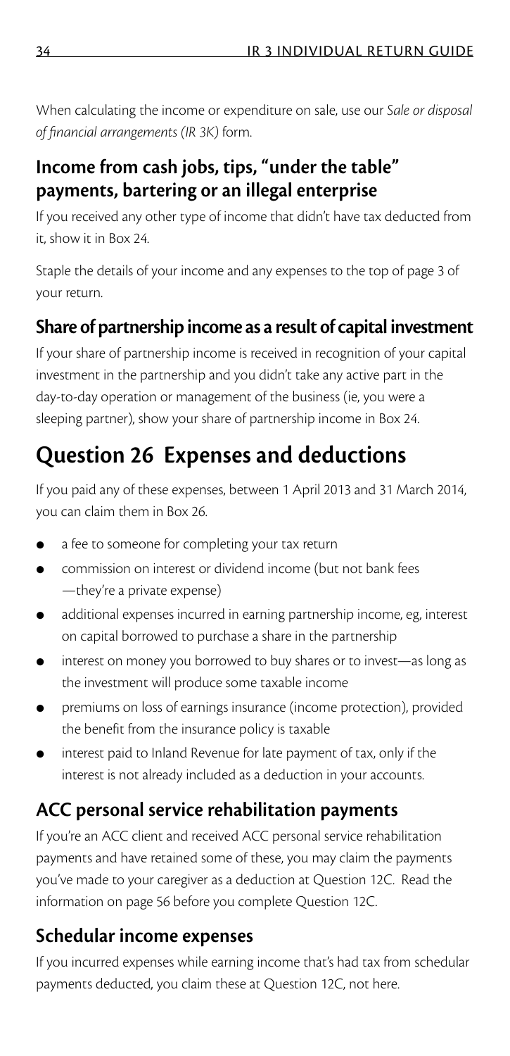When calculating the income or expenditure on sale, use our *Sale or disposal of financial arrangements (IR 3K)* form.

## Income from cash jobs, tips, "under the table" payments, bartering or an illegal enterprise

If you received any other type of income that didn't have tax deducted from it, show it in Box 24.

Staple the details of your income and any expenses to the top of page 3 of your return.

## Share of partnership income as a result of capital investment

If your share of partnership income is received in recognition of your capital investment in the partnership and you didn't take any active part in the day-to-day operation or management of the business (ie, you were a sleeping partner), show your share of partnership income in Box 24.

# Question 26 Expenses and deductions

If you paid any of these expenses, between 1 April 2013 and 31 March 2014, you can claim them in Box 26.

- a fee to someone for completing your tax return
- commission on interest or dividend income (but not bank fees —they're a private expense)
- additional expenses incurred in earning partnership income, eg, interest on capital borrowed to purchase a share in the partnership
- interest on money you borrowed to buy shares or to invest—as long as the investment will produce some taxable income
- premiums on loss of earnings insurance (income protection), provided the benefit from the insurance policy is taxable
- interest paid to Inland Revenue for late payment of tax, only if the interest is not already included as a deduction in your accounts.

## ACC personal service rehabilitation payments

If you're an ACC client and received ACC personal service rehabilitation payments and have retained some of these, you may claim the payments you've made to your caregiver as a deduction at Question 12C. Read the information on page 56 before you complete Question 12C.

## Schedular income expenses

If you incurred expenses while earning income that's had tax from schedular payments deducted, you claim these at Question 12C, not here.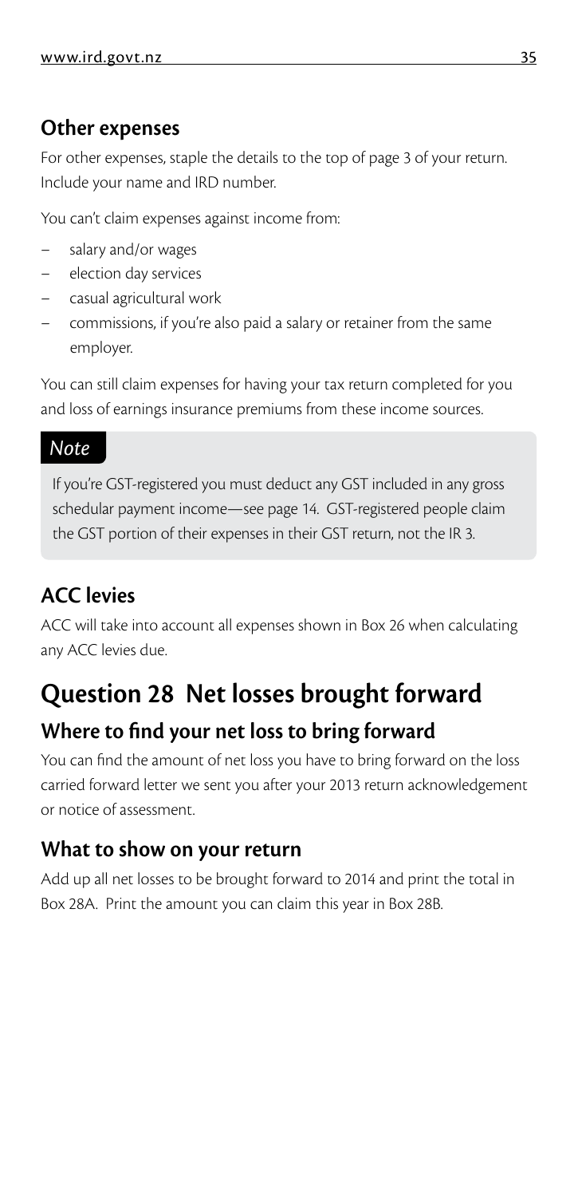## Other expenses

For other expenses, staple the details to the top of page 3 of your return. Include your name and IRD number.

You can't claim expenses against income from:

- salary and/or wages
- election day services
- casual agricultural work
- commissions, if you're also paid a salary or retainer from the same employer.

You can still claim expenses for having your tax return completed for you and loss of earnings insurance premiums from these income sources.

*Note*

If you're GST-registered you must deduct any GST included in any gross schedular payment income—see page 14. GST-registered people claim the GST portion of their expenses in their GST return, not the IR 3.

## ACC levies

ACC will take into account all expenses shown in Box 26 when calculating any ACC levies due.

# Question 28 Net losses brought forward

## Where to find your net loss to bring forward

You can find the amount of net loss you have to bring forward on the loss carried forward letter we sent you after your 2013 return acknowledgement or notice of assessment.

## What to show on your return

Add up all net losses to be brought forward to 2014 and print the total in Box 28A. Print the amount you can claim this year in Box 28B.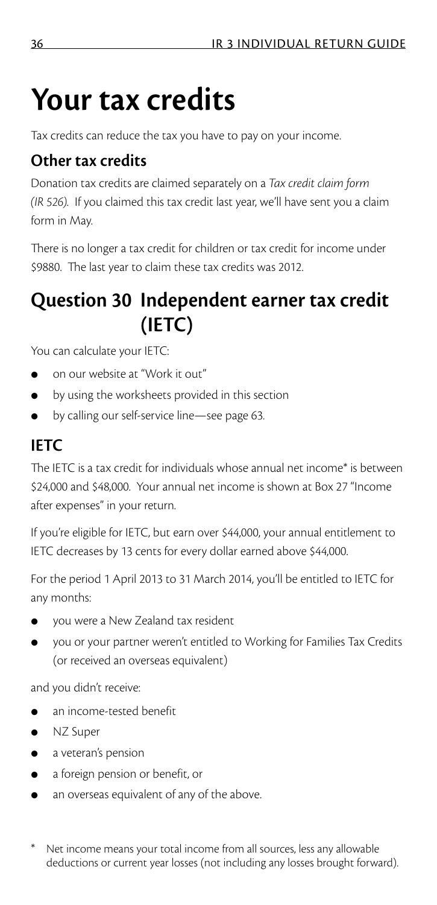# Your tax credits

Tax credits can reduce the tax you have to pay on your income.

## Other tax credits

Donation tax credits are claimed separately on a *Tax credit claim form (IR 526)*. If you claimed this tax credit last year, we'll have sent you a claim form in May.

There is no longer a tax credit for children or tax credit for income under \$9880. The last year to claim these tax credits was 2012.

## Question 30 Independent earner tax credit (IETC)

You can calculate your IETC:

- on our website at "Work it out"
- by using the worksheets provided in this section
- by calling our self-service line—see page 63.

## IETC

The IETC is a tax credit for individuals whose annual net income* is between \$24,000 and \$48,000. Your annual net income is shown at Box 27 "Income after expenses" in your return.

If you're eligible for IETC, but earn over \$44,000, your annual entitlement to IETC decreases by 13 cents for every dollar earned above \$44,000.

For the period 1 April 2013 to 31 March 2014, you'll be entitled to IETC for any months:

- you were a New Zealand tax resident
- you or your partner weren't entitled to Working for Families Tax Credits (or received an overseas equivalent)

and you didn't receive:

- an income-tested benefit
- NZ Super
- a veteran's pension
- a foreign pension or benefit, or
- an overseas equivalent of any of the above.

\* Net income means your total income from all sources, less any allowable deductions or current year losses (not including any losses brought forward).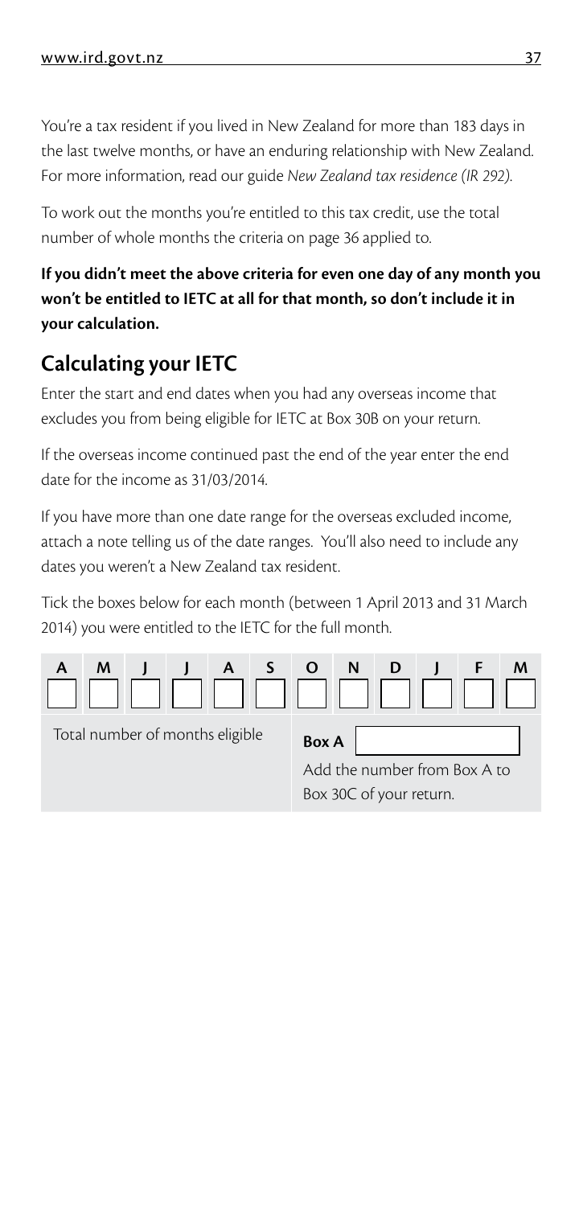You're a tax resident if you lived in New Zealand for more than 183 days in the last twelve months, or have an enduring relationship with New Zealand. For more information, read our guide *New Zealand tax residence (IR 292)*.

To work out the months you're entitled to this tax credit, use the total number of whole months the criteria on page 36 applied to.

**If you didn't meet the above criteria for even one day of any month you won't be entitled to IETC at all for that month, so don't include it in your calculation.**

## Calculating your IETC

Enter the start and end dates when you had any overseas income that excludes you from being eligible for IETC at Box 30B on your return.

If the overseas income continued past the end of the year enter the end date for the income as 31/03/2014.

If you have more than one date range for the overseas excluded income, attach a note telling us of the date ranges. You'll also need to include any dates you weren't a New Zealand tax resident.

Tick the boxes below for each month (between 1 April 2013 and 31 March 2014) you were entitled to the IETC for the full month.

| A | M | J | J | A | S | O | N | D | J | F | M |
|---|---|---|---|---|---|---|---|---|---|---|---|
| | | | | | | | | | | | |

Total number of months eligible

**Box A**

Add the number from Box A to Box 30C of your return.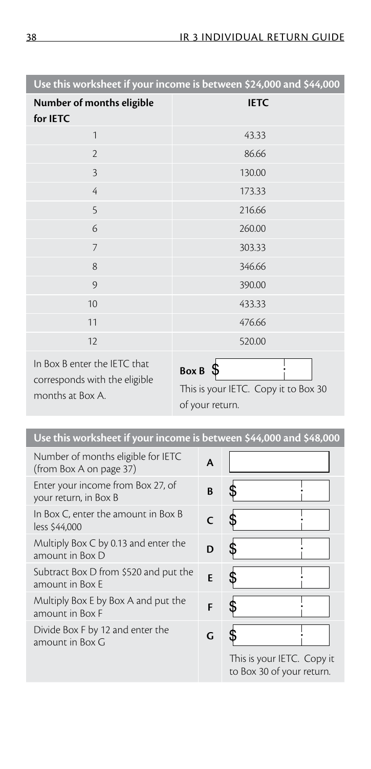## Use this worksheet if your income is between $24,000 and $44,000

| Number of months eligible for IETC | IETC |
| --- | --- |
| 1 | 43.33 |
| 2 | 86.66 |
| 3 | 130.00 |
| 4 | 173.33 |
| 5 | 216.66 |
| 6 | 260.00 |
| 7 | 303.33 |
| 8 | 346.66 |
| 9 | 390.00 |
| 10 | 433.33 |
| 11 | 476.66 |
| 12 | 520.00 |
| In Box B enter the IETC that corresponds with the eligible months at Box A. | **Box B** $ This is your IETC. Copy it to Box 30 of your return. |

## Use this worksheet if your income is between $44,000 and $48,000

| | | |
| --- | --- | --- |
| Number of months eligible for IETC (from Box A on page 37) | **A** | |
| Enter your income from Box 27, of your return, in Box B | **B** | $ |
| In Box C, enter the amount in Box B less $44,000 | **C** | $ |
| Multiply Box C by 0.13 and enter the amount in Box D | **D** | $ |
| Subtract Box D from $520 and put the amount in Box E | **E** | $ |
| Multiply Box E by Box A and put the amount in Box F | **F** | $ |
| Divide Box F by 12 and enter the amount in Box G | **G** | $ This is your IETC. Copy it to Box 30 of your return. |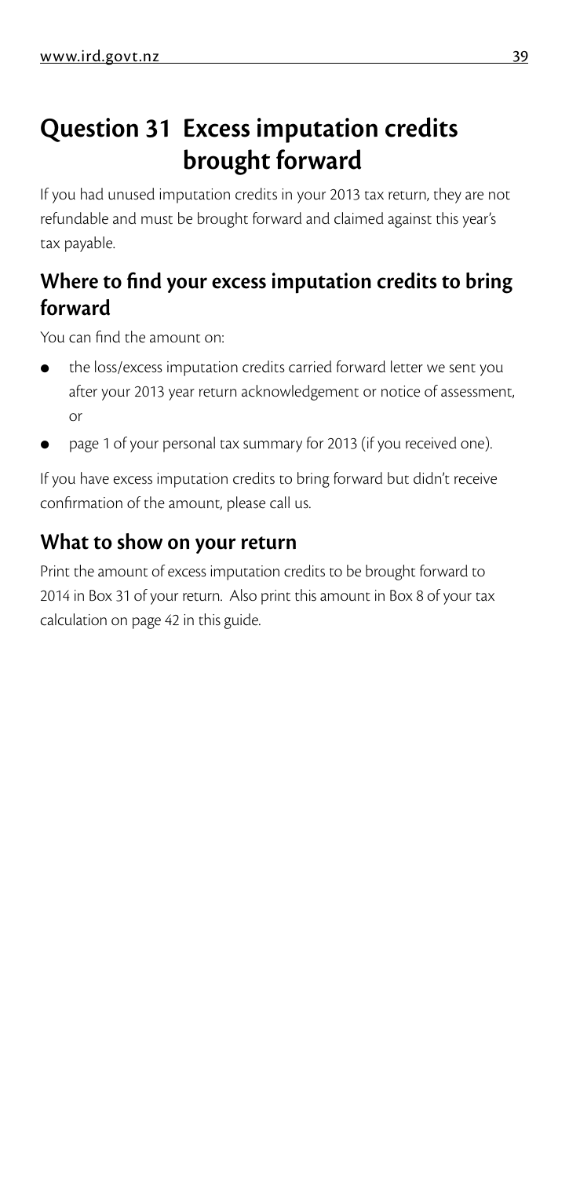# Question 31 Excess imputation credits brought forward

If you had unused imputation credits in your 2013 tax return, they are not refundable and must be brought forward and claimed against this year's tax payable.

## Where to find your excess imputation credits to bring forward

You can find the amount on:

- the loss/excess imputation credits carried forward letter we sent you after your 2013 year return acknowledgement or notice of assessment, or
- page 1 of your personal tax summary for 2013 (if you received one).

If you have excess imputation credits to bring forward but didn't receive confirmation of the amount, please call us.

## What to show on your return

Print the amount of excess imputation credits to be brought forward to 2014 in Box 31 of your return. Also print this amount in Box 8 of your tax calculation on page 42 in this guide.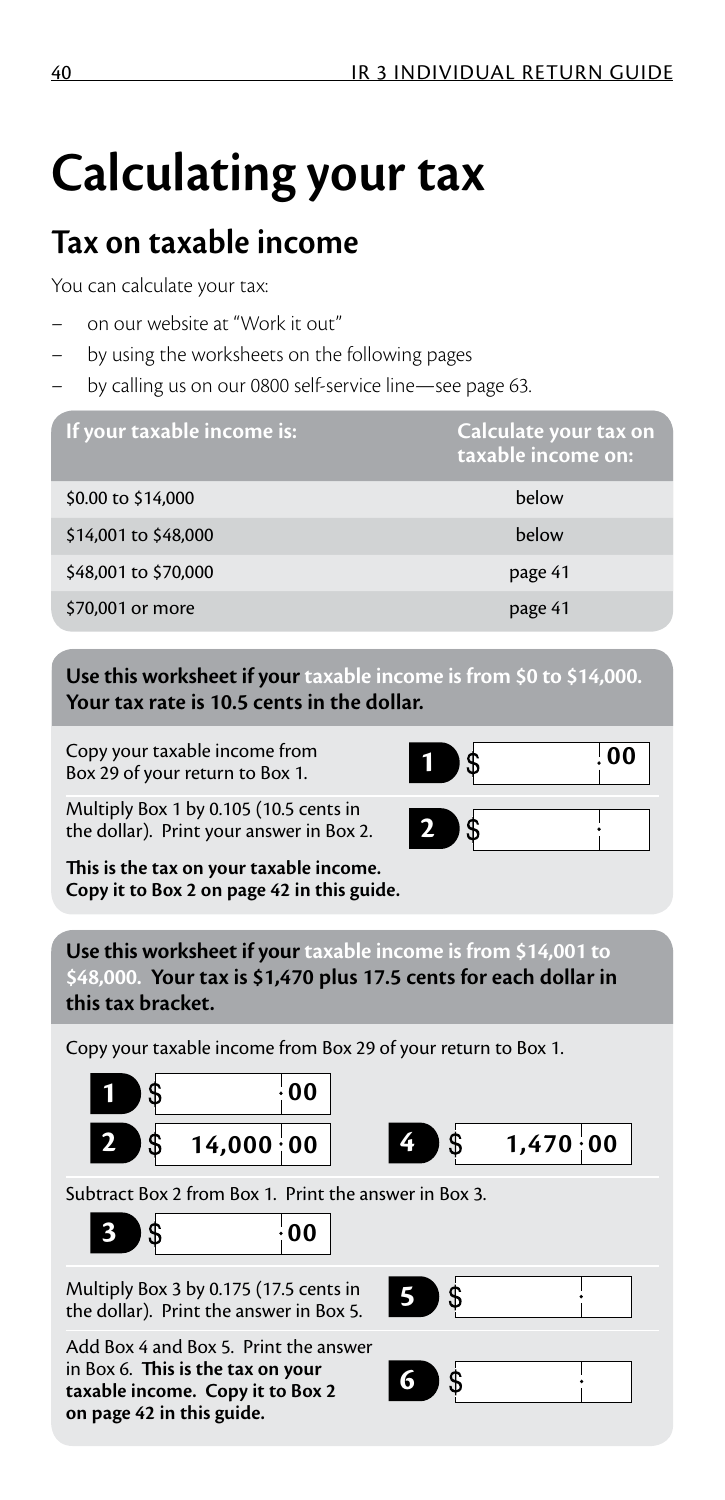# Calculating your tax

## Tax on taxable income

You can calculate your tax:

- on our website at "Work it out"
- by using the worksheets on the following pages
- by calling us on our 0800 self-service line—see page 63.

| If your taxable income is: | Calculate your tax on taxable income on: |
|---|---|
| $0.00 to $14,000 | below |
| $14,001 to $48,000 | below |
| $48,001 to $70,000 | page 41 |
| $70,001 or more | page 41 |

**Use this worksheet if your taxable income is from $0 to $14,000. Your tax rate is 10.5 cents in the dollar.**

Copy your taxable income from Box 29 of your return to Box 1. **1** $ .00

Multiply Box 1 by 0.105 (10.5 cents in the dollar). Print your answer in Box 2. **2** $ .

**This is the tax on your taxable income. Copy it to Box 2 on page 42 in this guide.**

**Use this worksheet if your taxable income is from $14,001 to $48,000. Your tax is $1,470 plus 17.5 cents for each dollar in this tax bracket.**

Copy your taxable income from Box 29 of your return to Box 1.

**1** $ .00

**2** $ 14,000.00

**4** $ 1,470.00

Subtract Box 2 from Box 1. Print the answer in Box 3.

**3** $ .00

Multiply Box 3 by 0.175 (17.5 cents in the dollar). Print the answer in Box 5. **5** $ .

Add Box 4 and Box 5. Print the answer in Box 6. **This is the tax on your taxable income. Copy it to Box 2 on page 42 in this guide.** **6** $ .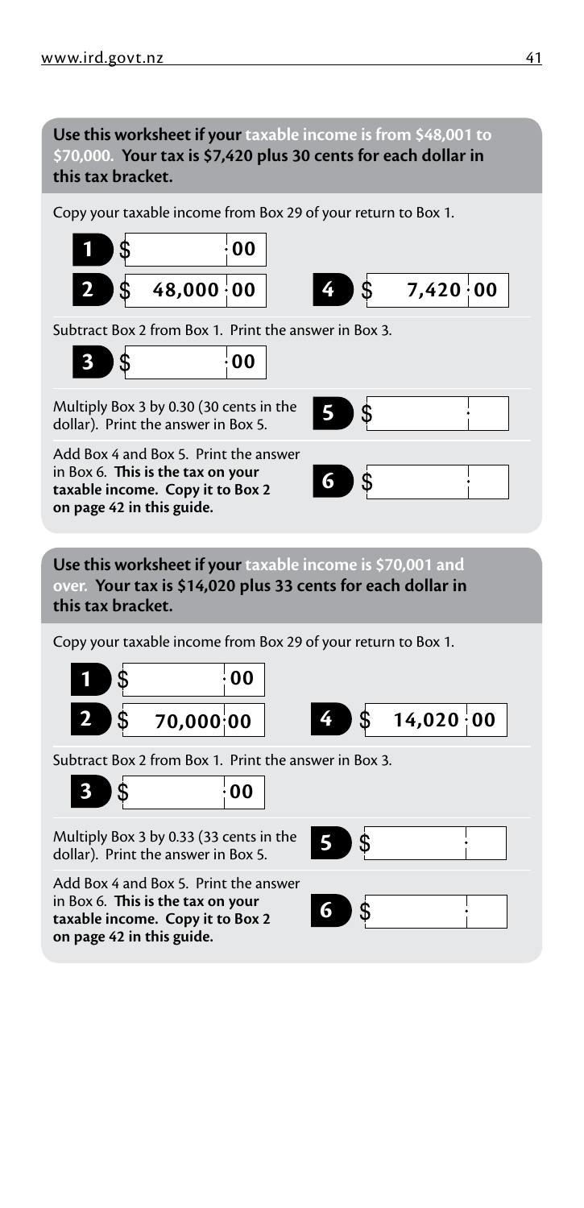**Use this worksheet if your taxable income is from $48,001 to $70,000. Your tax is $7,420 plus 30 cents for each dollar in this tax bracket.**

Copy your taxable income from Box 29 of your return to Box 1.

**1** $ ______ .00

**2** $ 48,000.00

**4** $ 7,420.00

Subtract Box 2 from Box 1. Print the answer in Box 3.

**3** $ ______ .00

Multiply Box 3 by 0.30 (30 cents in the dollar). Print the answer in Box 5.

**5** $ ______ . ______

Add Box 4 and Box 5. Print the answer in Box 6. **This is the tax on your taxable income. Copy it to Box 2 on page 42 in this guide.**

**6** $ ______ . ______

**Use this worksheet if your taxable income is $70,001 and over. Your tax is $14,020 plus 33 cents for each dollar in this tax bracket.**

Copy your taxable income from Box 29 of your return to Box 1.

**1** $ ______ .00

**2** $ 70,000.00

**4** $ 14,020.00

Subtract Box 2 from Box 1. Print the answer in Box 3.

**3** $ ______ .00

Multiply Box 3 by 0.33 (33 cents in the dollar). Print the answer in Box 5.

**5** $ ______ . ______

Add Box 4 and Box 5. Print the answer in Box 6. **This is the tax on your taxable income. Copy it to Box 2 on page 42 in this guide.**

**6** $ ______ . ______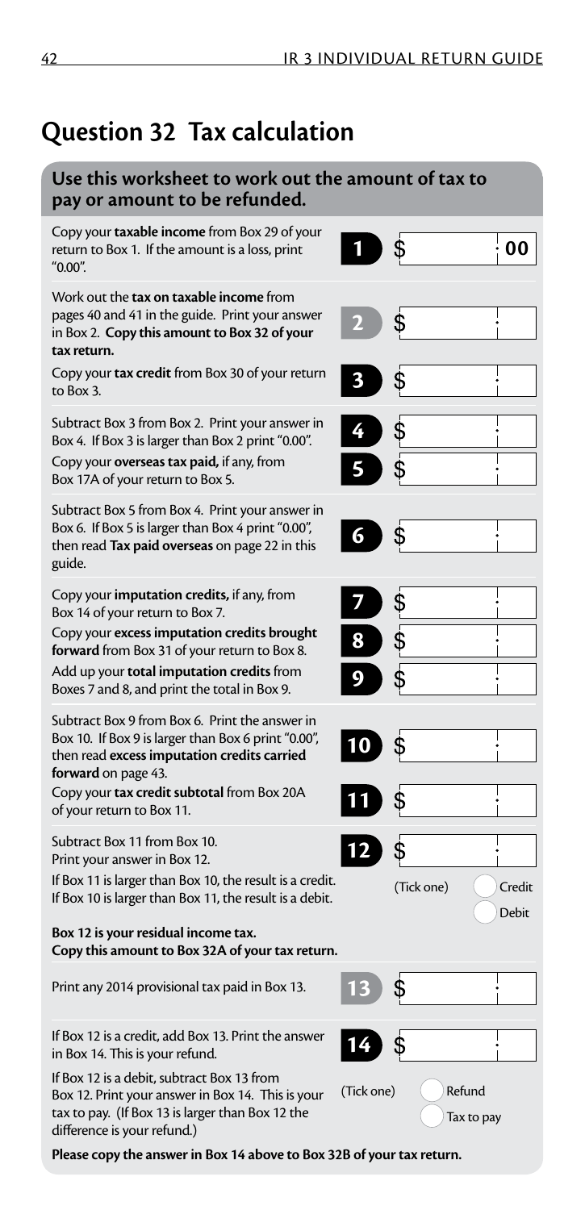## Question 32 Tax calculation

### Use this worksheet to work out the amount of tax to pay or amount to be refunded.

| Instructions | Box | Amount |
|---|---|---|
| Copy your **taxable income** from Box 29 of your return to Box 1. If the amount is a loss, print "0.00". | 1 | $ . 00 |
| Work out the **tax on taxable income** from pages 40 and 41 in the guide. Print your answer in Box 2. **Copy this amount to Box 32 of your tax return.** | 2 | $ . |
| Copy your **tax credit** from Box 30 of your return to Box 3. | 3 | $ . |
| Subtract Box 3 from Box 2. Print your answer in Box 4. If Box 3 is larger than Box 2 print "0.00". | 4 | $ . |
| Copy your **overseas tax paid,** if any, from Box 17A of your return to Box 5. | 5 | $ . |
| Subtract Box 5 from Box 4. Print your answer in Box 6. If Box 5 is larger than Box 4 print "0.00", then read **Tax paid overseas** on page 22 in this guide. | 6 | $ . |
| Copy your **imputation credits,** if any, from Box 14 of your return to Box 7. | 7 | $ . |
| Copy your **excess imputation credits brought forward** from Box 31 of your return to Box 8. | 8 | $ . |
| Add up your **total imputation credits** from Boxes 7 and 8, and print the total in Box 9. | 9 | $ . |
| Subtract Box 9 from Box 6. Print the answer in Box 10. If Box 9 is larger than Box 6 print "0.00", then read **excess imputation credits carried forward** on page 43. | 10 | $ . |
| Copy your **tax credit subtotal** from Box 20A of your return to Box 11. | 11 | $ . |
| Subtract Box 11 from Box 10. Print your answer in Box 12. If Box 11 is larger than Box 10, the result is a credit. If Box 10 is larger than Box 11, the result is a debit. **Box 12 is your residual income tax. Copy this amount to Box 32A of your tax return.** | 12 | $ . (Tick one) Credit / Debit |
| Print any 2014 provisional tax paid in Box 13. | 13 | $ . |
| If Box 12 is a credit, add Box 13. Print the answer in Box 14. This is your refund. If Box 12 is a debit, subtract Box 13 from Box 12. Print your answer in Box 14. This is your tax to pay. (If Box 13 is larger than Box 12 the difference is your refund.) | 14 | $ . (Tick one) Refund / Tax to pay |

**Please copy the answer in Box 14 above to Box 32B of your tax return.**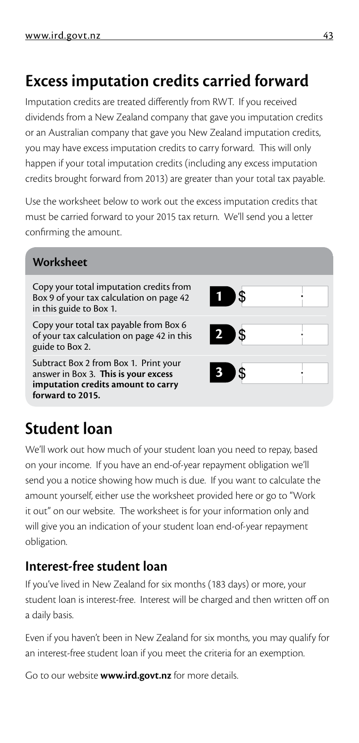## Excess imputation credits carried forward

Imputation credits are treated differently from RWT. If you received dividends from a New Zealand company that gave you imputation credits or an Australian company that gave you New Zealand imputation credits, you may have excess imputation credits to carry forward. This will only happen if your total imputation credits (including any excess imputation credits brought forward from 2013) are greater than your total tax payable.

Use the worksheet below to work out the excess imputation credits that must be carried forward to your 2015 tax return. We'll send you a letter confirming the amount.

### Worksheet

| | | |
|---|---|---|
| Copy your total imputation credits from Box 9 of your tax calculation on page 42 in this guide to Box 1. | **1** | $ . |
| Copy your total tax payable from Box 6 of your tax calculation on page 42 in this guide to Box 2. | **2** | $ . |
| Subtract Box 2 from Box 1. Print your answer in Box 3. **This is your excess imputation credits amount to carry forward to 2015.** | **3** | $ . |

## Student loan

We'll work out how much of your student loan you need to repay, based on your income. If you have an end-of-year repayment obligation we'll send you a notice showing how much is due. If you want to calculate the amount yourself, either use the worksheet provided here or go to "Work it out" on our website. The worksheet is for your information only and will give you an indication of your student loan end-of-year repayment obligation.

### Interest-free student loan

If you've lived in New Zealand for six months (183 days) or more, your student loan is interest-free. Interest will be charged and then written off on a daily basis.

Even if you haven't been in New Zealand for six months, you may qualify for an interest-free student loan if you meet the criteria for an exemption.

Go to our website **www.ird.govt.nz** for more details.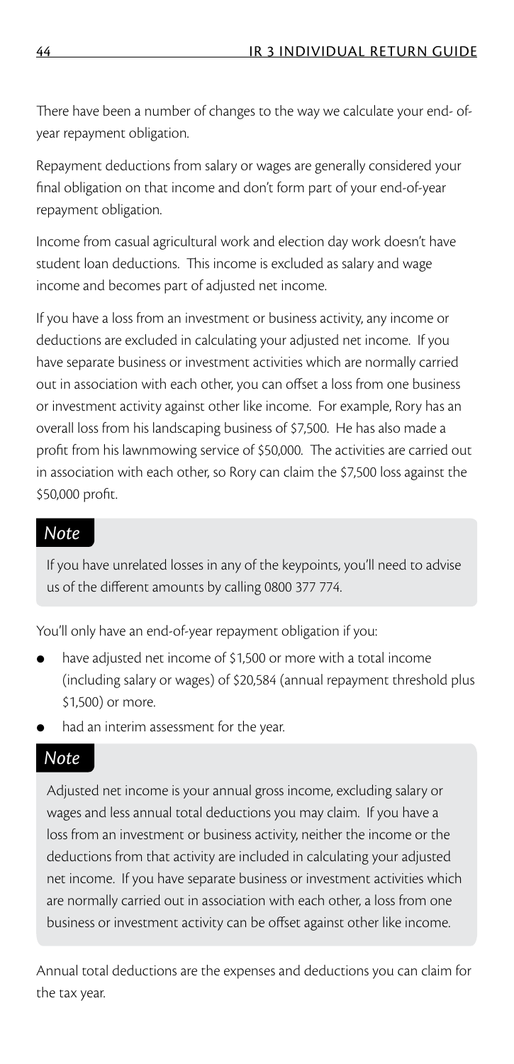There have been a number of changes to the way we calculate your end- of-year repayment obligation.

Repayment deductions from salary or wages are generally considered your final obligation on that income and don't form part of your end-of-year repayment obligation.

Income from casual agricultural work and election day work doesn't have student loan deductions. This income is excluded as salary and wage income and becomes part of adjusted net income.

If you have a loss from an investment or business activity, any income or deductions are excluded in calculating your adjusted net income. If you have separate business or investment activities which are normally carried out in association with each other, you can offset a loss from one business or investment activity against other like income. For example, Rory has an overall loss from his landscaping business of $7,500. He has also made a profit from his lawnmowing service of $50,000. The activities are carried out in association with each other, so Rory can claim the $7,500 loss against the $50,000 profit.

> ***Note***
>
> If you have unrelated losses in any of the keypoints, you'll need to advise us of the different amounts by calling 0800 377 774.

You'll only have an end-of-year repayment obligation if you:

- have adjusted net income of $1,500 or more with a total income (including salary or wages) of $20,584 (annual repayment threshold plus $1,500) or more.
- had an interim assessment for the year.

> ***Note***
>
> Adjusted net income is your annual gross income, excluding salary or wages and less annual total deductions you may claim. If you have a loss from an investment or business activity, neither the income or the deductions from that activity are included in calculating your adjusted net income. If you have separate business or investment activities which are normally carried out in association with each other, a loss from one business or investment activity can be offset against other like income.

Annual total deductions are the expenses and deductions you can claim for the tax year.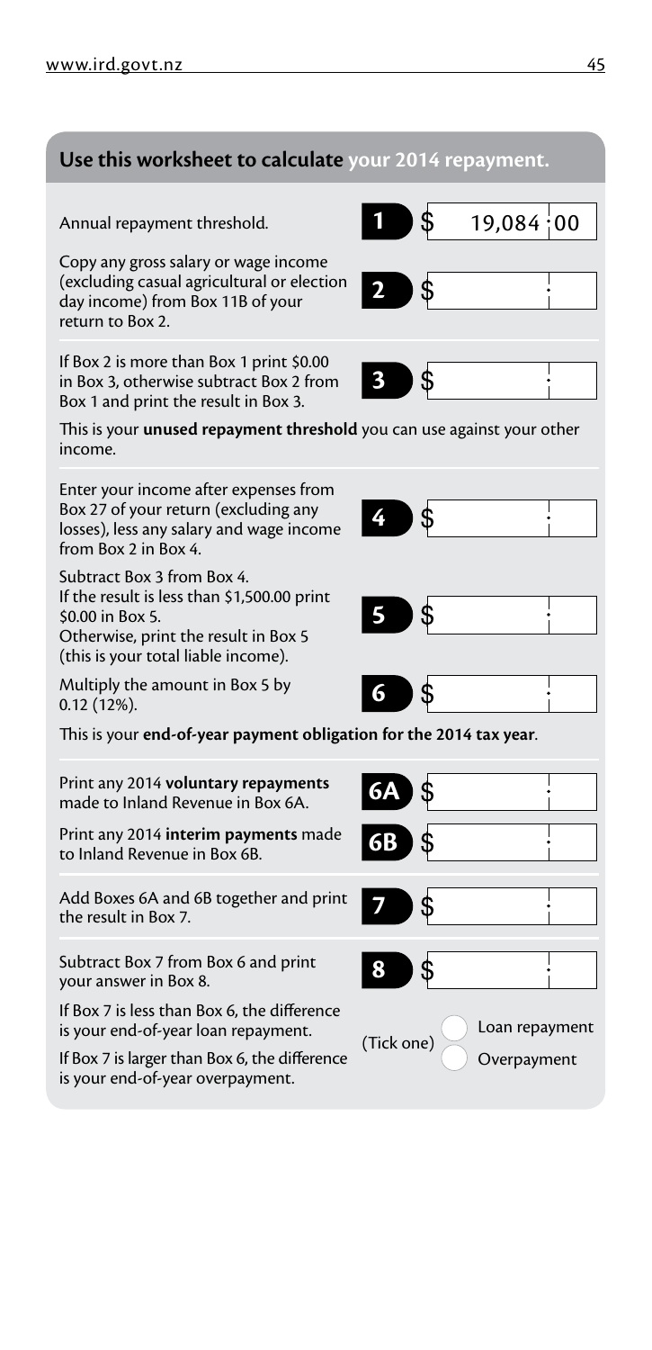## Use this worksheet to calculate your 2014 repayment.

| | | |
|---|---|---|
| Annual repayment threshold. | **1** | $ 19,084.00 |
| Copy any gross salary or wage income (excluding casual agricultural or election day income) from Box 11B of your return to Box 2. | **2** | $ |
| If Box 2 is more than Box 1 print $0.00 in Box 3, otherwise subtract Box 2 from Box 1 and print the result in Box 3. | **3** | $ |

This is your **unused repayment threshold** you can use against your other income.

| | | |
|---|---|---|
| Enter your income after expenses from Box 27 of your return (excluding any losses), less any salary and wage income from Box 2 in Box 4. | **4** | $ |
| Subtract Box 3 from Box 4. If the result is less than $1,500.00 print $0.00 in Box 5. Otherwise, print the result in Box 5 (this is your total liable income). | **5** | $ |
| Multiply the amount in Box 5 by 0.12 (12%). | **6** | $ |

This is your **end-of-year payment obligation for the 2014 tax year**.

| | | |
|---|---|---|
| Print any 2014 **voluntary repayments** made to Inland Revenue in Box 6A. | **6A** | $ |
| Print any 2014 **interim payments** made to Inland Revenue in Box 6B. | **6B** | $ |
| Add Boxes 6A and 6B together and print the result in Box 7. | **7** | $ |
| Subtract Box 7 from Box 6 and print your answer in Box 8. | **8** | $ |

If Box 7 is less than Box 6, the difference is your end-of-year loan repayment.

If Box 7 is larger than Box 6, the difference is your end-of-year overpayment.

(Tick one)
- Loan repayment
- Overpayment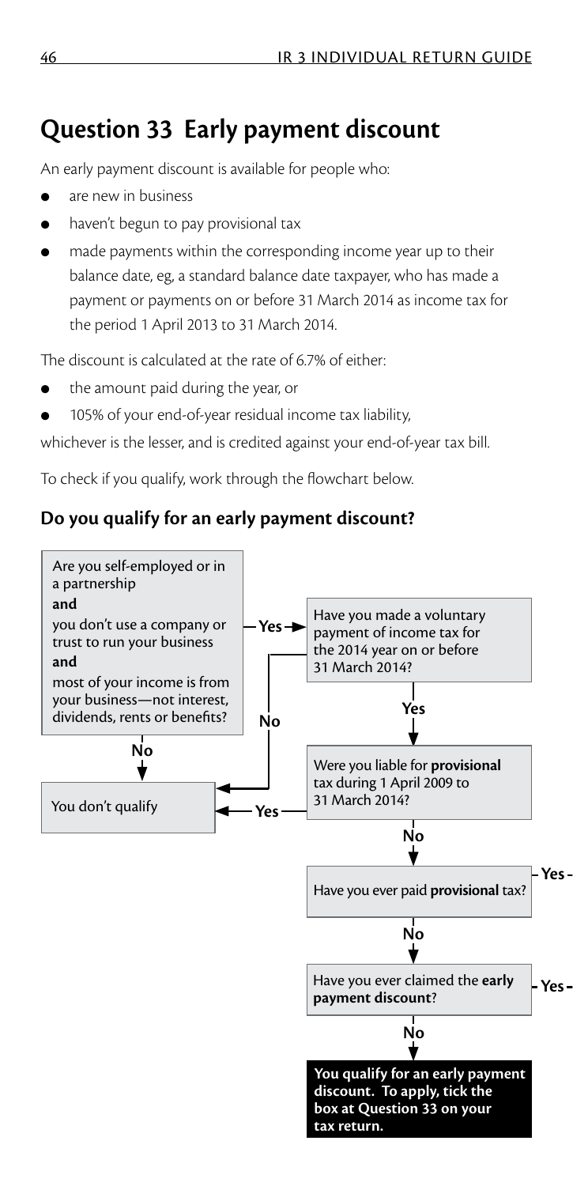# Question 33 Early payment discount

An early payment discount is available for people who:

- are new in business
- haven't begun to pay provisional tax
- made payments within the corresponding income year up to their balance date, eg, a standard balance date taxpayer, who has made a payment or payments on or before 31 March 2014 as income tax for the period 1 April 2013 to 31 March 2014.

The discount is calculated at the rate of 6.7% of either:

- the amount paid during the year, or
- 105% of your end-of-year residual income tax liability,

whichever is the lesser, and is credited against your end-of-year tax bill.

To check if you qualify, work through the flowchart below.

## Do you qualify for an early payment discount?

Are you self-employed or in a partnership **and** you don't use a company or trust to run your business **and** most of your income is from your business—not interest, dividends, rents or benefits?

No

Yes

Have you made a voluntary payment of income tax for the 2014 year on or before 31 March 2014?

No

Yes

Were you liable for **provisional** tax during 1 April 2009 to 31 March 2014?

Yes

No

Have you ever paid **provisional** tax?

Yes

No

Have you ever claimed the **early payment discount**?

Yes

No

You don't qualify

**You qualify for an early payment discount. To apply, tick the box at Question 33 on your tax return.**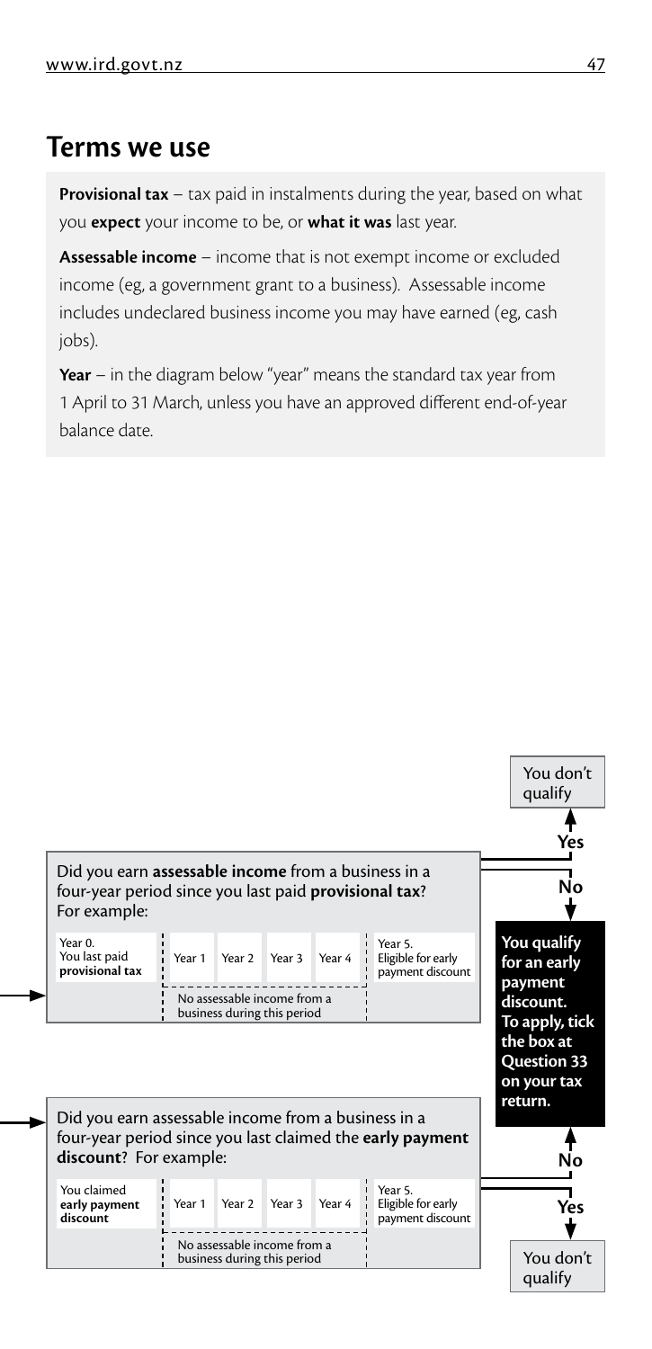## Terms we use

**Provisional tax** – tax paid in instalments during the year, based on what you **expect** your income to be, or **what it was** last year.

**Assessable income** – income that is not exempt income or excluded income (eg, a government grant to a business). Assessable income includes undeclared business income you may have earned (eg, cash jobs).

**Year** – in the diagram below "year" means the standard tax year from 1 April to 31 March, unless you have an approved different end-of-year balance date.

Did you earn **assessable income** from a business in a four-year period since you last paid **provisional tax**? For example:

| Year 0. You last paid **provisional tax** | Year 1 | Year 2 | Year 3 | Year 4 | Year 5. Eligible for early payment discount |
|---|---|---|---|---|---|
| | No assessable income from a business during this period | | | | |

- **Yes** → You don't qualify
- **No** → **You qualify for an early payment discount. To apply, tick the box at Question 33 on your tax return.**

Did you earn assessable income from a business in a four-year period since you last claimed the **early payment discount**? For example:

| You claimed **early payment discount** | Year 1 | Year 2 | Year 3 | Year 4 | Year 5. Eligible for early payment discount |
|---|---|---|---|---|---|
| | No assessable income from a business during this period | | | | |

- **No** → **You qualify for an early payment discount. To apply, tick the box at Question 33 on your tax return.**
- **Yes** → You don't qualify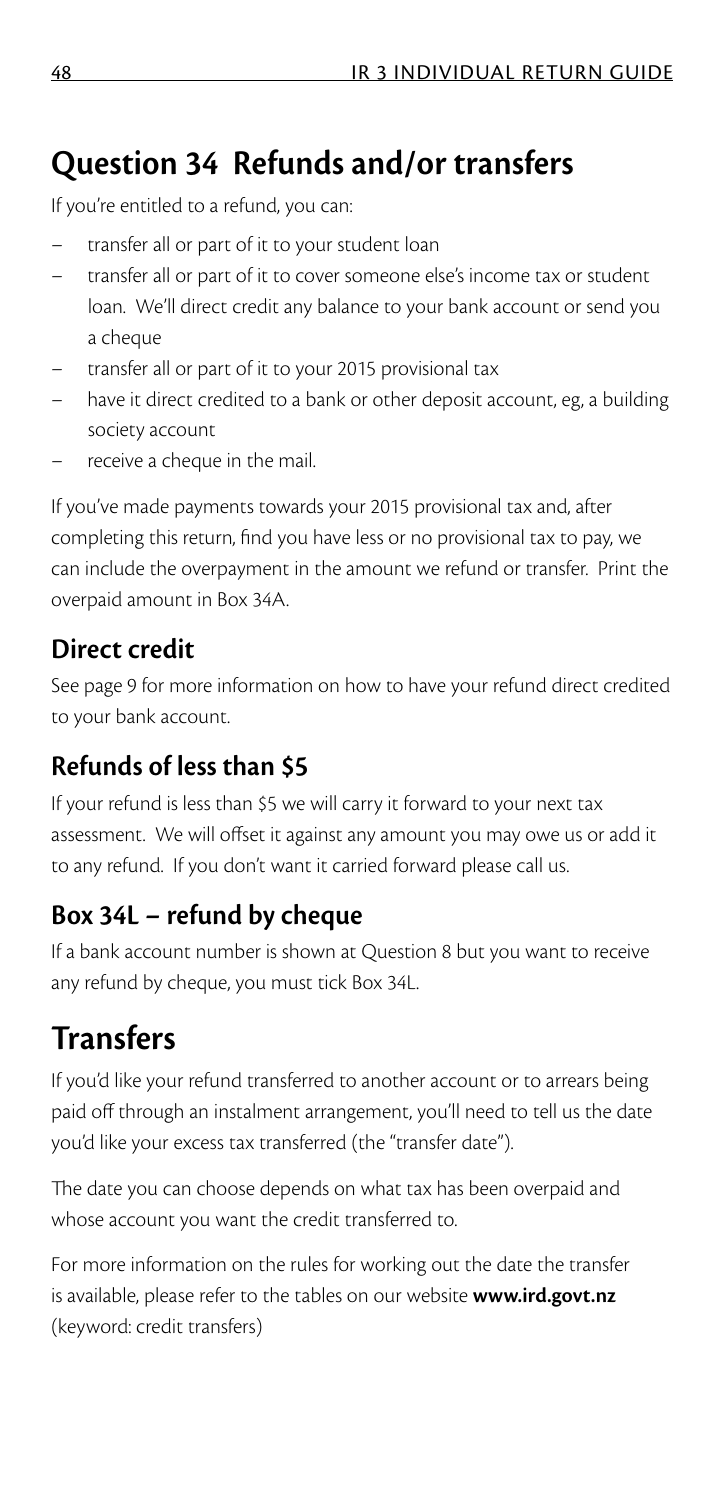## Question 34 Refunds and/or transfers

If you're entitled to a refund, you can:

- transfer all or part of it to your student loan
- transfer all or part of it to cover someone else's income tax or student loan. We'll direct credit any balance to your bank account or send you a cheque
- transfer all or part of it to your 2015 provisional tax
- have it direct credited to a bank or other deposit account, eg, a building society account
- receive a cheque in the mail.

If you've made payments towards your 2015 provisional tax and, after completing this return, find you have less or no provisional tax to pay, we can include the overpayment in the amount we refund or transfer. Print the overpaid amount in Box 34A.

### Direct credit

See page 9 for more information on how to have your refund direct credited to your bank account.

### Refunds of less than $5

If your refund is less than $5 we will carry it forward to your next tax assessment. We will offset it against any amount you may owe us or add it to any refund. If you don't want it carried forward please call us.

### Box 34L – refund by cheque

If a bank account number is shown at Question 8 but you want to receive any refund by cheque, you must tick Box 34L.

## Transfers

If you'd like your refund transferred to another account or to arrears being paid off through an instalment arrangement, you'll need to tell us the date you'd like your excess tax transferred (the "transfer date").

The date you can choose depends on what tax has been overpaid and whose account you want the credit transferred to.

For more information on the rules for working out the date the transfer is available, please refer to the tables on our website **www.ird.govt.nz** (keyword: credit transfers)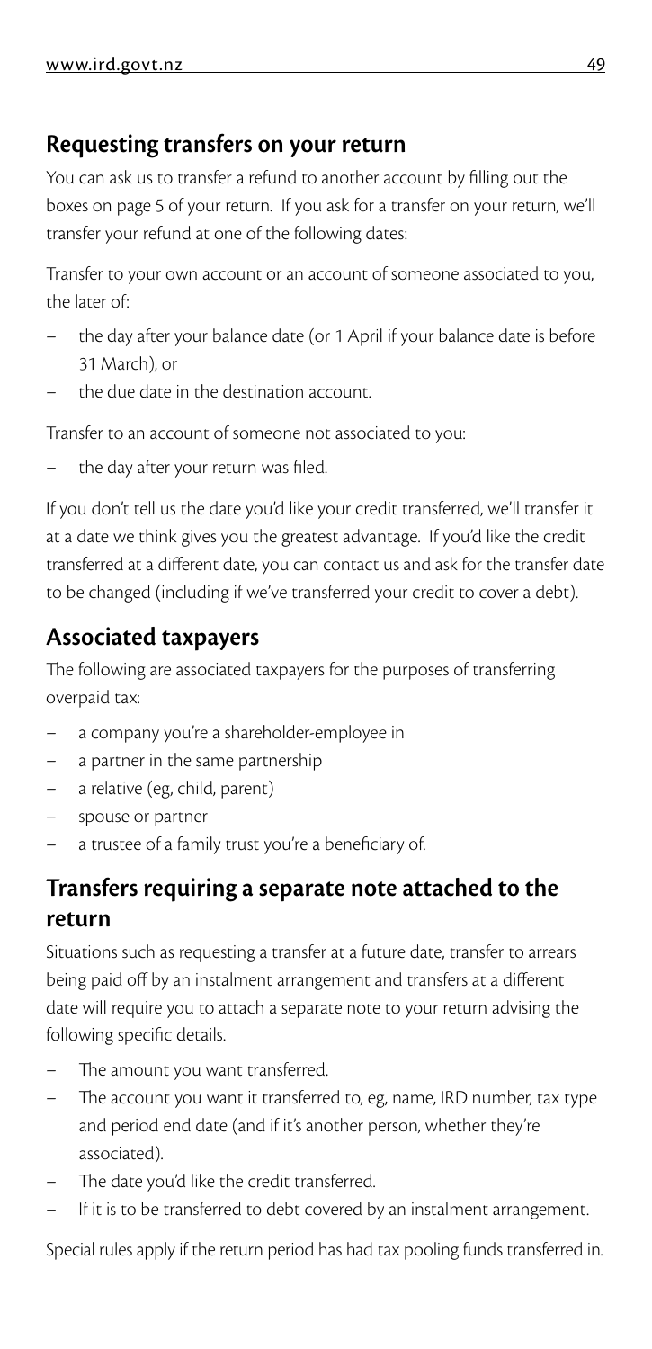## Requesting transfers on your return

You can ask us to transfer a refund to another account by filling out the boxes on page 5 of your return. If you ask for a transfer on your return, we'll transfer your refund at one of the following dates:

Transfer to your own account or an account of someone associated to you, the later of:

- the day after your balance date (or 1 April if your balance date is before 31 March), or
- the due date in the destination account.

Transfer to an account of someone not associated to you:

- the day after your return was filed.

If you don't tell us the date you'd like your credit transferred, we'll transfer it at a date we think gives you the greatest advantage. If you'd like the credit transferred at a different date, you can contact us and ask for the transfer date to be changed (including if we've transferred your credit to cover a debt).

## Associated taxpayers

The following are associated taxpayers for the purposes of transferring overpaid tax:

- a company you're a shareholder-employee in
- a partner in the same partnership
- a relative (eg, child, parent)
- spouse or partner
- a trustee of a family trust you're a beneficiary of.

## Transfers requiring a separate note attached to the return

Situations such as requesting a transfer at a future date, transfer to arrears being paid off by an instalment arrangement and transfers at a different date will require you to attach a separate note to your return advising the following specific details.

- The amount you want transferred.
- The account you want it transferred to, eg, name, IRD number, tax type and period end date (and if it's another person, whether they're associated).
- The date you'd like the credit transferred.
- If it is to be transferred to debt covered by an instalment arrangement.

Special rules apply if the return period has had tax pooling funds transferred in.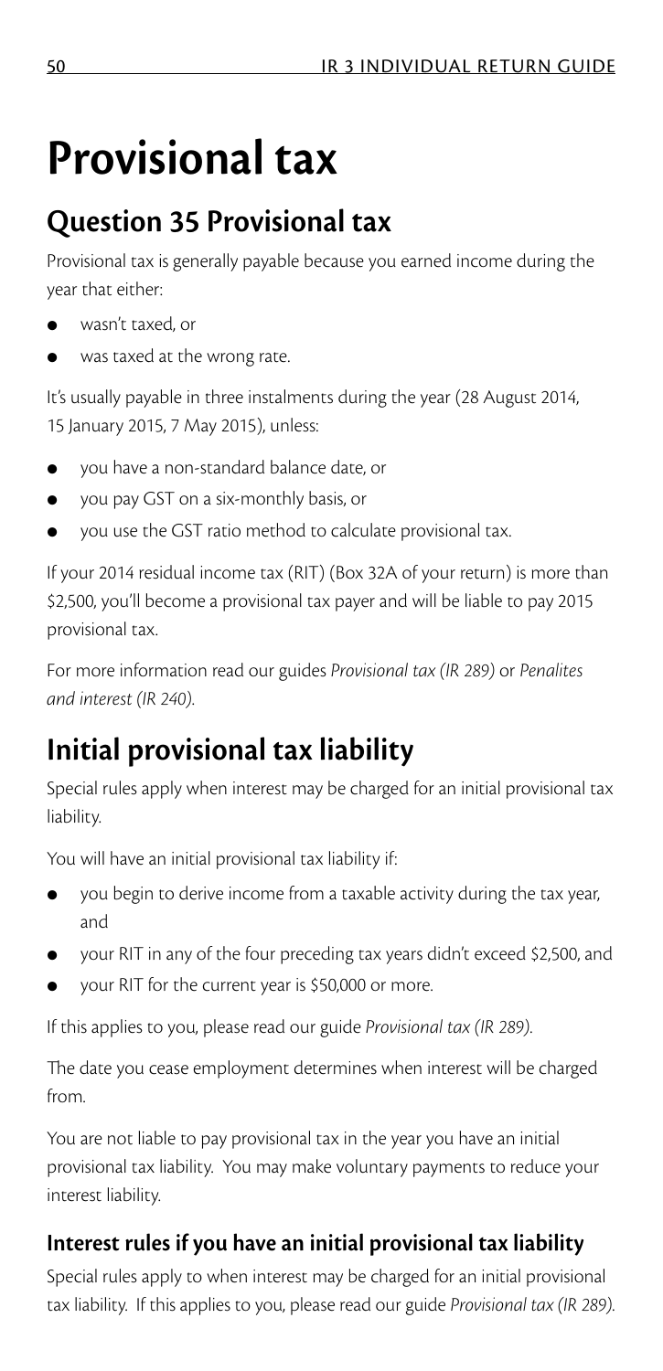# Provisional tax

## Question 35 Provisional tax

Provisional tax is generally payable because you earned income during the year that either:

- wasn't taxed, or
- was taxed at the wrong rate.

It's usually payable in three instalments during the year (28 August 2014, 15 January 2015, 7 May 2015), unless:

- you have a non-standard balance date, or
- you pay GST on a six-monthly basis, or
- you use the GST ratio method to calculate provisional tax.

If your 2014 residual income tax (RIT) (Box 32A of your return) is more than $2,500, you'll become a provisional tax payer and will be liable to pay 2015 provisional tax.

For more information read our guides *Provisional tax (IR 289)* or *Penalites and interest (IR 240)*.

## Initial provisional tax liability

Special rules apply when interest may be charged for an initial provisional tax liability.

You will have an initial provisional tax liability if:

- you begin to derive income from a taxable activity during the tax year, and
- your RIT in any of the four preceding tax years didn't exceed $2,500, and
- your RIT for the current year is $50,000 or more.

If this applies to you, please read our guide *Provisional tax (IR 289)*.

The date you cease employment determines when interest will be charged from.

You are not liable to pay provisional tax in the year you have an initial provisional tax liability. You may make voluntary payments to reduce your interest liability.

### Interest rules if you have an initial provisional tax liability

Special rules apply to when interest may be charged for an initial provisional tax liability. If this applies to you, please read our guide *Provisional tax (IR 289)*.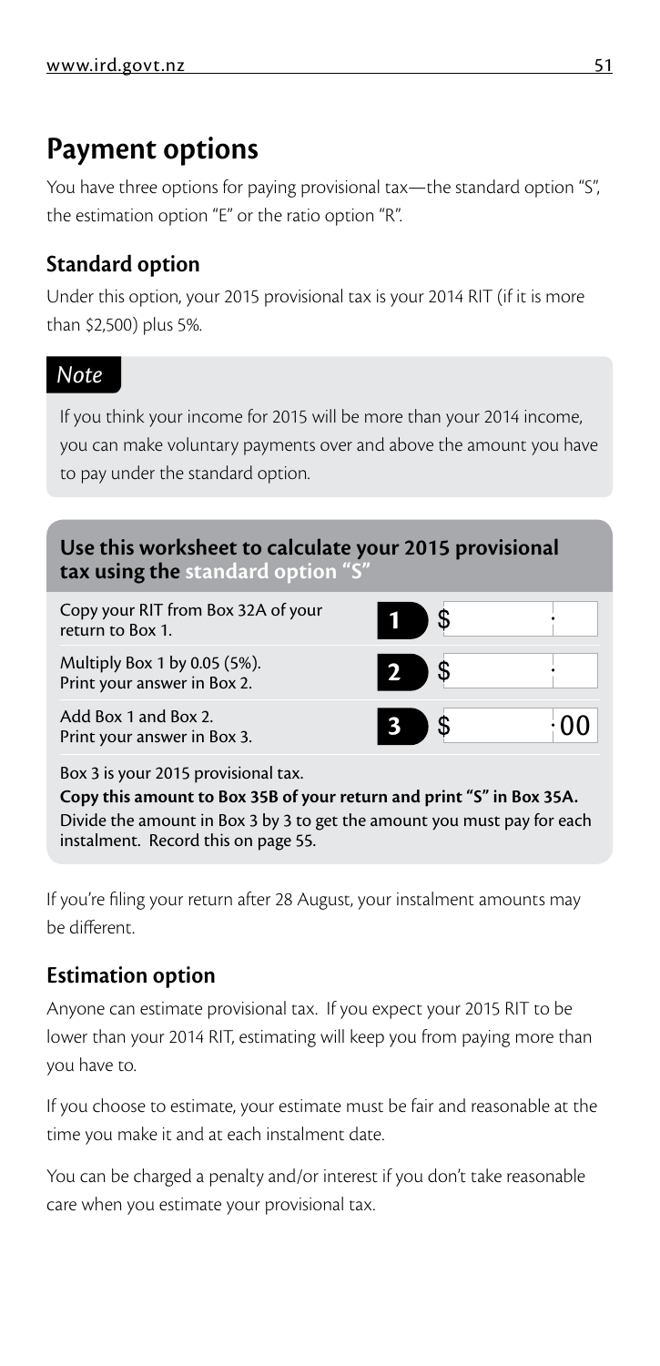## Payment options

You have three options for paying provisional tax—the standard option "S", the estimation option "E" or the ratio option "R".

### Standard option

Under this option, your 2015 provisional tax is your 2014 RIT (if it is more than $2,500) plus 5%.

*Note*

If you think your income for 2015 will be more than your 2014 income, you can make voluntary payments over and above the amount you have to pay under the standard option.

**Use this worksheet to calculate your 2015 provisional tax using the standard option "S"**

| | | |
|---|---|---|
| Copy your RIT from Box 32A of your return to Box 1. | **1** | $ . |
| Multiply Box 1 by 0.05 (5%). Print your answer in Box 2. | **2** | $ . |
| Add Box 1 and Box 2. Print your answer in Box 3. | **3** | $ .00 |

Box 3 is your 2015 provisional tax.

**Copy this amount to Box 35B of your return and print "S" in Box 35A.**

Divide the amount in Box 3 by 3 to get the amount you must pay for each instalment. Record this on page 55.

If you're filing your return after 28 August, your instalment amounts may be different.

### Estimation option

Anyone can estimate provisional tax. If you expect your 2015 RIT to be lower than your 2014 RIT, estimating will keep you from paying more than you have to.

If you choose to estimate, your estimate must be fair and reasonable at the time you make it and at each instalment date.

You can be charged a penalty and/or interest if you don't take reasonable care when you estimate your provisional tax.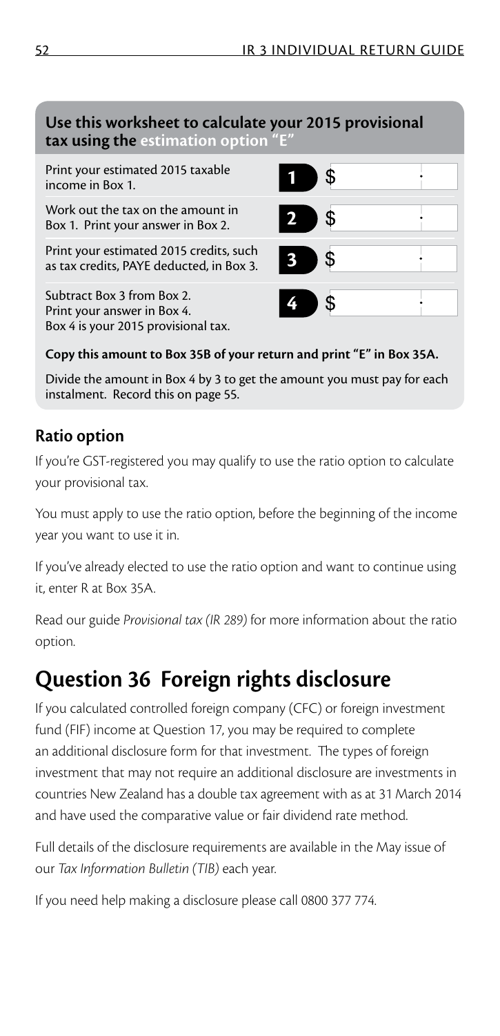## Use this worksheet to calculate your 2015 provisional tax using the estimation option "E"

| | | |
|---|---|---|
| Print your estimated 2015 taxable income in Box 1. | **1** | $ . |
| Work out the tax on the amount in Box 1. Print your answer in Box 2. | **2** | $ . |
| Print your estimated 2015 credits, such as tax credits, PAYE deducted, in Box 3. | **3** | $ . |
| Subtract Box 3 from Box 2. Print your answer in Box 4. Box 4 is your 2015 provisional tax. | **4** | $ . |

**Copy this amount to Box 35B of your return and print "E" in Box 35A.**

Divide the amount in Box 4 by 3 to get the amount you must pay for each instalment. Record this on page 55.

### Ratio option

If you're GST-registered you may qualify to use the ratio option to calculate your provisional tax.

You must apply to use the ratio option, before the beginning of the income year you want to use it in.

If you've already elected to use the ratio option and want to continue using it, enter R at Box 35A.

Read our guide *Provisional tax (IR 289)* for more information about the ratio option.

# Question 36 Foreign rights disclosure

If you calculated controlled foreign company (CFC) or foreign investment fund (FIF) income at Question 17, you may be required to complete an additional disclosure form for that investment. The types of foreign investment that may not require an additional disclosure are investments in countries New Zealand has a double tax agreement with as at 31 March 2014 and have used the comparative value or fair dividend rate method.

Full details of the disclosure requirements are available in the May issue of our *Tax Information Bulletin (TIB)* each year.

If you need help making a disclosure please call 0800 377 774.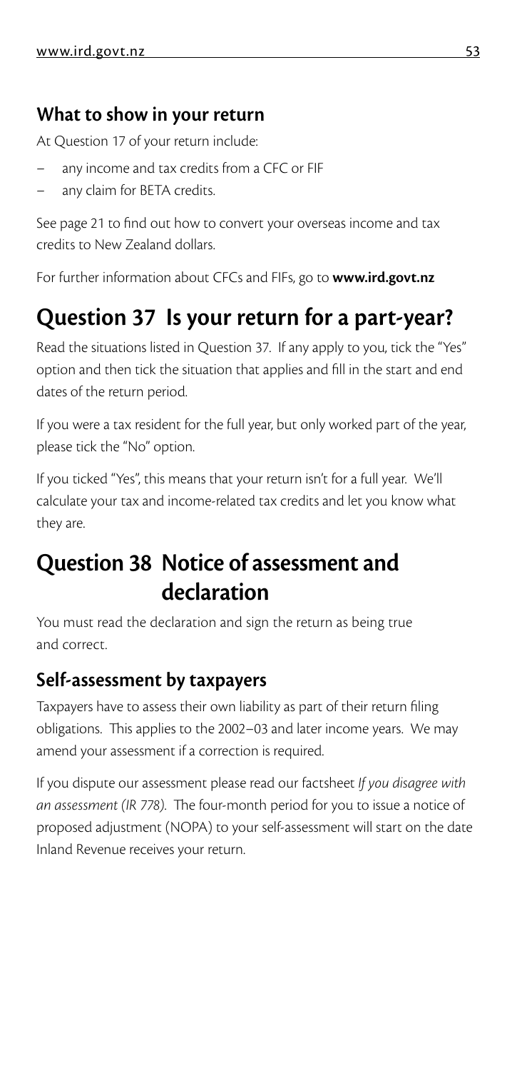### What to show in your return

At Question 17 of your return include:

- any income and tax credits from a CFC or FIF
- any claim for BETA credits.

See page 21 to find out how to convert your overseas income and tax credits to New Zealand dollars.

For further information about CFCs and FIFs, go to **www.ird.govt.nz**

## Question 37 Is your return for a part-year?

Read the situations listed in Question 37. If any apply to you, tick the "Yes" option and then tick the situation that applies and fill in the start and end dates of the return period.

If you were a tax resident for the full year, but only worked part of the year, please tick the "No" option.

If you ticked "Yes", this means that your return isn't for a full year. We'll calculate your tax and income-related tax credits and let you know what they are.

## Question 38 Notice of assessment and declaration

You must read the declaration and sign the return as being true and correct.

### Self-assessment by taxpayers

Taxpayers have to assess their own liability as part of their return filing obligations. This applies to the 2002–03 and later income years. We may amend your assessment if a correction is required.

If you dispute our assessment please read our factsheet *If you disagree with an assessment (IR 778)*. The four-month period for you to issue a notice of proposed adjustment (NOPA) to your self-assessment will start on the date Inland Revenue receives your return.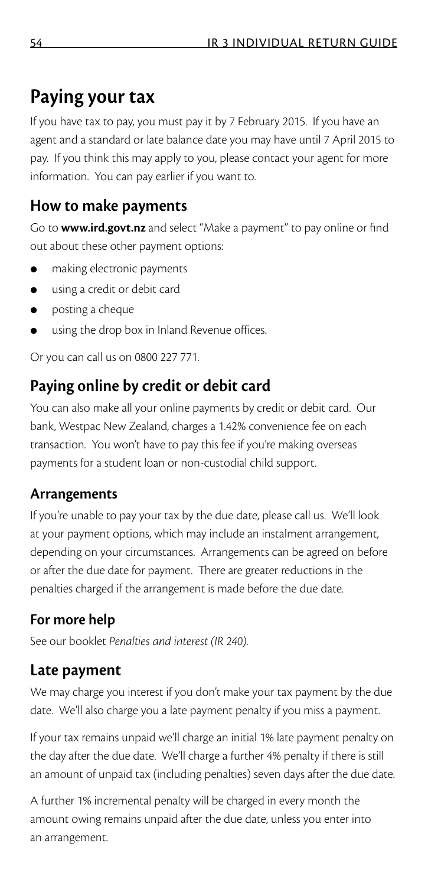# Paying your tax

If you have tax to pay, you must pay it by 7 February 2015. If you have an agent and a standard or late balance date you may have until 7 April 2015 to pay. If you think this may apply to you, please contact your agent for more information. You can pay earlier if you want to.

## How to make payments

Go to **www.ird.govt.nz** and select "Make a payment" to pay online or find out about these other payment options:

- making electronic payments
- using a credit or debit card
- posting a cheque
- using the drop box in Inland Revenue offices.

Or you can call us on 0800 227 771.

## Paying online by credit or debit card

You can also make all your online payments by credit or debit card. Our bank, Westpac New Zealand, charges a 1.42% convenience fee on each transaction. You won't have to pay this fee if you're making overseas payments for a student loan or non-custodial child support.

### Arrangements

If you're unable to pay your tax by the due date, please call us. We'll look at your payment options, which may include an instalment arrangement, depending on your circumstances. Arrangements can be agreed on before or after the due date for payment. There are greater reductions in the penalties charged if the arrangement is made before the due date.

### For more help

See our booklet *Penalties and interest (IR 240)*.

## Late payment

We may charge you interest if you don't make your tax payment by the due date. We'll also charge you a late payment penalty if you miss a payment.

If your tax remains unpaid we'll charge an initial 1% late payment penalty on the day after the due date. We'll charge a further 4% penalty if there is still an amount of unpaid tax (including penalties) seven days after the due date.

A further 1% incremental penalty will be charged in every month the amount owing remains unpaid after the due date, unless you enter into an arrangement.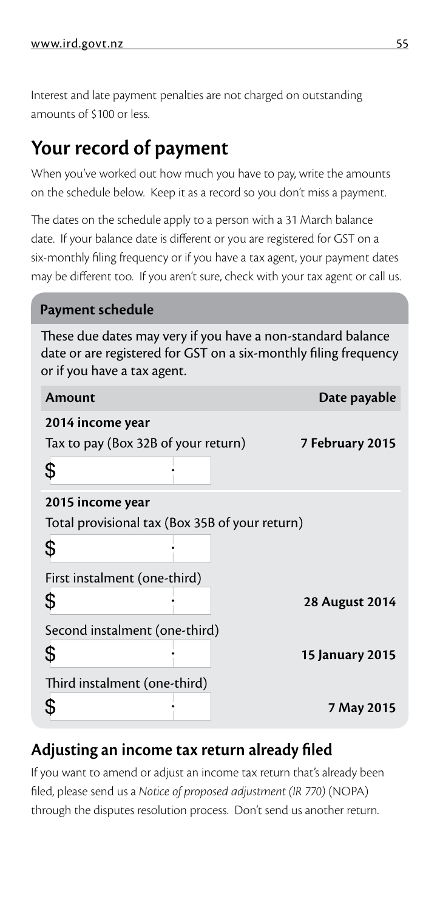Interest and late payment penalties are not charged on outstanding amounts of $100 or less.

# Your record of payment

When you've worked out how much you have to pay, write the amounts on the schedule below. Keep it as a record so you don't miss a payment.

The dates on the schedule apply to a person with a 31 March balance date. If your balance date is different or you are registered for GST on a six-monthly filing frequency or if you have a tax agent, your payment dates may be different too. If you aren't sure, check with your tax agent or call us.

## Payment schedule

These due dates may very if you have a non-standard balance date or are registered for GST on a six-monthly filing frequency or if you have a tax agent.

| Amount | Date payable |
|---|---|
| **2014 income year** | |
| Tax to pay (Box 32B of your return) $ . | **7 February 2015** |
| **2015 income year** | |
| Total provisional tax (Box 35B of your return) $ . | |
| First instalment (one-third) $ . | **28 August 2014** |
| Second instalment (one-third) $ . | **15 January 2015** |
| Third instalment (one-third) $ . | **7 May 2015** |

## Adjusting an income tax return already filed

If you want to amend or adjust an income tax return that's already been filed, please send us a *Notice of proposed adjustment (IR 770)* (NOPA) through the disputes resolution process. Don't send us another return.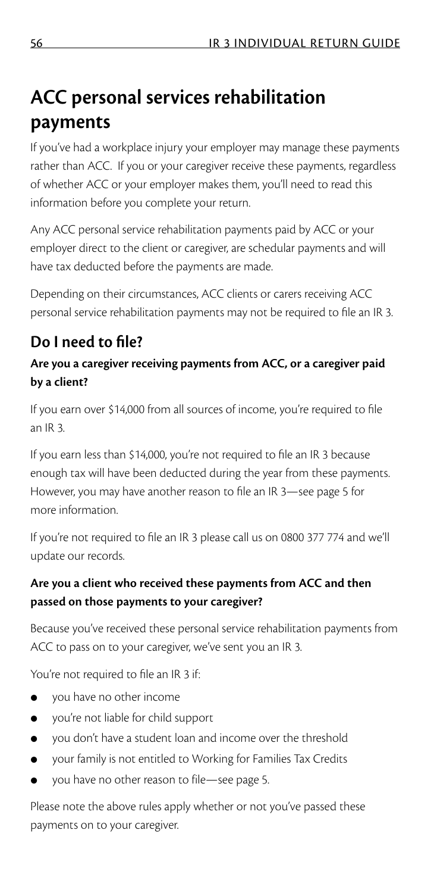# ACC personal services rehabilitation payments

If you've had a workplace injury your employer may manage these payments rather than ACC. If you or your caregiver receive these payments, regardless of whether ACC or your employer makes them, you'll need to read this information before you complete your return.

Any ACC personal service rehabilitation payments paid by ACC or your employer direct to the client or caregiver, are schedular payments and will have tax deducted before the payments are made.

Depending on their circumstances, ACC clients or carers receiving ACC personal service rehabilitation payments may not be required to file an IR 3.

## Do I need to file?

### Are you a caregiver receiving payments from ACC, or a caregiver paid by a client?

If you earn over $14,000 from all sources of income, you're required to file an IR 3.

If you earn less than $14,000, you're not required to file an IR 3 because enough tax will have been deducted during the year from these payments. However, you may have another reason to file an IR 3—see page 5 for more information.

If you're not required to file an IR 3 please call us on 0800 377 774 and we'll update our records.

### Are you a client who received these payments from ACC and then passed on those payments to your caregiver?

Because you've received these personal service rehabilitation payments from ACC to pass on to your caregiver, we've sent you an IR 3.

You're not required to file an IR 3 if:

- you have no other income
- you're not liable for child support
- you don't have a student loan and income over the threshold
- your family is not entitled to Working for Families Tax Credits
- you have no other reason to file—see page 5.

Please note the above rules apply whether or not you've passed these payments on to your caregiver.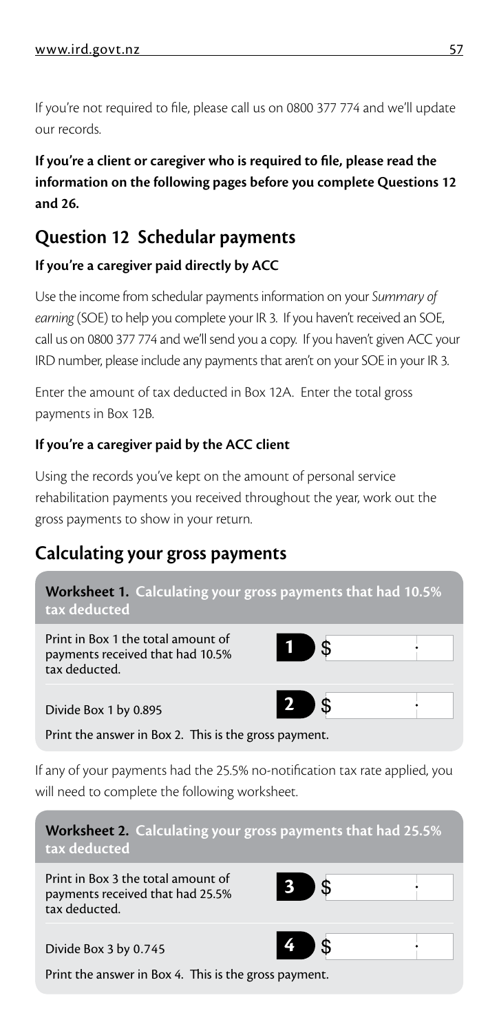If you're not required to file, please call us on 0800 377 774 and we'll update our records.

**If you're a client or caregiver who is required to file, please read the information on the following pages before you complete Questions 12 and 26.**

## Question 12 Schedular payments

### If you're a caregiver paid directly by ACC

Use the income from schedular payments information on your *Summary of earning* (SOE) to help you complete your IR 3. If you haven't received an SOE, call us on 0800 377 774 and we'll send you a copy. If you haven't given ACC your IRD number, please include any payments that aren't on your SOE in your IR 3.

Enter the amount of tax deducted in Box 12A. Enter the total gross payments in Box 12B.

### If you're a caregiver paid by the ACC client

Using the records you've kept on the amount of personal service rehabilitation payments you received throughout the year, work out the gross payments to show in your return.

## Calculating your gross payments

**Worksheet 1. Calculating your gross payments that had 10.5% tax deducted**

| | | |
|---|---|---|
| Print in Box 1 the total amount of payments received that had 10.5% tax deducted. | 1 | $ |
| Divide Box 1 by 0.895 | 2 | $ |

Print the answer in Box 2. This is the gross payment.

If any of your payments had the 25.5% no-notification tax rate applied, you will need to complete the following worksheet.

**Worksheet 2. Calculating your gross payments that had 25.5% tax deducted**

| | | |
|---|---|---|
| Print in Box 3 the total amount of payments received that had 25.5% tax deducted. | 3 | $ |
| Divide Box 3 by 0.745 | 4 | $ |

Print the answer in Box 4. This is the gross payment.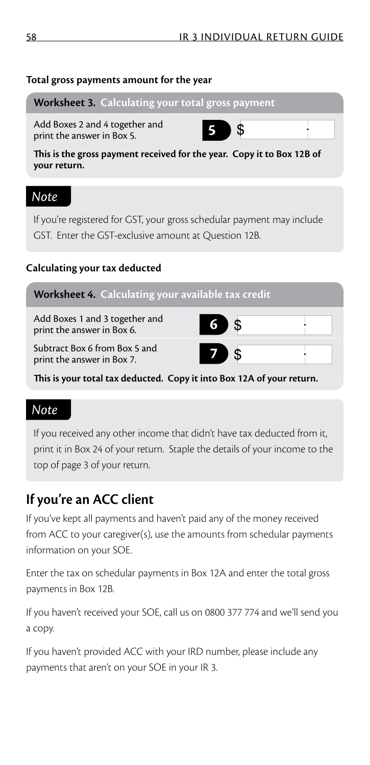**Total gross payments amount for the year**

**Worksheet 3. Calculating your total gross payment**

| | |
|---|---|
| Add Boxes 2 and 4 together and print the answer in Box 5. | **5** $ |

**This is the gross payment received for the year. Copy it to Box 12B of your return.**

*Note*

If you're registered for GST, your gross schedular payment may include GST. Enter the GST-exclusive amount at Question 12B.

**Calculating your tax deducted**

**Worksheet 4. Calculating your available tax credit**

| | |
|---|---|
| Add Boxes 1 and 3 together and print the answer in Box 6. | **6** $ |
| Subtract Box 6 from Box 5 and print the answer in Box 7. | **7** $ |

**This is your total tax deducted. Copy it into Box 12A of your return.**

*Note*

If you received any other income that didn't have tax deducted from it, print it in Box 24 of your return. Staple the details of your income to the top of page 3 of your return.

## If you're an ACC client

If you've kept all payments and haven't paid any of the money received from ACC to your caregiver(s), use the amounts from schedular payments information on your SOE.

Enter the tax on schedular payments in Box 12A and enter the total gross payments in Box 12B.

If you haven't received your SOE, call us on 0800 377 774 and we'll send you a copy.

If you haven't provided ACC with your IRD number, please include any payments that aren't on your SOE in your IR 3.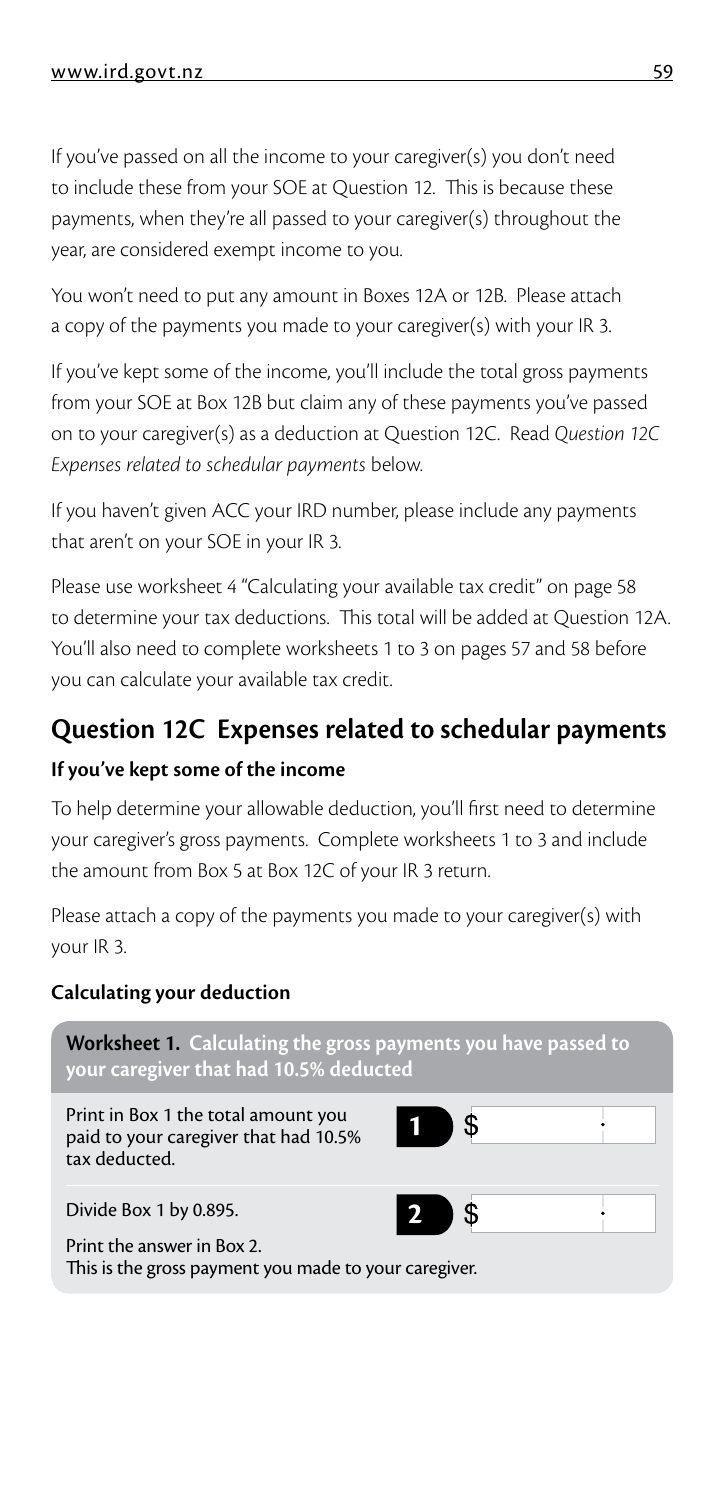If you've passed on all the income to your caregiver(s) you don't need to include these from your SOE at Question 12. This is because these payments, when they're all passed to your caregiver(s) throughout the year, are considered exempt income to you.

You won't need to put any amount in Boxes 12A or 12B. Please attach a copy of the payments you made to your caregiver(s) with your IR 3.

If you've kept some of the income, you'll include the total gross payments from your SOE at Box 12B but claim any of these payments you've passed on to your caregiver(s) as a deduction at Question 12C. Read *Question 12C Expenses related to schedular payments* below.

If you haven't given ACC your IRD number, please include any payments that aren't on your SOE in your IR 3.

Please use worksheet 4 "Calculating your available tax credit" on page 58 to determine your tax deductions. This total will be added at Question 12A. You'll also need to complete worksheets 1 to 3 on pages 57 and 58 before you can calculate your available tax credit.

## Question 12C Expenses related to schedular payments

### If you've kept some of the income

To help determine your allowable deduction, you'll first need to determine your caregiver's gross payments. Complete worksheets 1 to 3 and include the amount from Box 5 at Box 12C of your IR 3 return.

Please attach a copy of the payments you made to your caregiver(s) with your IR 3.

### Calculating your deduction

**Worksheet 1. Calculating the gross payments you have passed to your caregiver that had 10.5% deducted**

| | | |
|---|---|---|
| Print in Box 1 the total amount you paid to your caregiver that had 10.5% tax deducted. | **1** | $ . |
| Divide Box 1 by 0.895. Print the answer in Box 2. This is the gross payment you made to your caregiver. | **2** | $ . |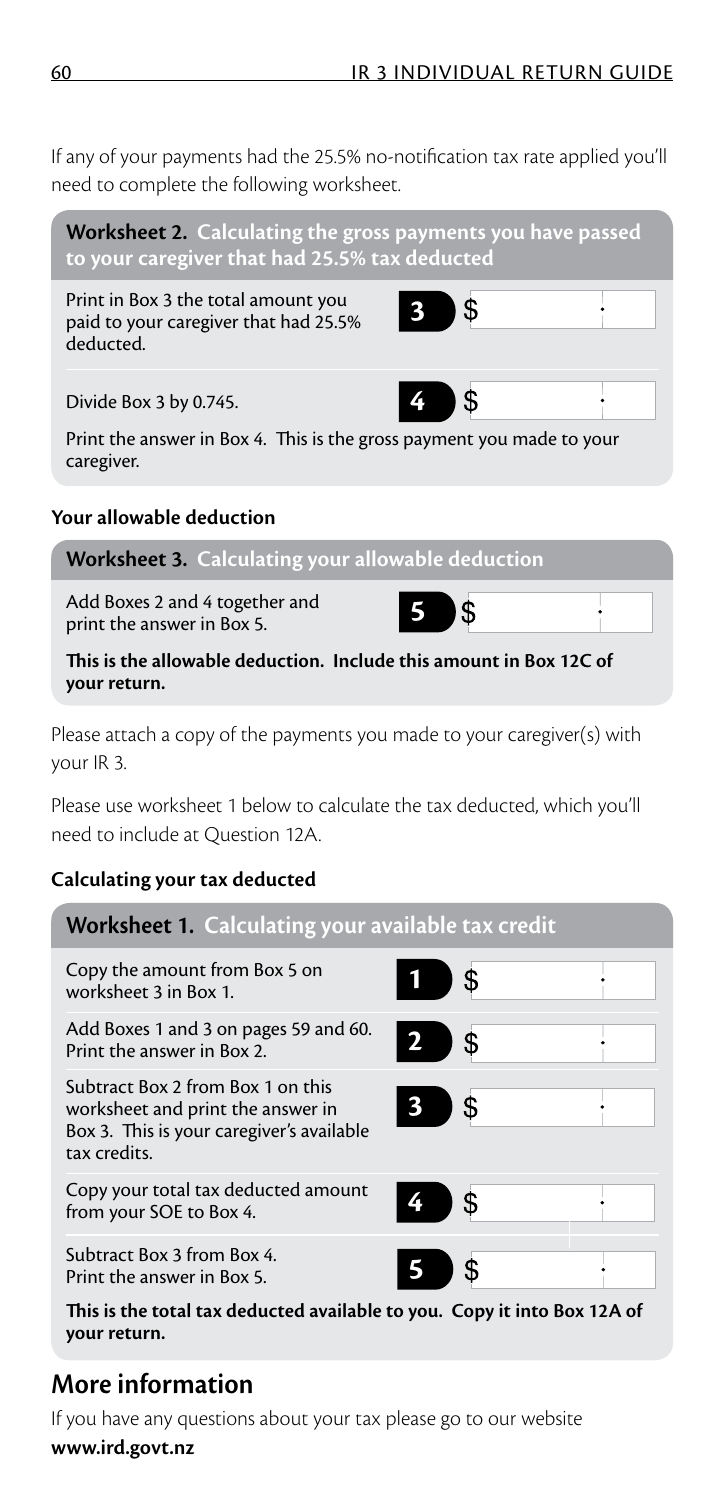If any of your payments had the 25.5% no-notification tax rate applied you'll need to complete the following worksheet.

**Worksheet 2. Calculating the gross payments you have passed to your caregiver that had 25.5% tax deducted**

| | | |
|---|---|---|
| Print in Box 3 the total amount you paid to your caregiver that had 25.5% deducted. | **3** | $ |
| Divide Box 3 by 0.745. | **4** | $ |

Print the answer in Box 4. This is the gross payment you made to your caregiver.

### Your allowable deduction

**Worksheet 3. Calculating your allowable deduction**

| | | |
|---|---|---|
| Add Boxes 2 and 4 together and print the answer in Box 5. | **5** | $ |

**This is the allowable deduction. Include this amount in Box 12C of your return.**

Please attach a copy of the payments you made to your caregiver(s) with your IR 3.

Please use worksheet 1 below to calculate the tax deducted, which you'll need to include at Question 12A.

### Calculating your tax deducted

**Worksheet 1. Calculating your available tax credit**

| | | |
|---|---|---|
| Copy the amount from Box 5 on worksheet 3 in Box 1. | **1** | $ |
| Add Boxes 1 and 3 on pages 59 and 60. Print the answer in Box 2. | **2** | $ |
| Subtract Box 2 from Box 1 on this worksheet and print the answer in Box 3. This is your caregiver's available tax credits. | **3** | $ |
| Copy your total tax deducted amount from your SOE to Box 4. | **4** | $ |
| Subtract Box 3 from Box 4. Print the answer in Box 5. | **5** | $ |

**This is the total tax deducted available to you. Copy it into Box 12A of your return.**

## More information

If you have any questions about your tax please go to our website **www.ird.govt.nz**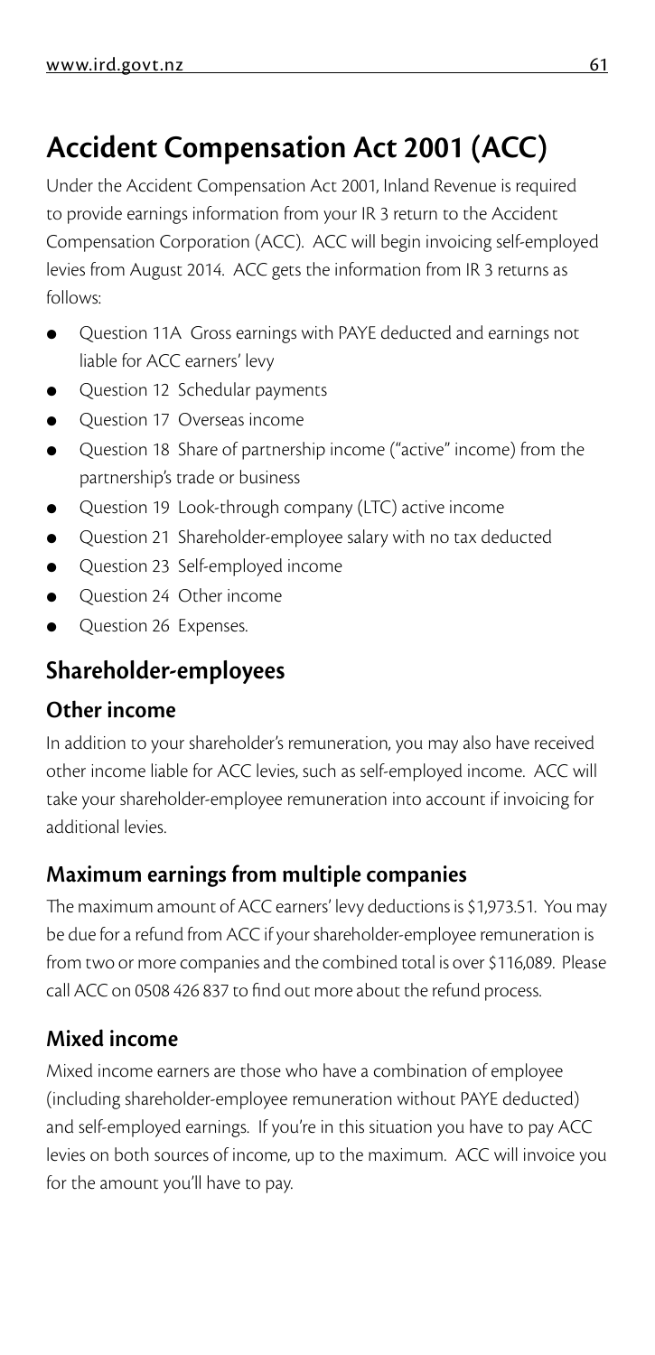# Accident Compensation Act 2001 (ACC)

Under the Accident Compensation Act 2001, Inland Revenue is required to provide earnings information from your IR 3 return to the Accident Compensation Corporation (ACC). ACC will begin invoicing self-employed levies from August 2014. ACC gets the information from IR 3 returns as follows:

- Question 11A Gross earnings with PAYE deducted and earnings not liable for ACC earners' levy
- Question 12 Schedular payments
- Question 17 Overseas income
- Question 18 Share of partnership income ("active" income) from the partnership's trade or business
- Question 19 Look-through company (LTC) active income
- Question 21 Shareholder-employee salary with no tax deducted
- Question 23 Self-employed income
- Question 24 Other income
- Question 26 Expenses.

## Shareholder-employees

### Other income

In addition to your shareholder's remuneration, you may also have received other income liable for ACC levies, such as self-employed income. ACC will take your shareholder-employee remuneration into account if invoicing for additional levies.

### Maximum earnings from multiple companies

The maximum amount of ACC earners' levy deductions is $1,973.51. You may be due for a refund from ACC if your shareholder-employee remuneration is from two or more companies and the combined total is over $116,089. Please call ACC on 0508 426 837 to find out more about the refund process.

### Mixed income

Mixed income earners are those who have a combination of employee (including shareholder-employee remuneration without PAYE deducted) and self-employed earnings. If you're in this situation you have to pay ACC levies on both sources of income, up to the maximum. ACC will invoice you for the amount you'll have to pay.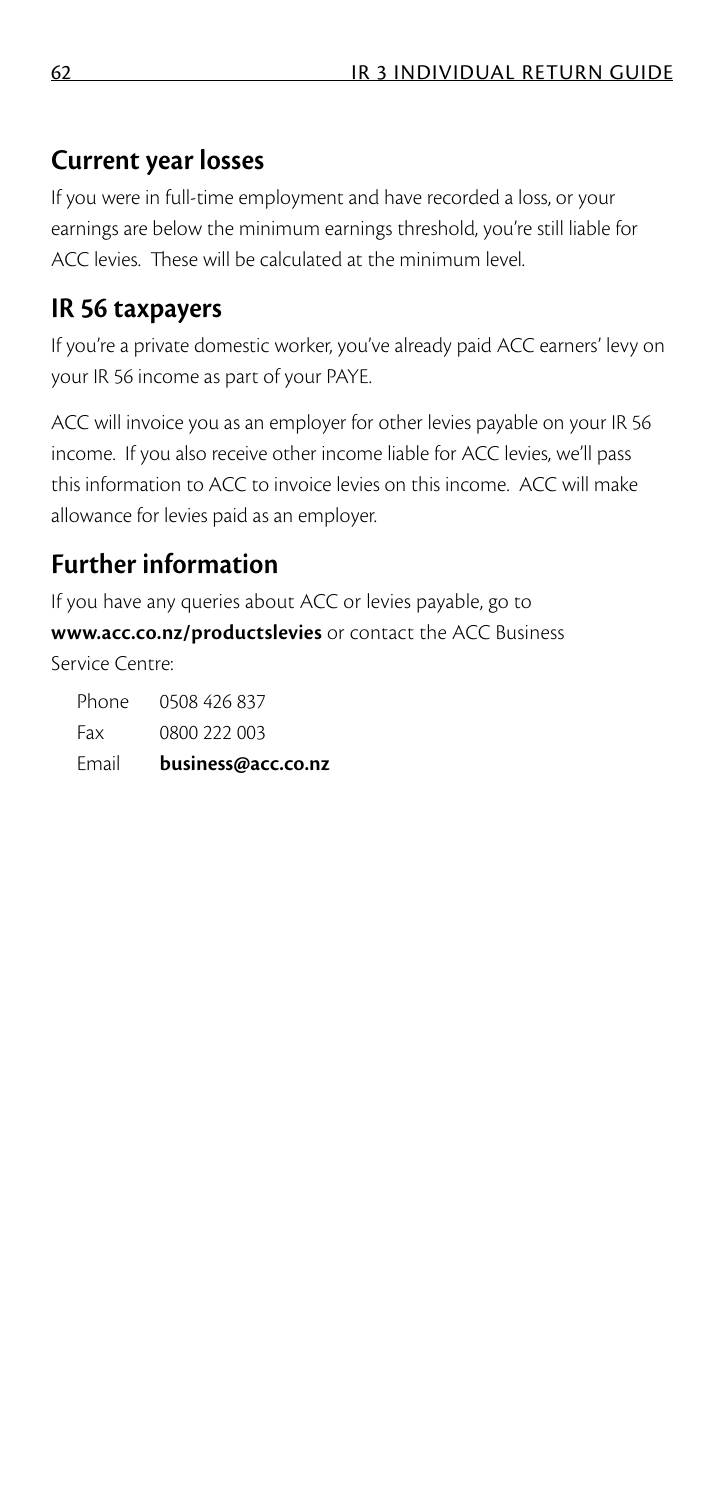## Current year losses

If you were in full-time employment and have recorded a loss, or your earnings are below the minimum earnings threshold, you're still liable for ACC levies. These will be calculated at the minimum level.

## IR 56 taxpayers

If you're a private domestic worker, you've already paid ACC earners' levy on your IR 56 income as part of your PAYE.

ACC will invoice you as an employer for other levies payable on your IR 56 income. If you also receive other income liable for ACC levies, we'll pass this information to ACC to invoice levies on this income. ACC will make allowance for levies paid as an employer.

## Further information

If you have any queries about ACC or levies payable, go to **www.acc.co.nz/productslevies** or contact the ACC Business Service Centre:

| | |
|---|---|
| Phone | 0508 426 837 |
| Fax | 0800 222 003 |
| Email | **business@acc.co.nz** |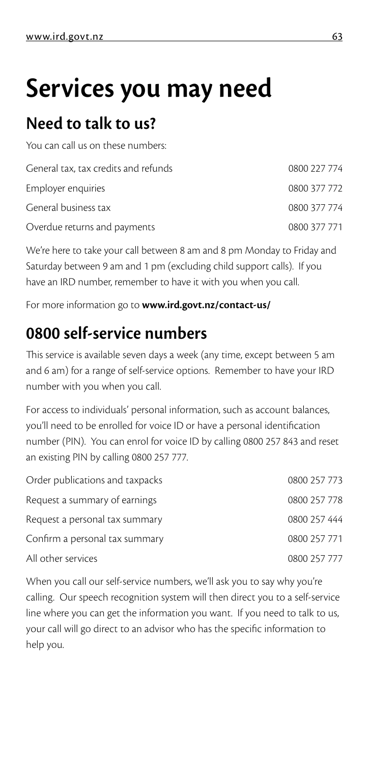# Services you may need

## Need to talk to us?

You can call us on these numbers:

| | |
|---|---|
| General tax, tax credits and refunds | 0800 227 774 |
| Employer enquiries | 0800 377 772 |
| General business tax | 0800 377 774 |
| Overdue returns and payments | 0800 377 771 |

We're here to take your call between 8 am and 8 pm Monday to Friday and Saturday between 9 am and 1 pm (excluding child support calls). If you have an IRD number, remember to have it with you when you call.

For more information go to **www.ird.govt.nz/contact-us/**

## 0800 self-service numbers

This service is available seven days a week (any time, except between 5 am and 6 am) for a range of self-service options. Remember to have your IRD number with you when you call.

For access to individuals' personal information, such as account balances, you'll need to be enrolled for voice ID or have a personal identification number (PIN). You can enrol for voice ID by calling 0800 257 843 and reset an existing PIN by calling 0800 257 777.

| | |
|---|---|
| Order publications and taxpacks | 0800 257 773 |
| Request a summary of earnings | 0800 257 778 |
| Request a personal tax summary | 0800 257 444 |
| Confirm a personal tax summary | 0800 257 771 |
| All other services | 0800 257 777 |

When you call our self-service numbers, we'll ask you to say why you're calling. Our speech recognition system will then direct you to a self-service line where you can get the information you want. If you need to talk to us, your call will go direct to an advisor who has the specific information to help you.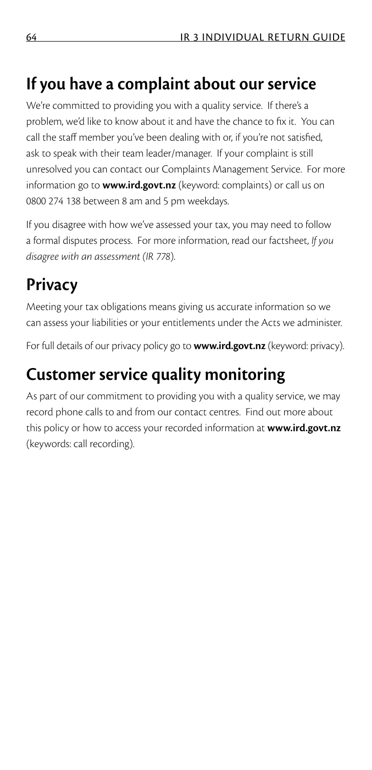## If you have a complaint about our service

We're committed to providing you with a quality service. If there's a problem, we'd like to know about it and have the chance to fix it. You can call the staff member you've been dealing with or, if you're not satisfied, ask to speak with their team leader/manager. If your complaint is still unresolved you can contact our Complaints Management Service. For more information go to **www.ird.govt.nz** (keyword: complaints) or call us on 0800 274 138 between 8 am and 5 pm weekdays.

If you disagree with how we've assessed your tax, you may need to follow a formal disputes process. For more information, read our factsheet, *If you disagree with an assessment (IR 778)*.

## Privacy

Meeting your tax obligations means giving us accurate information so we can assess your liabilities or your entitlements under the Acts we administer.

For full details of our privacy policy go to **www.ird.govt.nz** (keyword: privacy).

## Customer service quality monitoring

As part of our commitment to providing you with a quality service, we may record phone calls to and from our contact centres. Find out more about this policy or how to access your recorded information at **www.ird.govt.nz** (keywords: call recording).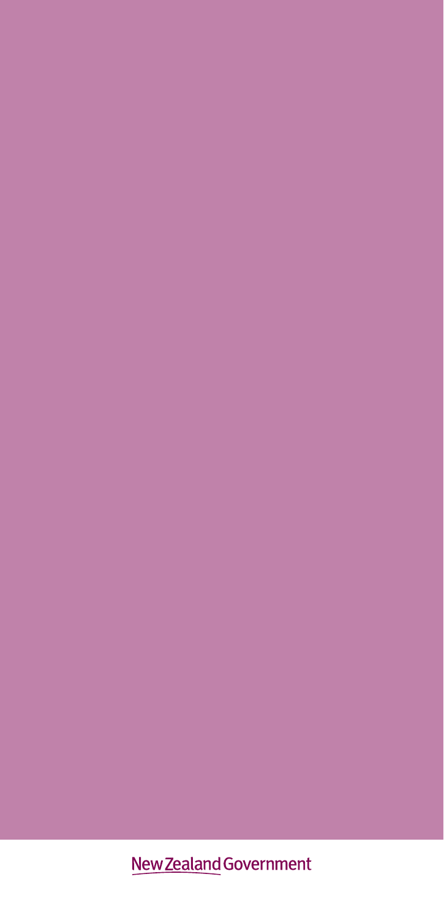New Zealand Government